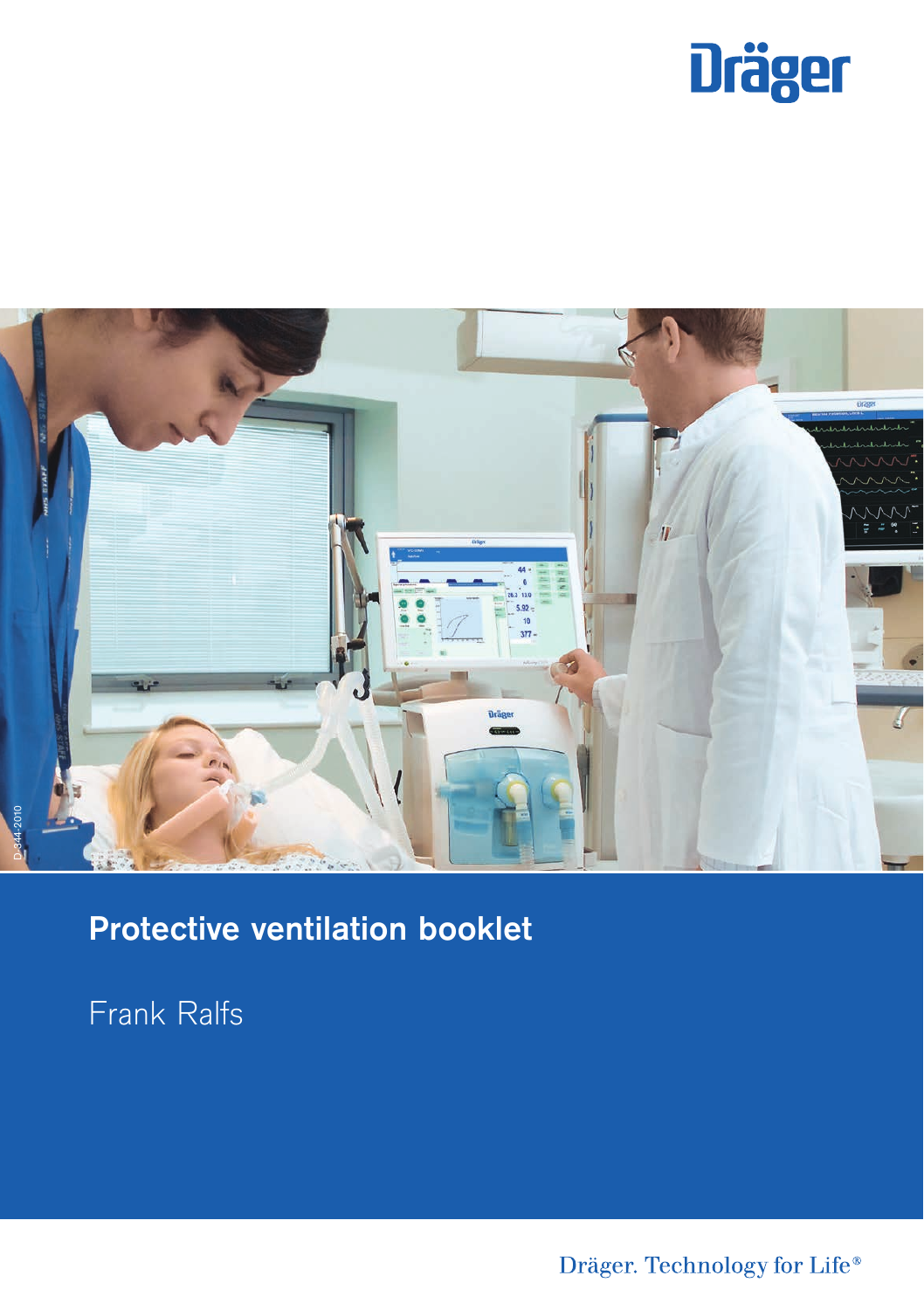Dräger

D-344-2010

# Protective ventilation booklet

Frank Ralfs

Dräger. Technology for Life®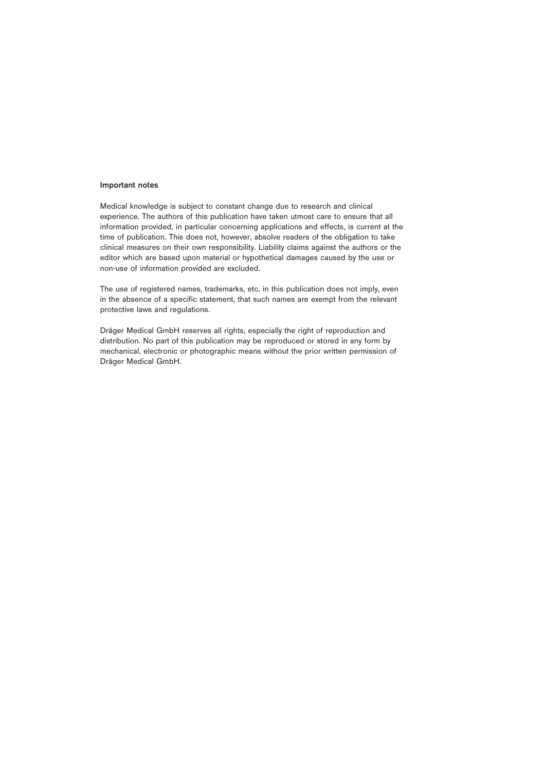**Important notes**

Medical knowledge is subject to constant change due to research and clinical experience. The authors of this publication have taken utmost care to ensure that all information provided, in particular concerning applications and effects, is current at the time of publication. This does not, however, absolve readers of the obligation to take clinical measures on their own responsibility. Liability claims against the authors or the editor which are based upon material or hypothetical damages caused by the use or non-use of information provided are excluded.

The use of registered names, trademarks, etc. in this publication does not imply, even in the absence of a specific statement, that such names are exempt from the relevant protective laws and regulations.

Dräger Medical GmbH reserves all rights, especially the right of reproduction and distribution. No part of this publication may be reproduced or stored in any form by mechanical, electronic or photographic means without the prior written permission of Dräger Medical GmbH.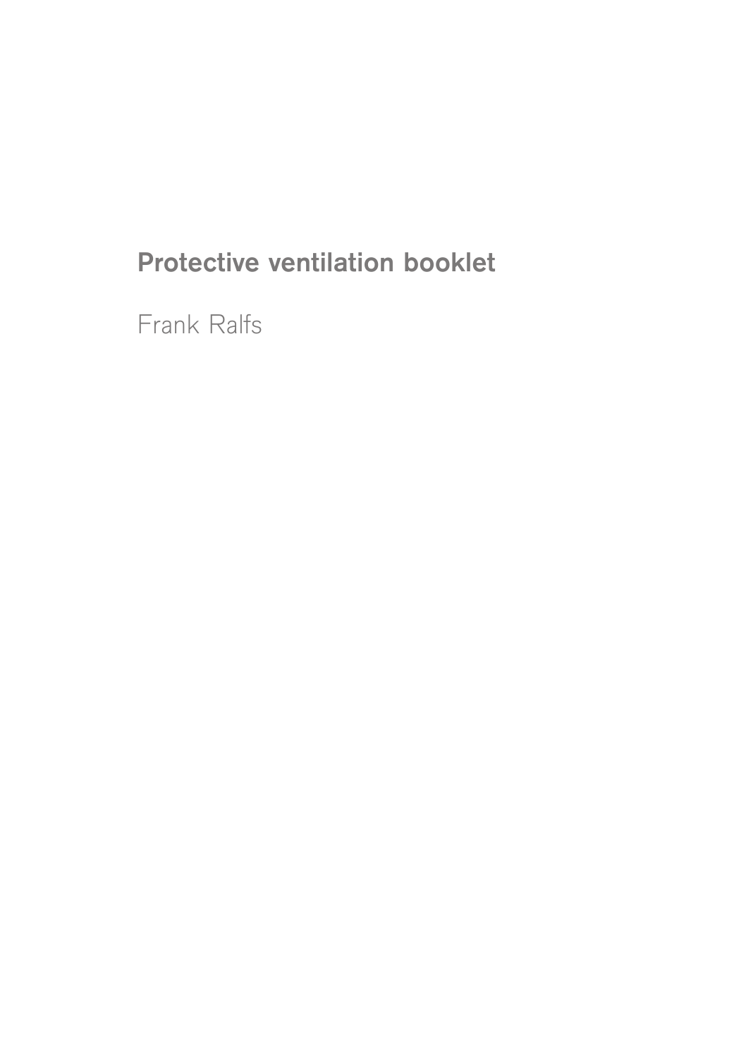# Protective ventilation booklet

Frank Ralfs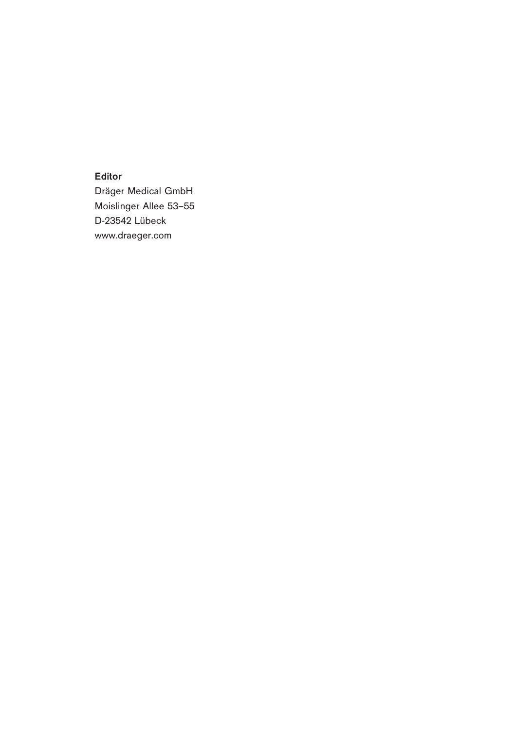**Editor**

Dräger Medical GmbH
Moislinger Allee 53–55
D-23542 Lübeck
www.draeger.com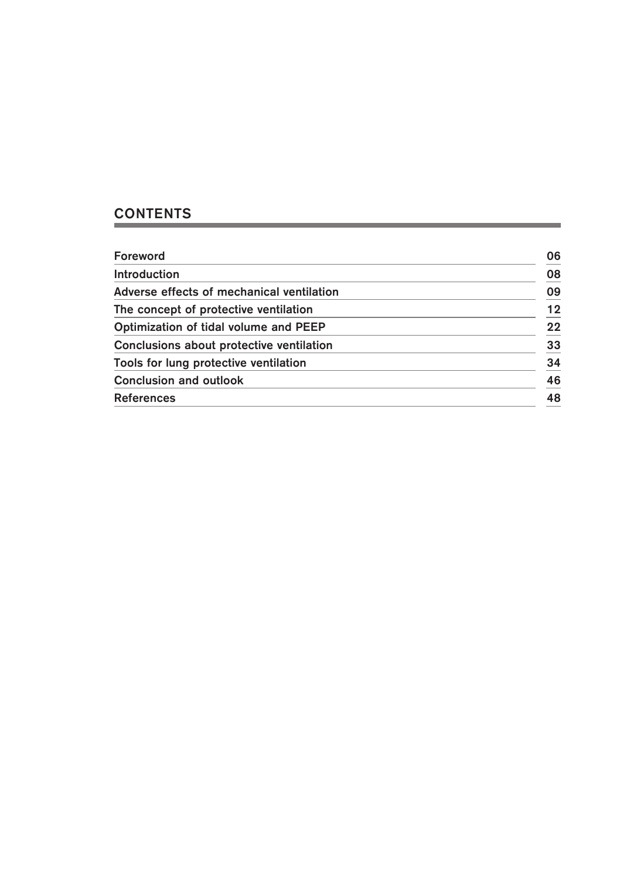## CONTENTS

| | |
|---|---|
| Foreword | 06 |
| Introduction | 08 |
| Adverse effects of mechanical ventilation | 09 |
| The concept of protective ventilation | 12 |
| Optimization of tidal volume and PEEP | 22 |
| Conclusions about protective ventilation | 33 |
| Tools for lung protective ventilation | 34 |
| Conclusion and outlook | 46 |
| References | 48 |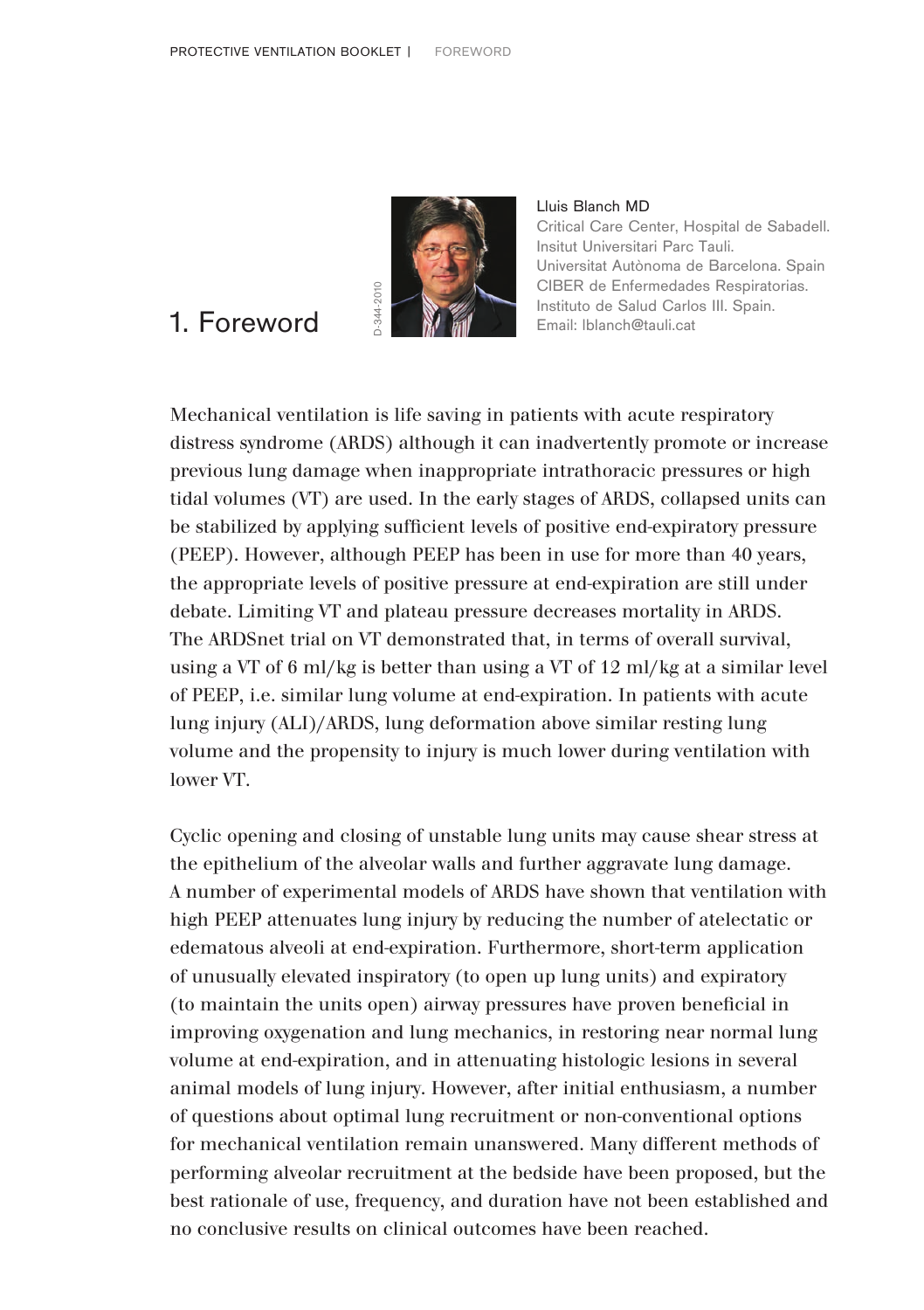# 1. Foreword

Lluis Blanch MD
Critical Care Center, Hospital de Sabadell.
Insitut Universitari Parc Tauli.
Universitat Autònoma de Barcelona. Spain
CIBER de Enfermedades Respiratorias.
Instituto de Salud Carlos III. Spain.
Email: lblanch@tauli.cat

Mechanical ventilation is life saving in patients with acute respiratory distress syndrome (ARDS) although it can inadvertently promote or increase previous lung damage when inappropriate intrathoracic pressures or high tidal volumes (VT) are used. In the early stages of ARDS, collapsed units can be stabilized by applying sufficient levels of positive end-expiratory pressure (PEEP). However, although PEEP has been in use for more than 40 years, the appropriate levels of positive pressure at end-expiration are still under debate. Limiting VT and plateau pressure decreases mortality in ARDS. The ARDSnet trial on VT demonstrated that, in terms of overall survival, using a VT of 6 ml/kg is better than using a VT of 12 ml/kg at a similar level of PEEP, i.e. similar lung volume at end-expiration. In patients with acute lung injury (ALI)/ARDS, lung deformation above similar resting lung volume and the propensity to injury is much lower during ventilation with lower VT.

Cyclic opening and closing of unstable lung units may cause shear stress at the epithelium of the alveolar walls and further aggravate lung damage. A number of experimental models of ARDS have shown that ventilation with high PEEP attenuates lung injury by reducing the number of atelectatic or edematous alveoli at end-expiration. Furthermore, short-term application of unusually elevated inspiratory (to open up lung units) and expiratory (to maintain the units open) airway pressures have proven beneficial in improving oxygenation and lung mechanics, in restoring near normal lung volume at end-expiration, and in attenuating histologic lesions in several animal models of lung injury. However, after initial enthusiasm, a number of questions about optimal lung recruitment or non-conventional options for mechanical ventilation remain unanswered. Many different methods of performing alveolar recruitment at the bedside have been proposed, but the best rationale of use, frequency, and duration have not been established and no conclusive results on clinical outcomes have been reached.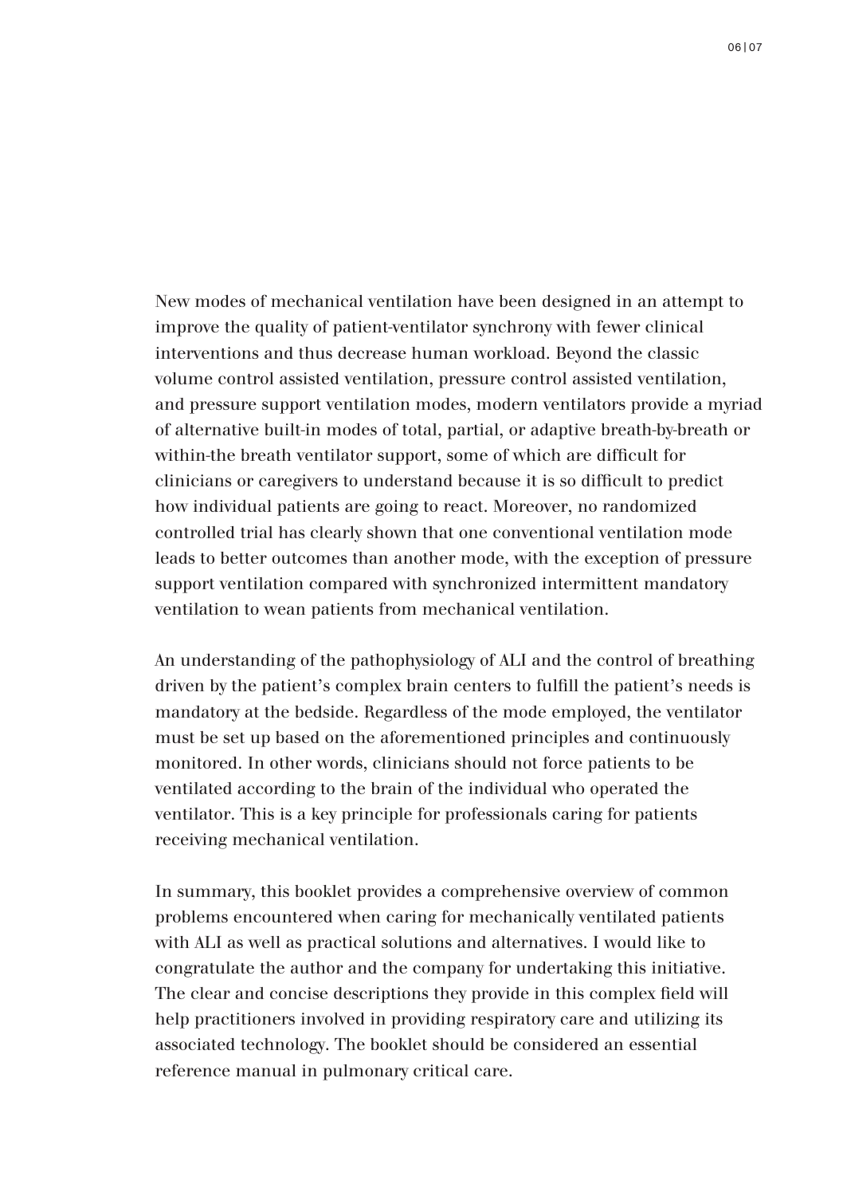New modes of mechanical ventilation have been designed in an attempt to improve the quality of patient-ventilator synchrony with fewer clinical interventions and thus decrease human workload. Beyond the classic volume control assisted ventilation, pressure control assisted ventilation, and pressure support ventilation modes, modern ventilators provide a myriad of alternative built-in modes of total, partial, or adaptive breath-by-breath or within-the breath ventilator support, some of which are difficult for clinicians or caregivers to understand because it is so difficult to predict how individual patients are going to react. Moreover, no randomized controlled trial has clearly shown that one conventional ventilation mode leads to better outcomes than another mode, with the exception of pressure support ventilation compared with synchronized intermittent mandatory ventilation to wean patients from mechanical ventilation.

An understanding of the pathophysiology of ALI and the control of breathing driven by the patient's complex brain centers to fulfill the patient's needs is mandatory at the bedside. Regardless of the mode employed, the ventilator must be set up based on the aforementioned principles and continuously monitored. In other words, clinicians should not force patients to be ventilated according to the brain of the individual who operated the ventilator. This is a key principle for professionals caring for patients receiving mechanical ventilation.

In summary, this booklet provides a comprehensive overview of common problems encountered when caring for mechanically ventilated patients with ALI as well as practical solutions and alternatives. I would like to congratulate the author and the company for undertaking this initiative. The clear and concise descriptions they provide in this complex field will help practitioners involved in providing respiratory care and utilizing its associated technology. The booklet should be considered an essential reference manual in pulmonary critical care.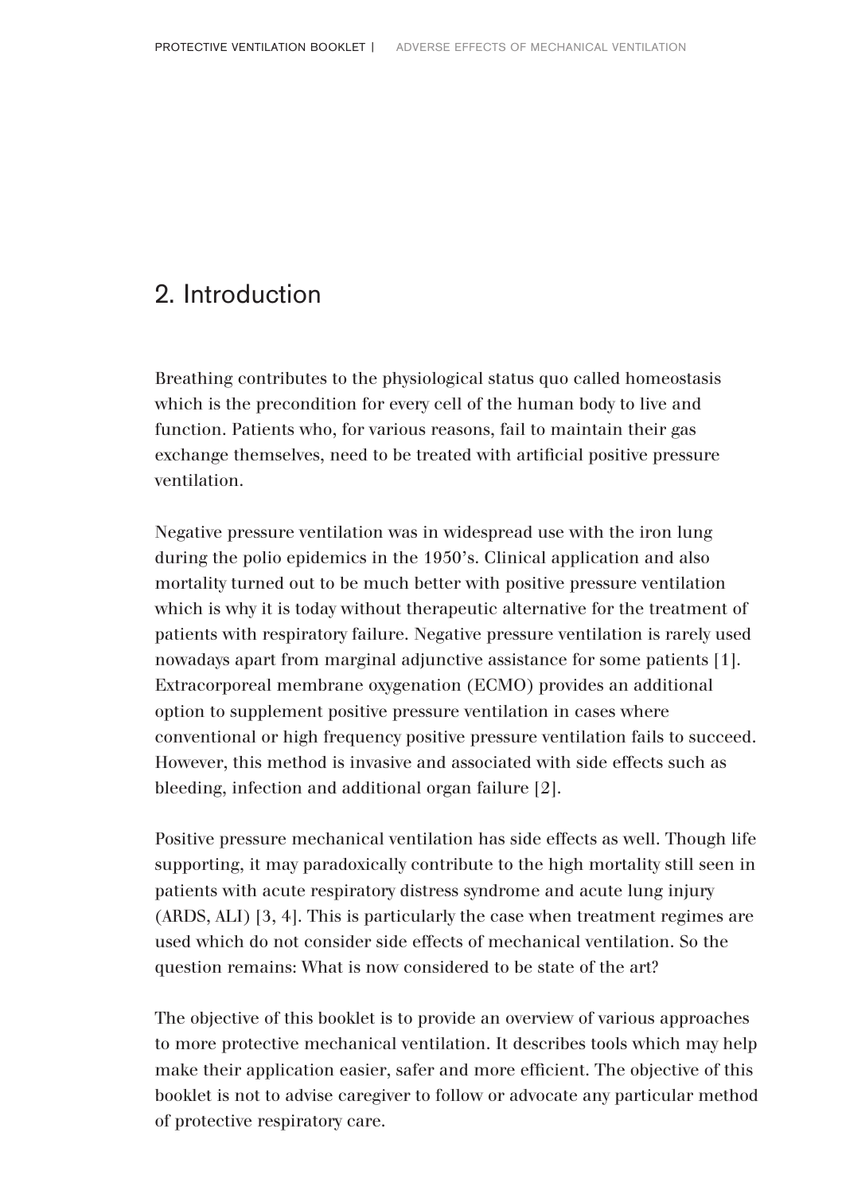## 2. Introduction

Breathing contributes to the physiological status quo called homeostasis which is the precondition for every cell of the human body to live and function. Patients who, for various reasons, fail to maintain their gas exchange themselves, need to be treated with artificial positive pressure ventilation.

Negative pressure ventilation was in widespread use with the iron lung during the polio epidemics in the 1950's. Clinical application and also mortality turned out to be much better with positive pressure ventilation which is why it is today without therapeutic alternative for the treatment of patients with respiratory failure. Negative pressure ventilation is rarely used nowadays apart from marginal adjunctive assistance for some patients [1]. Extracorporeal membrane oxygenation (ECMO) provides an additional option to supplement positive pressure ventilation in cases where conventional or high frequency positive pressure ventilation fails to succeed. However, this method is invasive and associated with side effects such as bleeding, infection and additional organ failure [2].

Positive pressure mechanical ventilation has side effects as well. Though life supporting, it may paradoxically contribute to the high mortality still seen in patients with acute respiratory distress syndrome and acute lung injury (ARDS, ALI) [3, 4]. This is particularly the case when treatment regimes are used which do not consider side effects of mechanical ventilation. So the question remains: What is now considered to be state of the art?

The objective of this booklet is to provide an overview of various approaches to more protective mechanical ventilation. It describes tools which may help make their application easier, safer and more efficient. The objective of this booklet is not to advise caregiver to follow or advocate any particular method of protective respiratory care.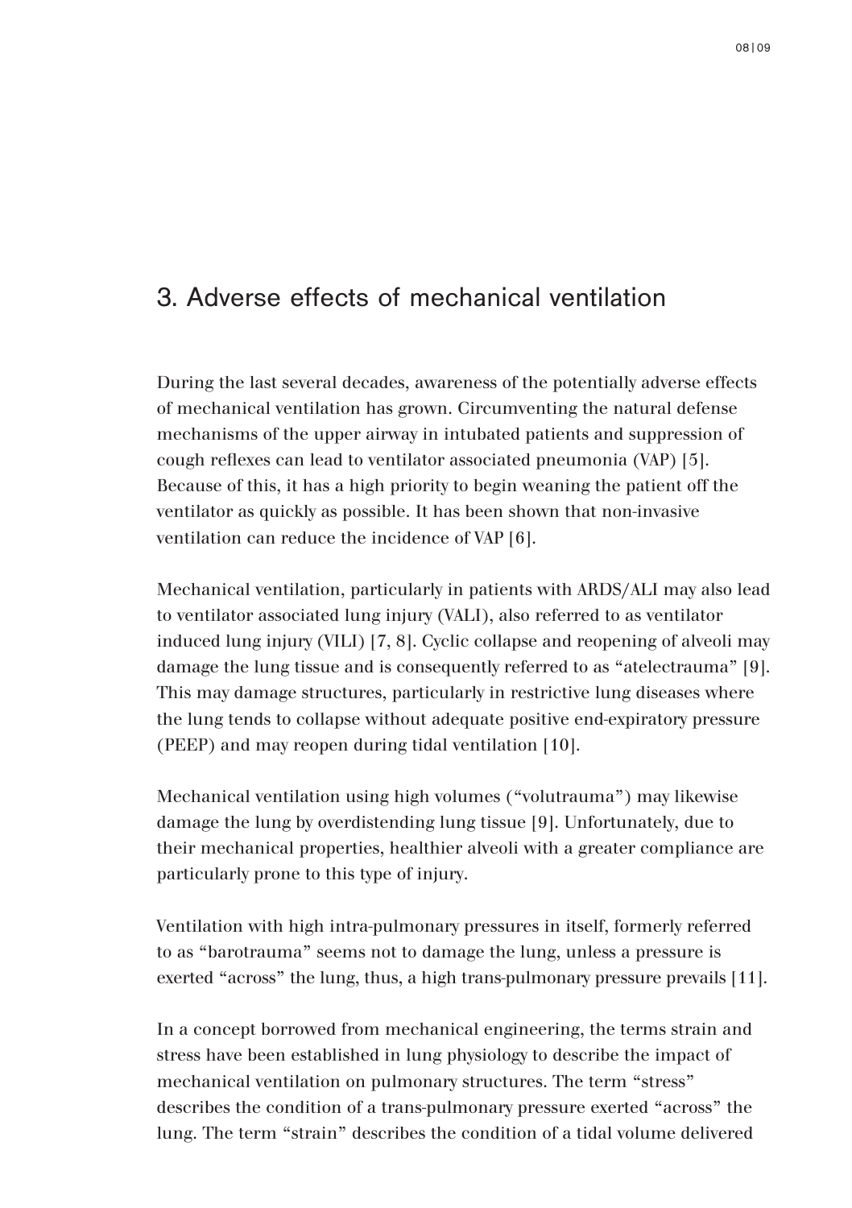## 3. Adverse effects of mechanical ventilation

During the last several decades, awareness of the potentially adverse effects of mechanical ventilation has grown. Circumventing the natural defense mechanisms of the upper airway in intubated patients and suppression of cough reflexes can lead to ventilator associated pneumonia (VAP) [5]. Because of this, it has a high priority to begin weaning the patient off the ventilator as quickly as possible. It has been shown that non-invasive ventilation can reduce the incidence of VAP [6].

Mechanical ventilation, particularly in patients with ARDS/ALI may also lead to ventilator associated lung injury (VALI), also referred to as ventilator induced lung injury (VILI) [7, 8]. Cyclic collapse and reopening of alveoli may damage the lung tissue and is consequently referred to as "atelectrauma" [9]. This may damage structures, particularly in restrictive lung diseases where the lung tends to collapse without adequate positive end-expiratory pressure (PEEP) and may reopen during tidal ventilation [10].

Mechanical ventilation using high volumes ("volutrauma") may likewise damage the lung by overdistending lung tissue [9]. Unfortunately, due to their mechanical properties, healthier alveoli with a greater compliance are particularly prone to this type of injury.

Ventilation with high intra-pulmonary pressures in itself, formerly referred to as "barotrauma" seems not to damage the lung, unless a pressure is exerted "across" the lung, thus, a high trans-pulmonary pressure prevails [11].

In a concept borrowed from mechanical engineering, the terms strain and stress have been established in lung physiology to describe the impact of mechanical ventilation on pulmonary structures. The term "stress" describes the condition of a trans-pulmonary pressure exerted "across" the lung. The term "strain" describes the condition of a tidal volume delivered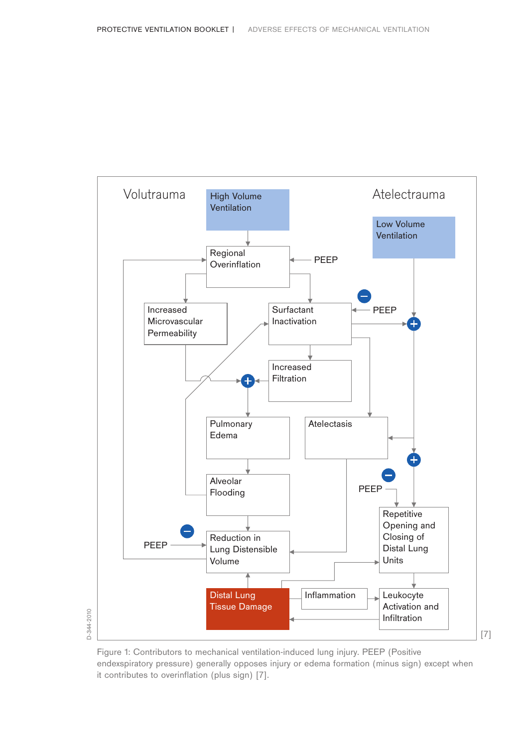Figure 1: Contributors to mechanical ventilation-induced lung injury. PEEP (Positive endexspiratory pressure) generally opposes injury or edema formation (minus sign) except when it contributes to overinflation (plus sign) [7].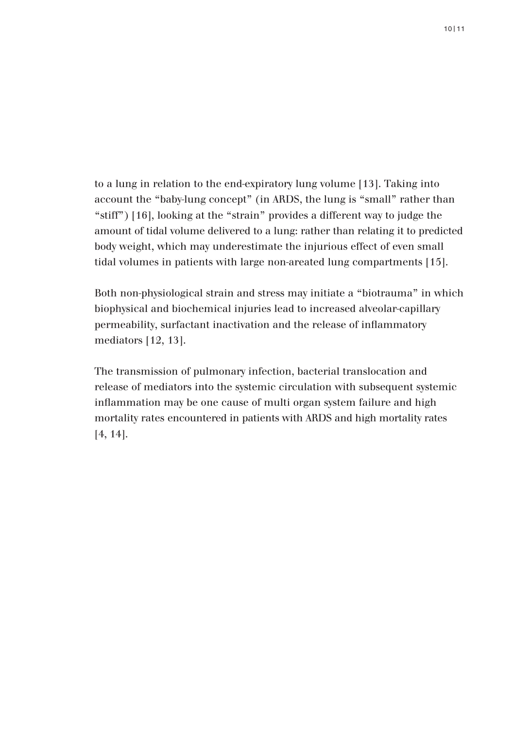to a lung in relation to the end-expiratory lung volume [13]. Taking into account the "baby-lung concept" (in ARDS, the lung is "small" rather than "stiff") [16], looking at the "strain" provides a different way to judge the amount of tidal volume delivered to a lung: rather than relating it to predicted body weight, which may underestimate the injurious effect of even small tidal volumes in patients with large non-areated lung compartments [15].

Both non-physiological strain and stress may initiate a "biotrauma" in which biophysical and biochemical injuries lead to increased alveolar-capillary permeability, surfactant inactivation and the release of inflammatory mediators [12, 13].

The transmission of pulmonary infection, bacterial translocation and release of mediators into the systemic circulation with subsequent systemic inflammation may be one cause of multi organ system failure and high mortality rates encountered in patients with ARDS and high mortality rates [4, 14].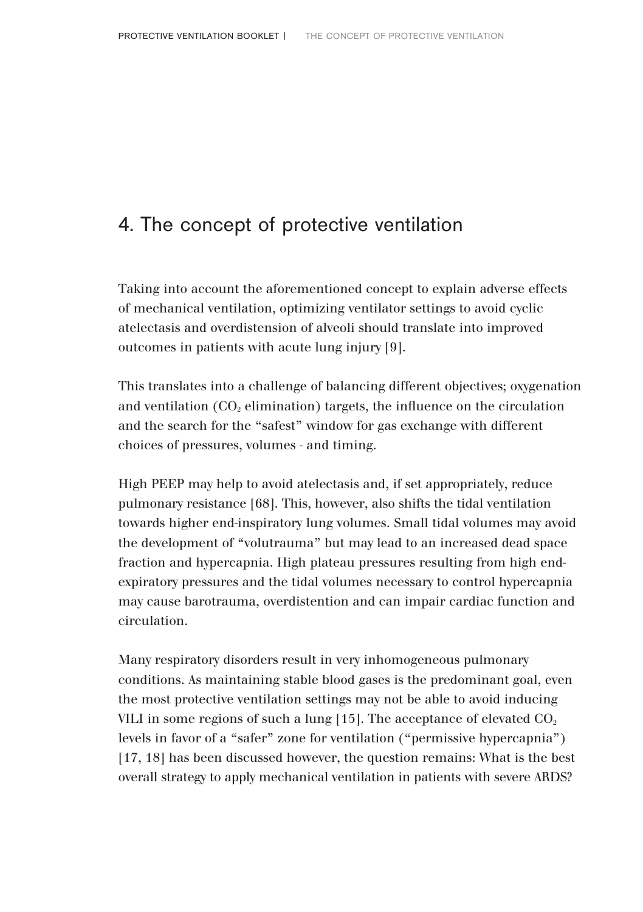# 4. The concept of protective ventilation

Taking into account the aforementioned concept to explain adverse effects of mechanical ventilation, optimizing ventilator settings to avoid cyclic atelectasis and overdistension of alveoli should translate into improved outcomes in patients with acute lung injury [9].

This translates into a challenge of balancing different objectives; oxygenation and ventilation ($CO_2$ elimination) targets, the influence on the circulation and the search for the "safest" window for gas exchange with different choices of pressures, volumes - and timing.

High PEEP may help to avoid atelectasis and, if set appropriately, reduce pulmonary resistance [68]. This, however, also shifts the tidal ventilation towards higher end-inspiratory lung volumes. Small tidal volumes may avoid the development of "volutrauma" but may lead to an increased dead space fraction and hypercapnia. High plateau pressures resulting from high end-expiratory pressures and the tidal volumes necessary to control hypercapnia may cause barotrauma, overdistention and can impair cardiac function and circulation.

Many respiratory disorders result in very inhomogeneous pulmonary conditions. As maintaining stable blood gases is the predominant goal, even the most protective ventilation settings may not be able to avoid inducing VILI in some regions of such a lung [15]. The acceptance of elevated $CO_2$ levels in favor of a "safer" zone for ventilation ("permissive hypercapnia") [17, 18] has been discussed however, the question remains: What is the best overall strategy to apply mechanical ventilation in patients with severe ARDS?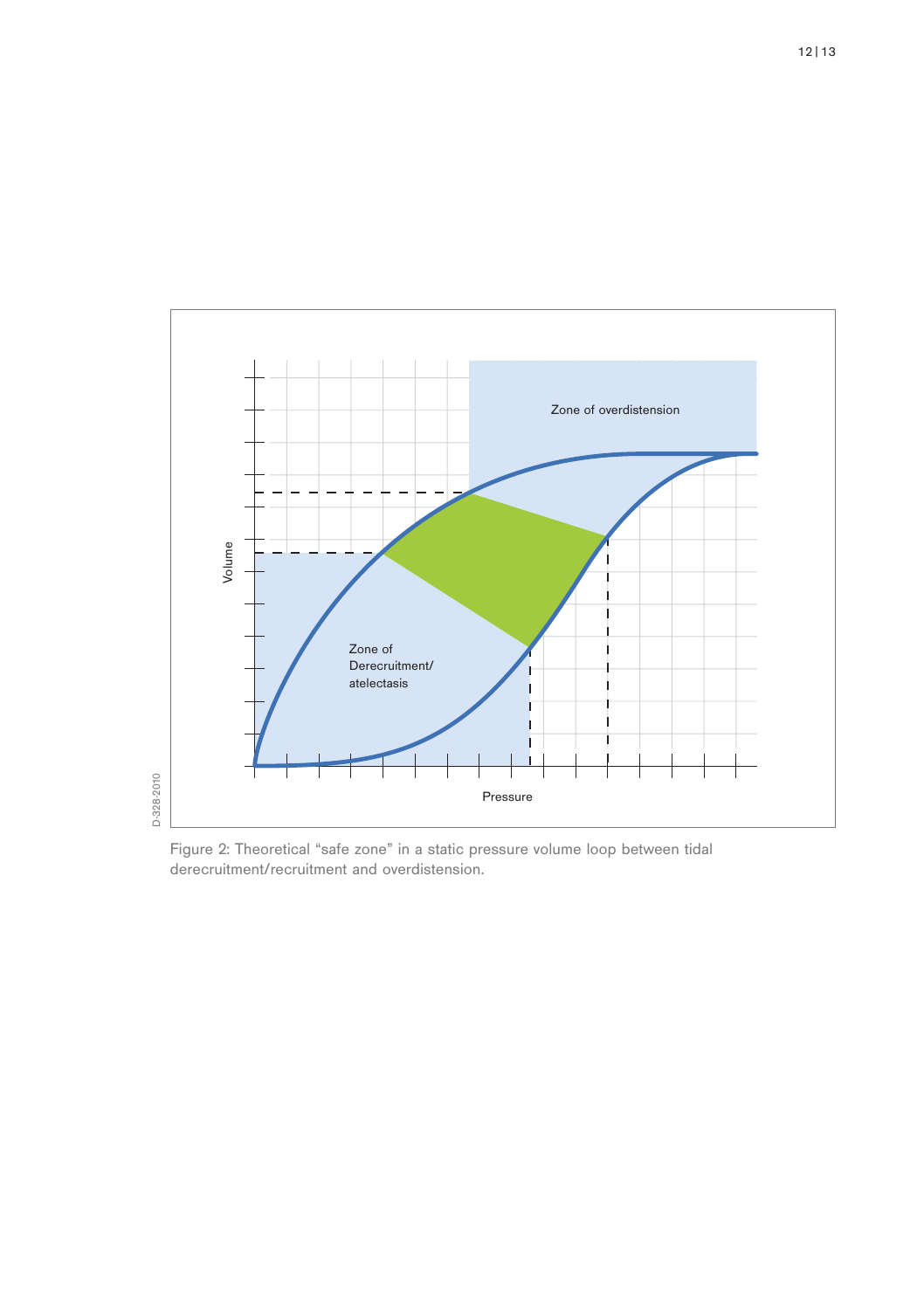Figure 2: Theoretical "safe zone" in a static pressure volume loop between tidal derecruitment/recruitment and overdistension.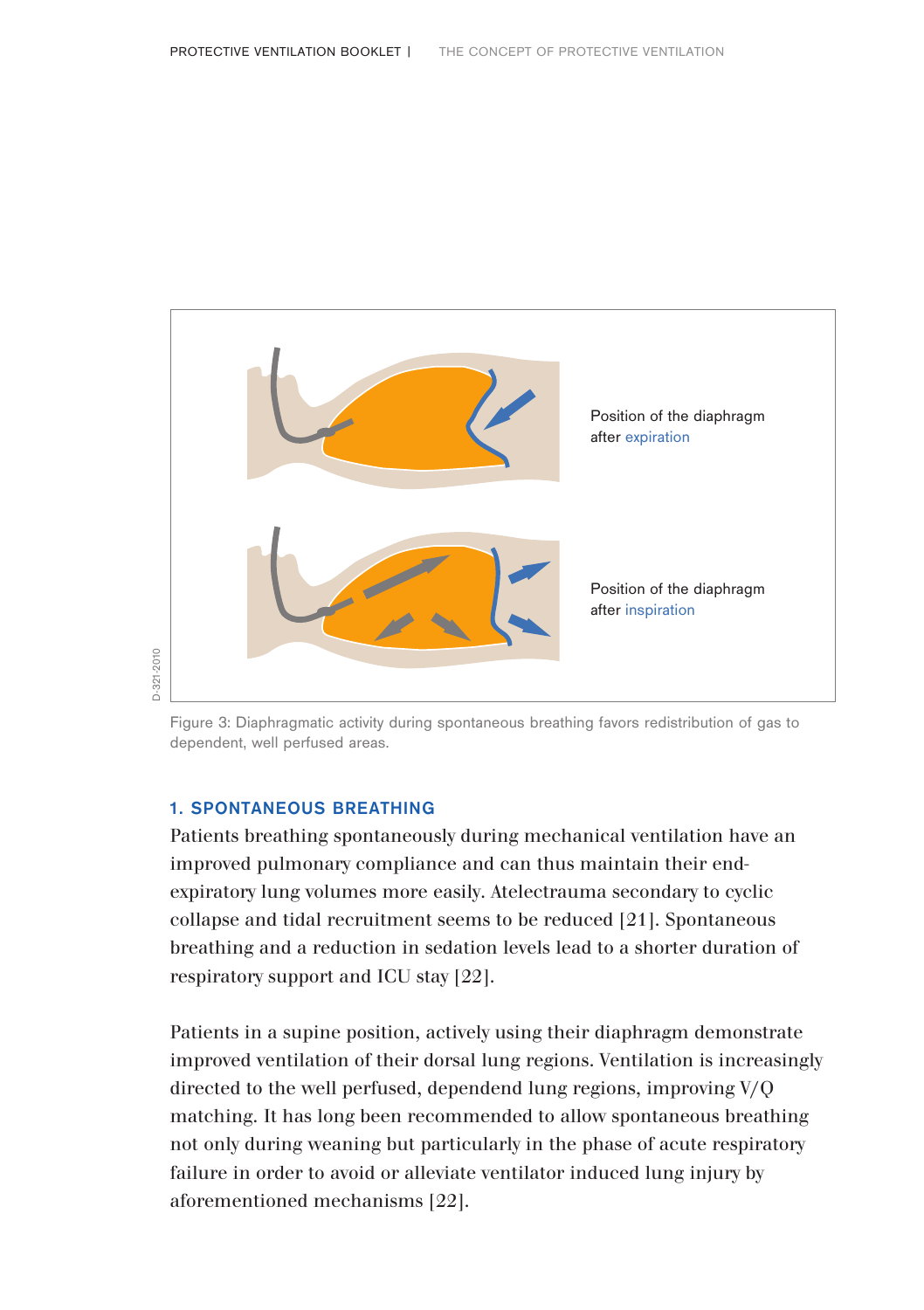Position of the diaphragm after expiration

Position of the diaphragm after inspiration

D-321-2010

Figure 3: Diaphragmatic activity during spontaneous breathing favors redistribution of gas to dependent, well perfused areas.

### 1. SPONTANEOUS BREATHING

Patients breathing spontaneously during mechanical ventilation have an improved pulmonary compliance and can thus maintain their end-expiratory lung volumes more easily. Atelectrauma secondary to cyclic collapse and tidal recruitment seems to be reduced [21]. Spontaneous breathing and a reduction in sedation levels lead to a shorter duration of respiratory support and ICU stay [22].

Patients in a supine position, actively using their diaphragm demonstrate improved ventilation of their dorsal lung regions. Ventilation is increasingly directed to the well perfused, dependend lung regions, improving V/Q matching. It has long been recommended to allow spontaneous breathing not only during weaning but particularly in the phase of acute respiratory failure in order to avoid or alleviate ventilator induced lung injury by aforementioned mechanisms [22].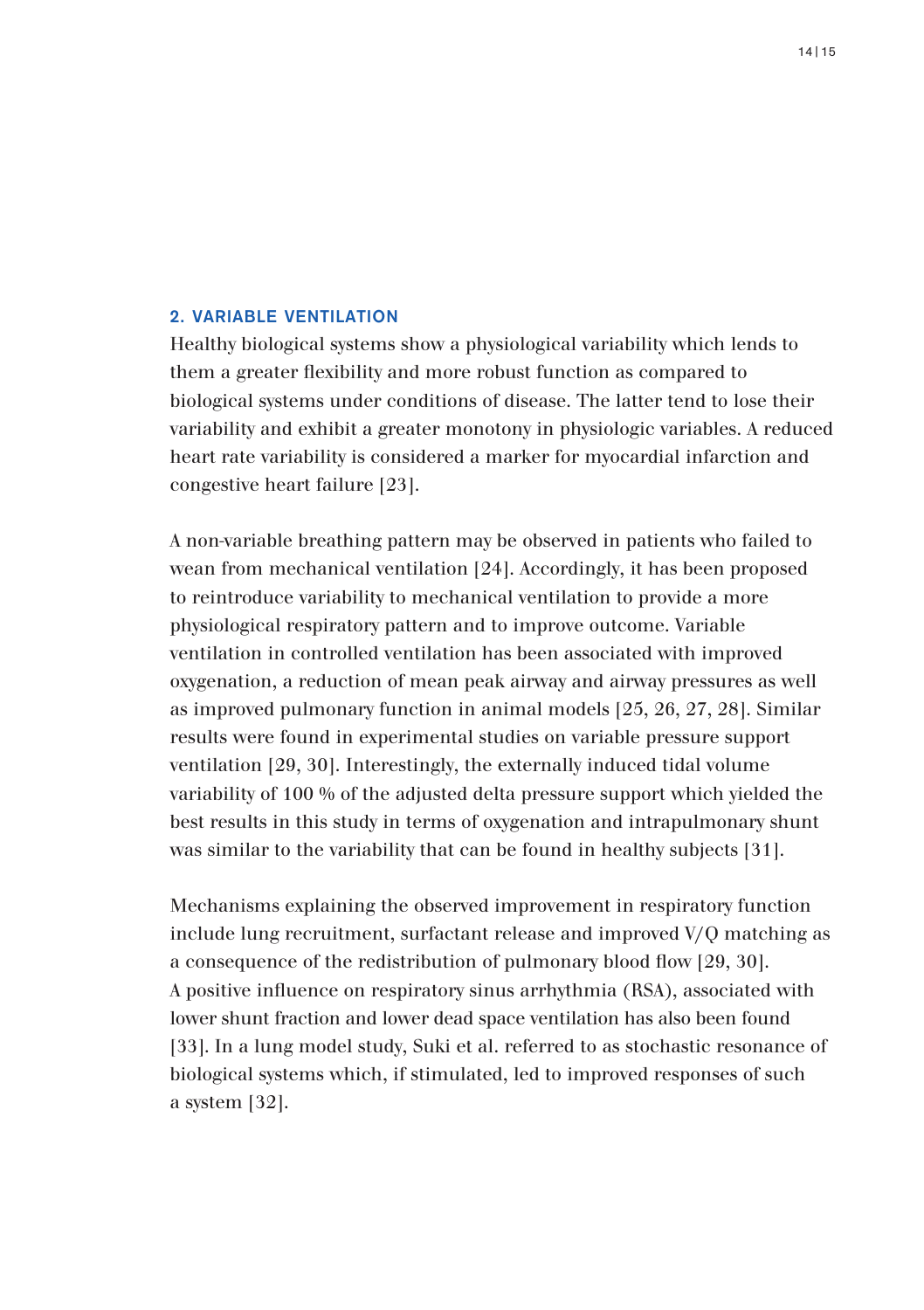## 2. VARIABLE VENTILATION

Healthy biological systems show a physiological variability which lends to them a greater flexibility and more robust function as compared to biological systems under conditions of disease. The latter tend to lose their variability and exhibit a greater monotony in physiologic variables. A reduced heart rate variability is considered a marker for myocardial infarction and congestive heart failure [23].

A non-variable breathing pattern may be observed in patients who failed to wean from mechanical ventilation [24]. Accordingly, it has been proposed to reintroduce variability to mechanical ventilation to provide a more physiological respiratory pattern and to improve outcome. Variable ventilation in controlled ventilation has been associated with improved oxygenation, a reduction of mean peak airway and airway pressures as well as improved pulmonary function in animal models [25, 26, 27, 28]. Similar results were found in experimental studies on variable pressure support ventilation [29, 30]. Interestingly, the externally induced tidal volume variability of 100 % of the adjusted delta pressure support which yielded the best results in this study in terms of oxygenation and intrapulmonary shunt was similar to the variability that can be found in healthy subjects [31].

Mechanisms explaining the observed improvement in respiratory function include lung recruitment, surfactant release and improved V/Q matching as a consequence of the redistribution of pulmonary blood flow [29, 30]. A positive influence on respiratory sinus arrhythmia (RSA), associated with lower shunt fraction and lower dead space ventilation has also been found [33]. In a lung model study, Suki et al. referred to as stochastic resonance of biological systems which, if stimulated, led to improved responses of such a system [32].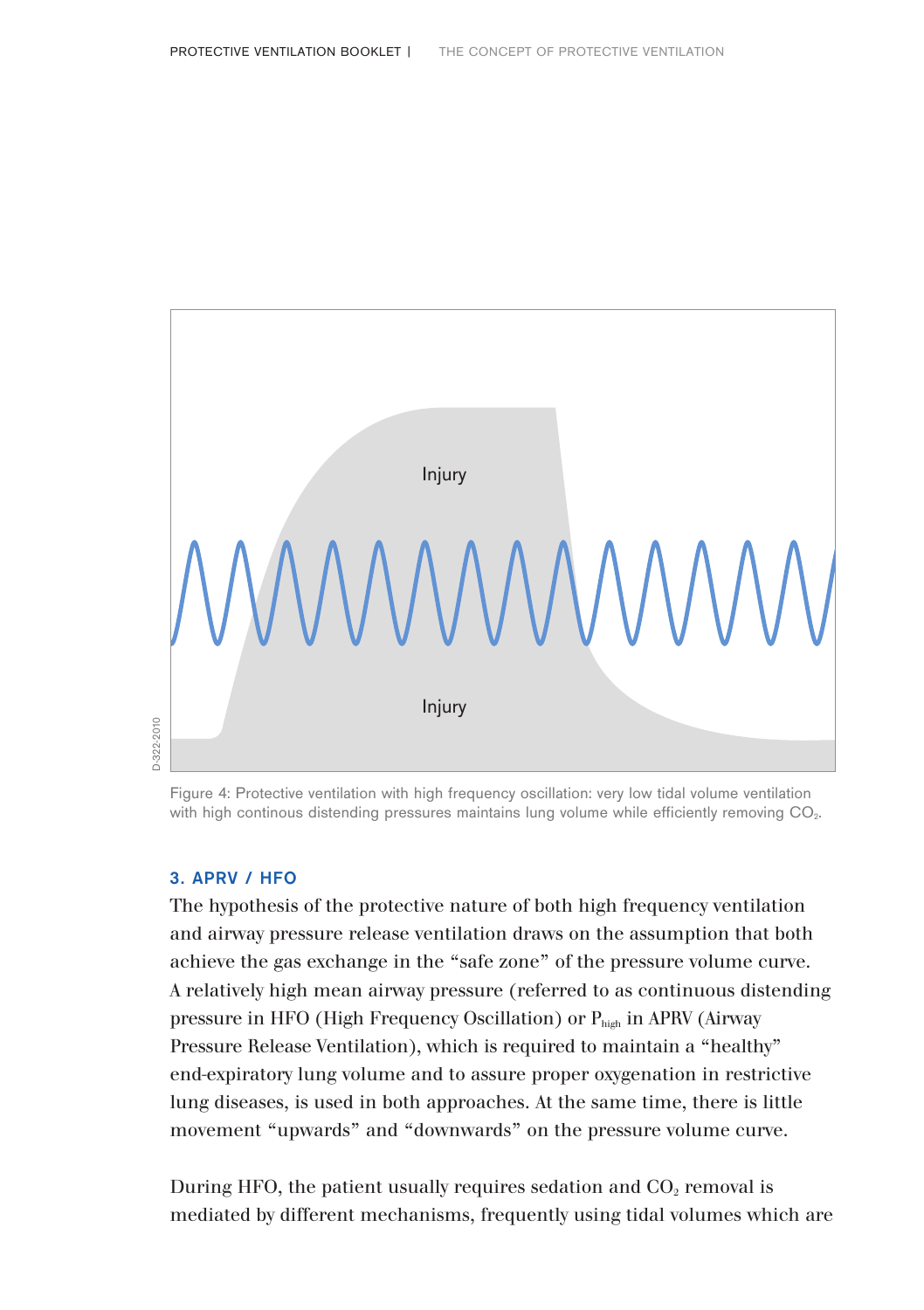Injury

Injury

D-322-2010

Figure 4: Protective ventilation with high frequency oscillation: very low tidal volume ventilation with high continous distending pressures maintains lung volume while efficiently removing $CO_2$.

### 3. APRV / HFO

The hypothesis of the protective nature of both high frequency ventilation and airway pressure release ventilation draws on the assumption that both achieve the gas exchange in the "safe zone" of the pressure volume curve. A relatively high mean airway pressure (referred to as continuous distending pressure in HFO (High Frequency Oscillation) or $P_{high}$ in APRV (Airway Pressure Release Ventilation), which is required to maintain a "healthy" end-expiratory lung volume and to assure proper oxygenation in restrictive lung diseases, is used in both approaches. At the same time, there is little movement "upwards" and "downwards" on the pressure volume curve.

During HFO, the patient usually requires sedation and $CO_2$ removal is mediated by different mechanisms, frequently using tidal volumes which are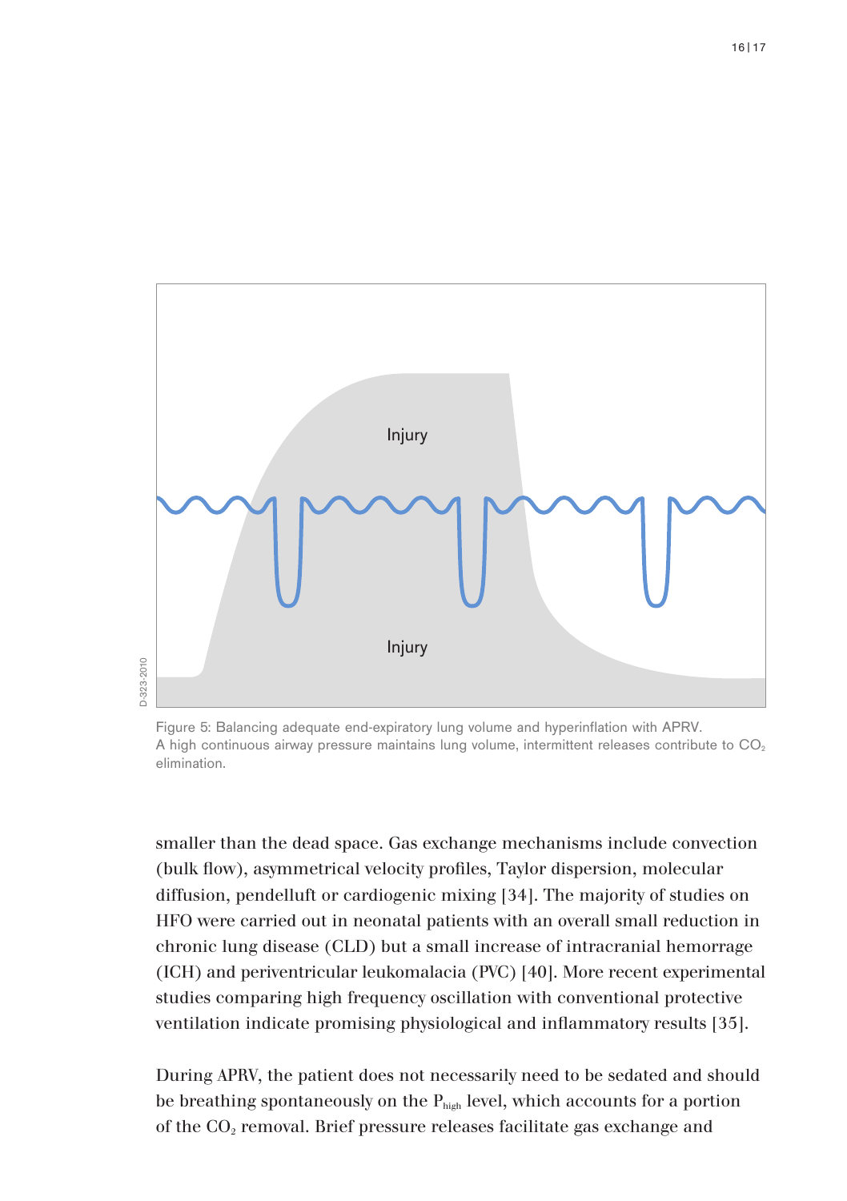Injury

Injury

Figure 5: Balancing adequate end-expiratory lung volume and hyperinflation with APRV. A high continuous airway pressure maintains lung volume, intermittent releases contribute to $CO_2$ elimination.

smaller than the dead space. Gas exchange mechanisms include convection (bulk flow), asymmetrical velocity profiles, Taylor dispersion, molecular diffusion, pendelluft or cardiogenic mixing [34]. The majority of studies on HFO were carried out in neonatal patients with an overall small reduction in chronic lung disease (CLD) but a small increase of intracranial hemorrage (ICH) and periventricular leukomalacia (PVC) [40]. More recent experimental studies comparing high frequency oscillation with conventional protective ventilation indicate promising physiological and inflammatory results [35].

During APRV, the patient does not necessarily need to be sedated and should be breathing spontaneously on the $P_{high}$ level, which accounts for a portion of the $CO_2$ removal. Brief pressure releases facilitate gas exchange and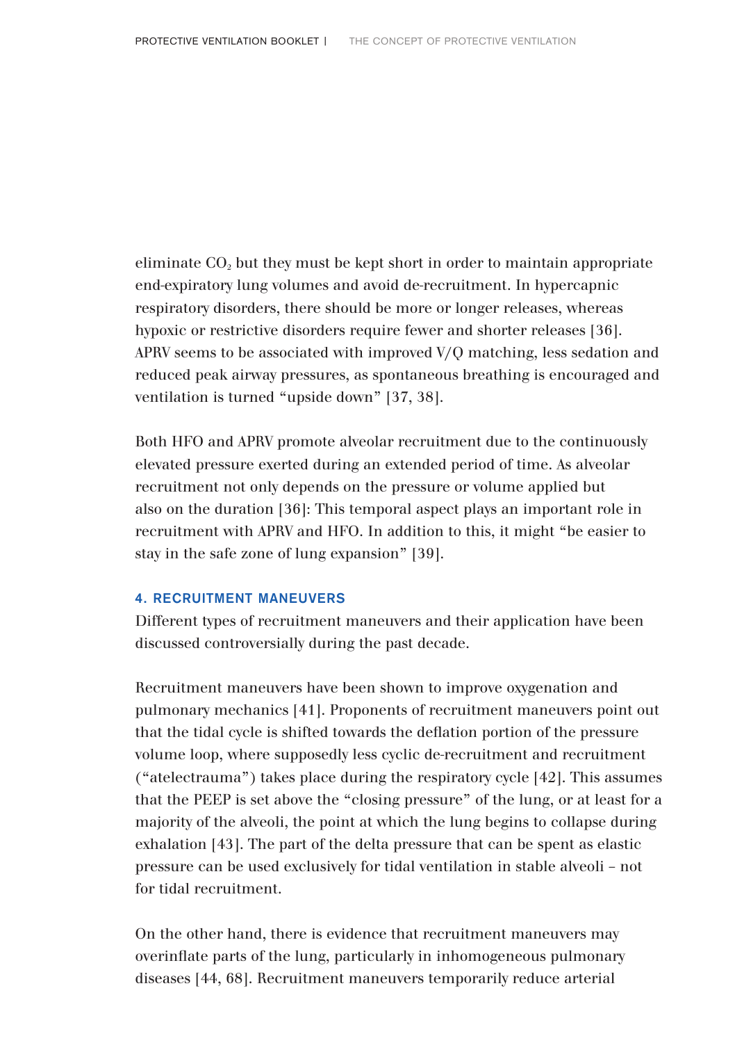eliminate $CO_2$ but they must be kept short in order to maintain appropriate end-expiratory lung volumes and avoid de-recruitment. In hypercapnic respiratory disorders, there should be more or longer releases, whereas hypoxic or restrictive disorders require fewer and shorter releases [36]. APRV seems to be associated with improved V/Q matching, less sedation and reduced peak airway pressures, as spontaneous breathing is encouraged and ventilation is turned "upside down" [37, 38].

Both HFO and APRV promote alveolar recruitment due to the continuously elevated pressure exerted during an extended period of time. As alveolar recruitment not only depends on the pressure or volume applied but also on the duration [36]: This temporal aspect plays an important role in recruitment with APRV and HFO. In addition to this, it might "be easier to stay in the safe zone of lung expansion" [39].

## 4. RECRUITMENT MANEUVERS

Different types of recruitment maneuvers and their application have been discussed controversially during the past decade.

Recruitment maneuvers have been shown to improve oxygenation and pulmonary mechanics [41]. Proponents of recruitment maneuvers point out that the tidal cycle is shifted towards the deflation portion of the pressure volume loop, where supposedly less cyclic de-recruitment and recruitment ("atelectrauma") takes place during the respiratory cycle [42]. This assumes that the PEEP is set above the "closing pressure" of the lung, or at least for a majority of the alveoli, the point at which the lung begins to collapse during exhalation [43]. The part of the delta pressure that can be spent as elastic pressure can be used exclusively for tidal ventilation in stable alveoli – not for tidal recruitment.

On the other hand, there is evidence that recruitment maneuvers may overinflate parts of the lung, particularly in inhomogeneous pulmonary diseases [44, 68]. Recruitment maneuvers temporarily reduce arterial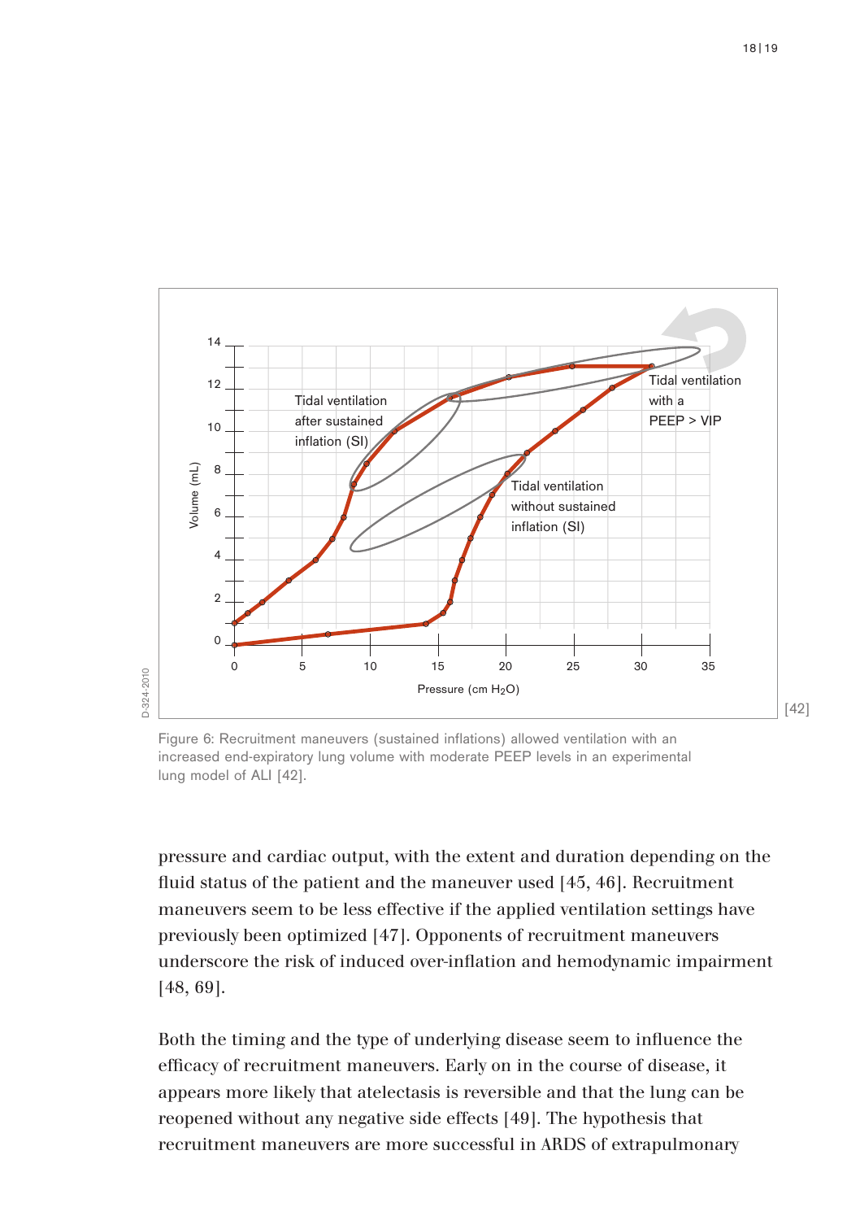Figure 6: Recruitment maneuvers (sustained inflations) allowed ventilation with an increased end-expiratory lung volume with moderate PEEP levels in an experimental lung model of ALI [42].

pressure and cardiac output, with the extent and duration depending on the fluid status of the patient and the maneuver used [45, 46]. Recruitment maneuvers seem to be less effective if the applied ventilation settings have previously been optimized [47]. Opponents of recruitment maneuvers underscore the risk of induced over-inflation and hemodynamic impairment [48, 69].

Both the timing and the type of underlying disease seem to influence the efficacy of recruitment maneuvers. Early on in the course of disease, it appears more likely that atelectasis is reversible and that the lung can be reopened without any negative side effects [49]. The hypothesis that recruitment maneuvers are more successful in ARDS of extrapulmonary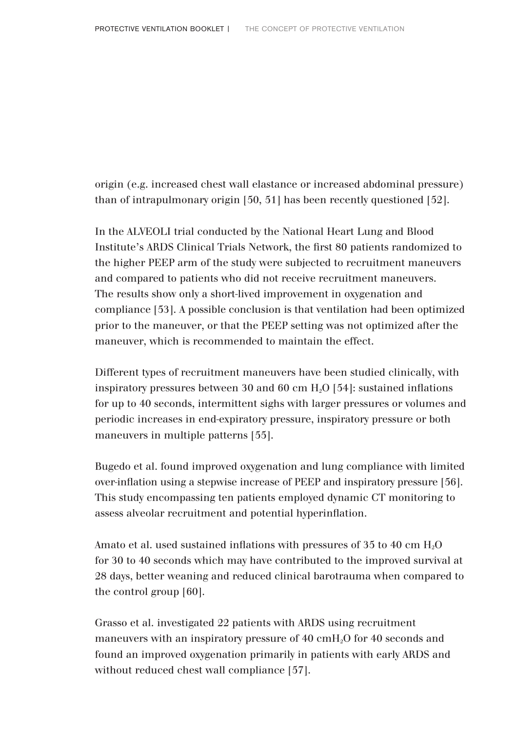origin (e.g. increased chest wall elastance or increased abdominal pressure) than of intrapulmonary origin [50, 51] has been recently questioned [52].

In the ALVEOLI trial conducted by the National Heart Lung and Blood Institute's ARDS Clinical Trials Network, the first 80 patients randomized to the higher PEEP arm of the study were subjected to recruitment maneuvers and compared to patients who did not receive recruitment maneuvers. The results show only a short-lived improvement in oxygenation and compliance [53]. A possible conclusion is that ventilation had been optimized prior to the maneuver, or that the PEEP setting was not optimized after the maneuver, which is recommended to maintain the effect.

Different types of recruitment maneuvers have been studied clinically, with inspiratory pressures between 30 and 60 cm $H_2O$ [54]: sustained inflations for up to 40 seconds, intermittent sighs with larger pressures or volumes and periodic increases in end-expiratory pressure, inspiratory pressure or both maneuvers in multiple patterns [55].

Bugedo et al. found improved oxygenation and lung compliance with limited over-inflation using a stepwise increase of PEEP and inspiratory pressure [56]. This study encompassing ten patients employed dynamic CT monitoring to assess alveolar recruitment and potential hyperinflation.

Amato et al. used sustained inflations with pressures of 35 to 40 cm $H_2O$ for 30 to 40 seconds which may have contributed to the improved survival at 28 days, better weaning and reduced clinical barotrauma when compared to the control group [60].

Grasso et al. investigated 22 patients with ARDS using recruitment maneuvers with an inspiratory pressure of 40 cm$H_2O$ for 40 seconds and found an improved oxygenation primarily in patients with early ARDS and without reduced chest wall compliance [57].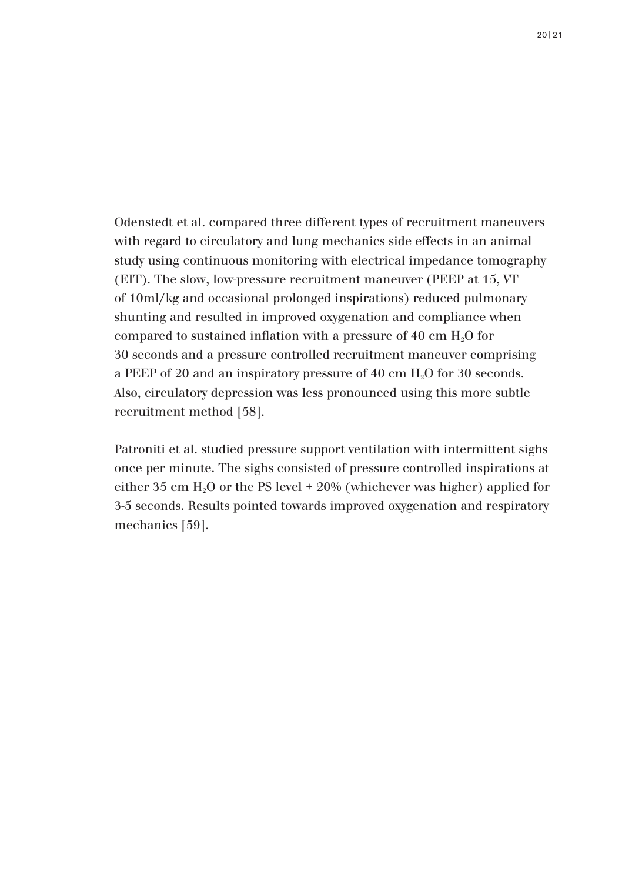Odenstedt et al. compared three different types of recruitment maneuvers with regard to circulatory and lung mechanics side effects in an animal study using continuous monitoring with electrical impedance tomography (EIT). The slow, low-pressure recruitment maneuver (PEEP at 15, VT of 10ml/kg and occasional prolonged inspirations) reduced pulmonary shunting and resulted in improved oxygenation and compliance when compared to sustained inflation with a pressure of 40 cm $H_2O$ for 30 seconds and a pressure controlled recruitment maneuver comprising a PEEP of 20 and an inspiratory pressure of 40 cm $H_2O$ for 30 seconds. Also, circulatory depression was less pronounced using this more subtle recruitment method [58].

Patroniti et al. studied pressure support ventilation with intermittent sighs once per minute. The sighs consisted of pressure controlled inspirations at either 35 cm $H_2O$ or the PS level + 20% (whichever was higher) applied for 3-5 seconds. Results pointed towards improved oxygenation and respiratory mechanics [59].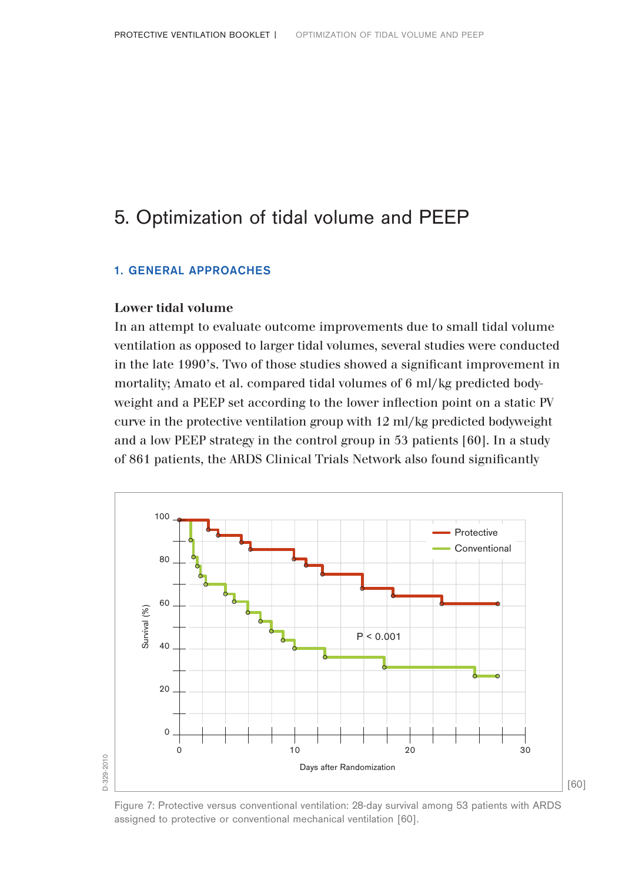# 5. Optimization of tidal volume and PEEP

## 1. GENERAL APPROACHES

**Lower tidal volume**

In an attempt to evaluate outcome improvements due to small tidal volume ventilation as opposed to larger tidal volumes, several studies were conducted in the late 1990's. Two of those studies showed a significant improvement in mortality; Amato et al. compared tidal volumes of 6 ml/kg predicted bodyweight and a PEEP set according to the lower inflection point on a static PV curve in the protective ventilation group with 12 ml/kg predicted bodyweight and a low PEEP strategy in the control group in 53 patients [60]. In a study of 861 patients, the ARDS Clinical Trials Network also found significantly

Figure 7: Protective versus conventional ventilation: 28-day survival among 53 patients with ARDS assigned to protective or conventional mechanical ventilation [60].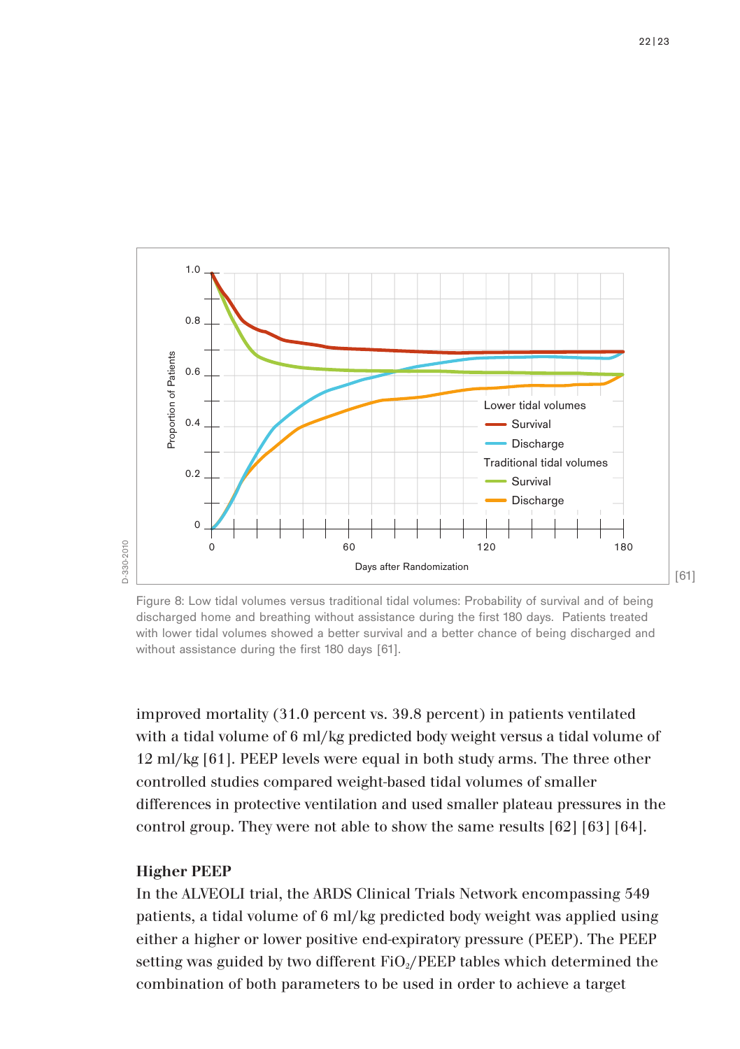Figure 8: Low tidal volumes versus traditional tidal volumes: Probability of survival and of being discharged home and breathing without assistance during the first 180 days. Patients treated with lower tidal volumes showed a better survival and a better chance of being discharged and without assistance during the first 180 days [61].

improved mortality (31.0 percent vs. 39.8 percent) in patients ventilated with a tidal volume of 6 ml/kg predicted body weight versus a tidal volume of 12 ml/kg [61]. PEEP levels were equal in both study arms. The three other controlled studies compared weight-based tidal volumes of smaller differences in protective ventilation and used smaller plateau pressures in the control group. They were not able to show the same results [62] [63] [64].

**Higher PEEP**

In the ALVEOLI trial, the ARDS Clinical Trials Network encompassing 549 patients, a tidal volume of 6 ml/kg predicted body weight was applied using either a higher or lower positive end-expiratory pressure (PEEP). The PEEP setting was guided by two different $FiO_2$/PEEP tables which determined the combination of both parameters to be used in order to achieve a target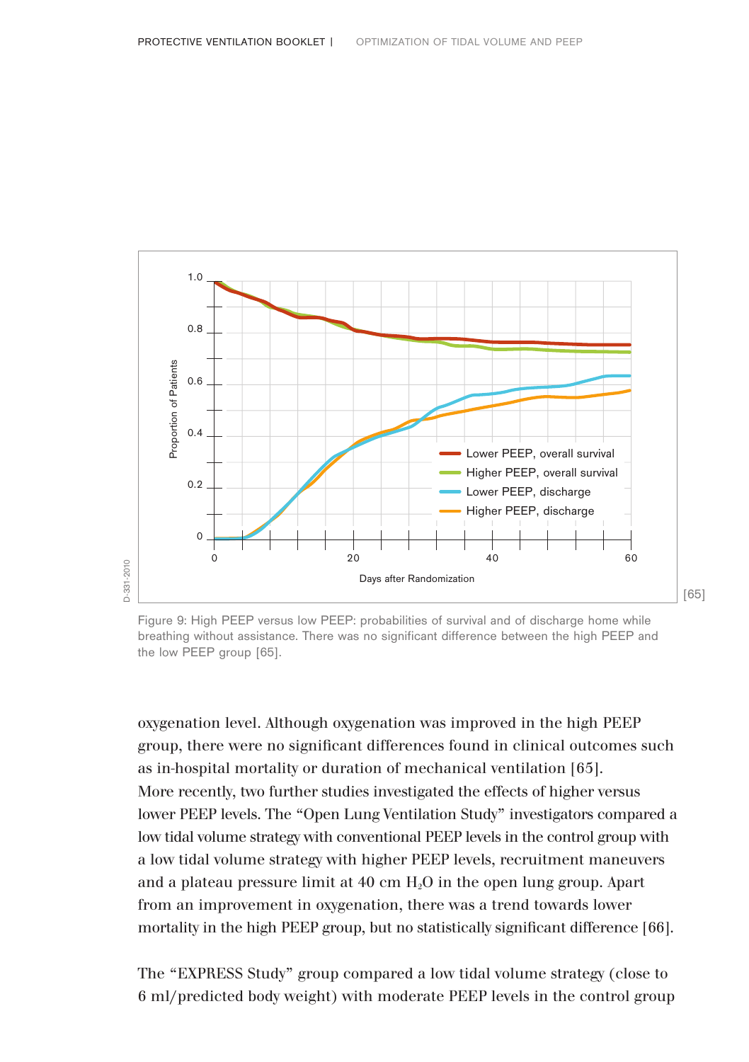Figure 9: High PEEP versus low PEEP: probabilities of survival and of discharge home while breathing without assistance. There was no significant difference between the high PEEP and the low PEEP group [65].

oxygenation level. Although oxygenation was improved in the high PEEP group, there were no significant differences found in clinical outcomes such as in-hospital mortality or duration of mechanical ventilation [65].
More recently, two further studies investigated the effects of higher versus lower PEEP levels. The "Open Lung Ventilation Study" investigators compared a low tidal volume strategy with conventional PEEP levels in the control group with a low tidal volume strategy with higher PEEP levels, recruitment maneuvers and a plateau pressure limit at 40 cm $H_2O$ in the open lung group. Apart from an improvement in oxygenation, there was a trend towards lower mortality in the high PEEP group, but no statistically significant difference [66].

The "EXPRESS Study" group compared a low tidal volume strategy (close to 6 ml/predicted body weight) with moderate PEEP levels in the control group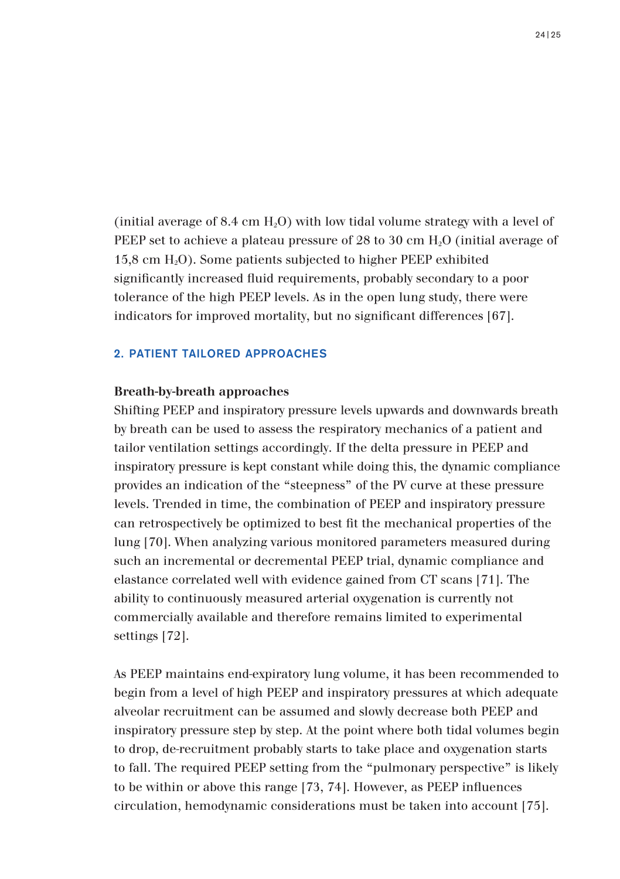(initial average of 8.4 cm $H_2O$) with low tidal volume strategy with a level of PEEP set to achieve a plateau pressure of 28 to 30 cm $H_2O$ (initial average of 15,8 cm $H_2O$). Some patients subjected to higher PEEP exhibited significantly increased fluid requirements, probably secondary to a poor tolerance of the high PEEP levels. As in the open lung study, there were indicators for improved mortality, but no significant differences [67].

## 2. PATIENT TAILORED APPROACHES

**Breath-by-breath approaches**

Shifting PEEP and inspiratory pressure levels upwards and downwards breath by breath can be used to assess the respiratory mechanics of a patient and tailor ventilation settings accordingly. If the delta pressure in PEEP and inspiratory pressure is kept constant while doing this, the dynamic compliance provides an indication of the "steepness" of the PV curve at these pressure levels. Trended in time, the combination of PEEP and inspiratory pressure can retrospectively be optimized to best fit the mechanical properties of the lung [70]. When analyzing various monitored parameters measured during such an incremental or decremental PEEP trial, dynamic compliance and elastance correlated well with evidence gained from CT scans [71]. The ability to continuously measured arterial oxygenation is currently not commercially available and therefore remains limited to experimental settings [72].

As PEEP maintains end-expiratory lung volume, it has been recommended to begin from a level of high PEEP and inspiratory pressures at which adequate alveolar recruitment can be assumed and slowly decrease both PEEP and inspiratory pressure step by step. At the point where both tidal volumes begin to drop, de-recruitment probably starts to take place and oxygenation starts to fall. The required PEEP setting from the "pulmonary perspective" is likely to be within or above this range [73, 74]. However, as PEEP influences circulation, hemodynamic considerations must be taken into account [75].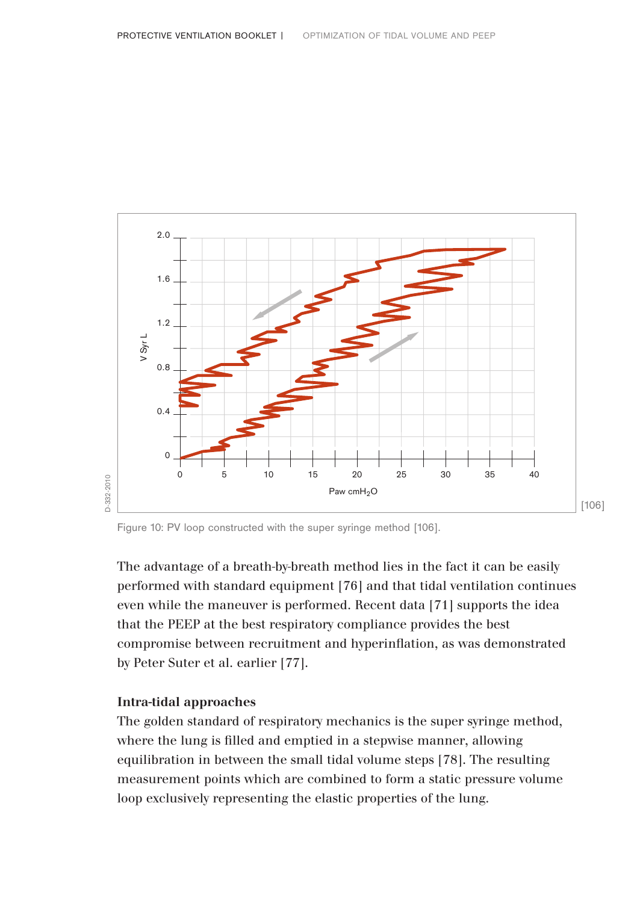Figure 10: PV loop constructed with the super syringe method [106].

The advantage of a breath-by-breath method lies in the fact it can be easily performed with standard equipment [76] and that tidal ventilation continues even while the maneuver is performed. Recent data [71] supports the idea that the PEEP at the best respiratory compliance provides the best compromise between recruitment and hyperinflation, as was demonstrated by Peter Suter et al. earlier [77].

### Intra-tidal approaches

The golden standard of respiratory mechanics is the super syringe method, where the lung is filled and emptied in a stepwise manner, allowing equilibration in between the small tidal volume steps [78]. The resulting measurement points which are combined to form a static pressure volume loop exclusively representing the elastic properties of the lung.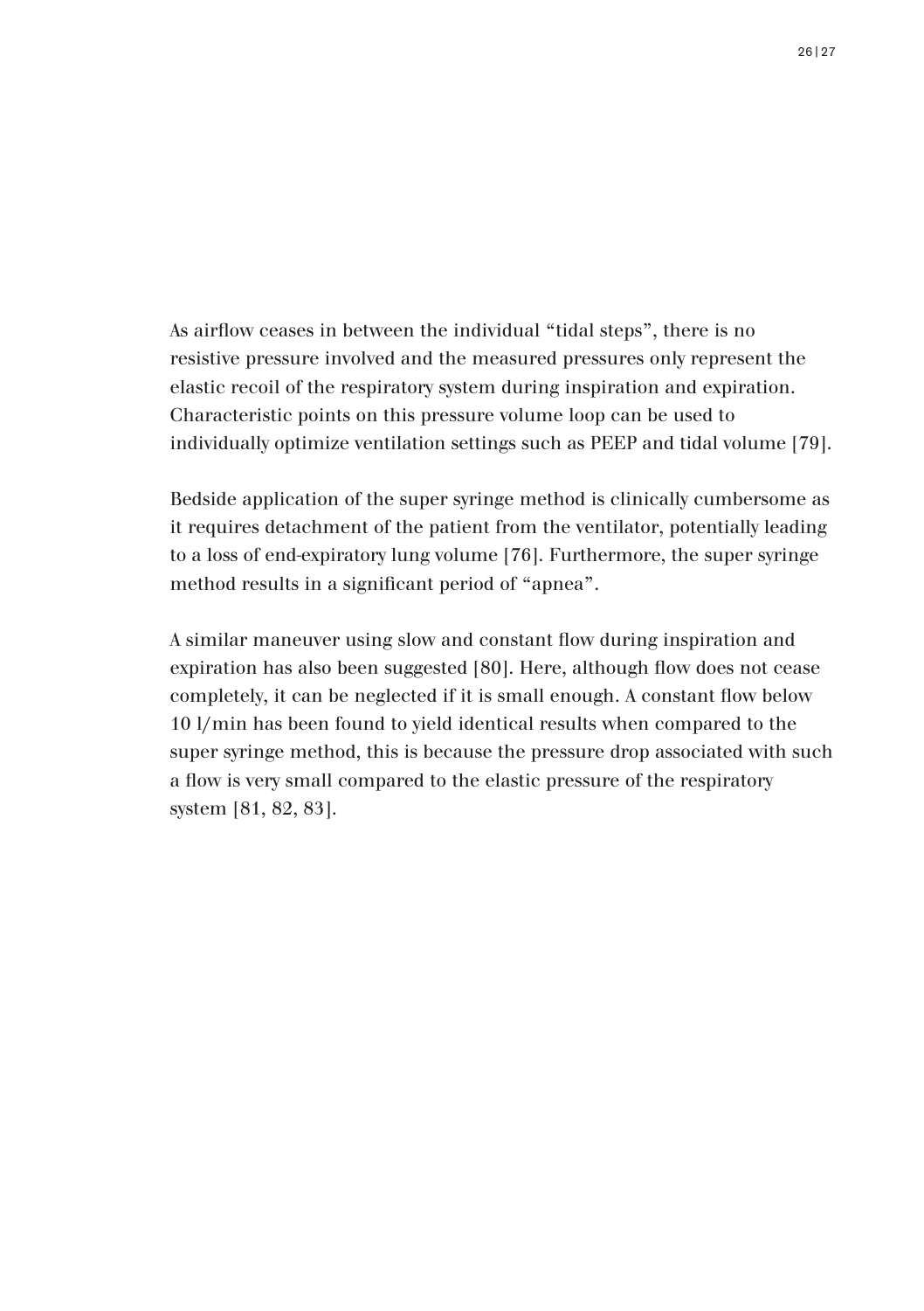As airflow ceases in between the individual “tidal steps”, there is no resistive pressure involved and the measured pressures only represent the elastic recoil of the respiratory system during inspiration and expiration. Characteristic points on this pressure volume loop can be used to individually optimize ventilation settings such as PEEP and tidal volume [79].

Bedside application of the super syringe method is clinically cumbersome as it requires detachment of the patient from the ventilator, potentially leading to a loss of end-expiratory lung volume [76]. Furthermore, the super syringe method results in a significant period of “apnea”.

A similar maneuver using slow and constant flow during inspiration and expiration has also been suggested [80]. Here, although flow does not cease completely, it can be neglected if it is small enough. A constant flow below 10 l/min has been found to yield identical results when compared to the super syringe method, this is because the pressure drop associated with such a flow is very small compared to the elastic pressure of the respiratory system [81, 82, 83].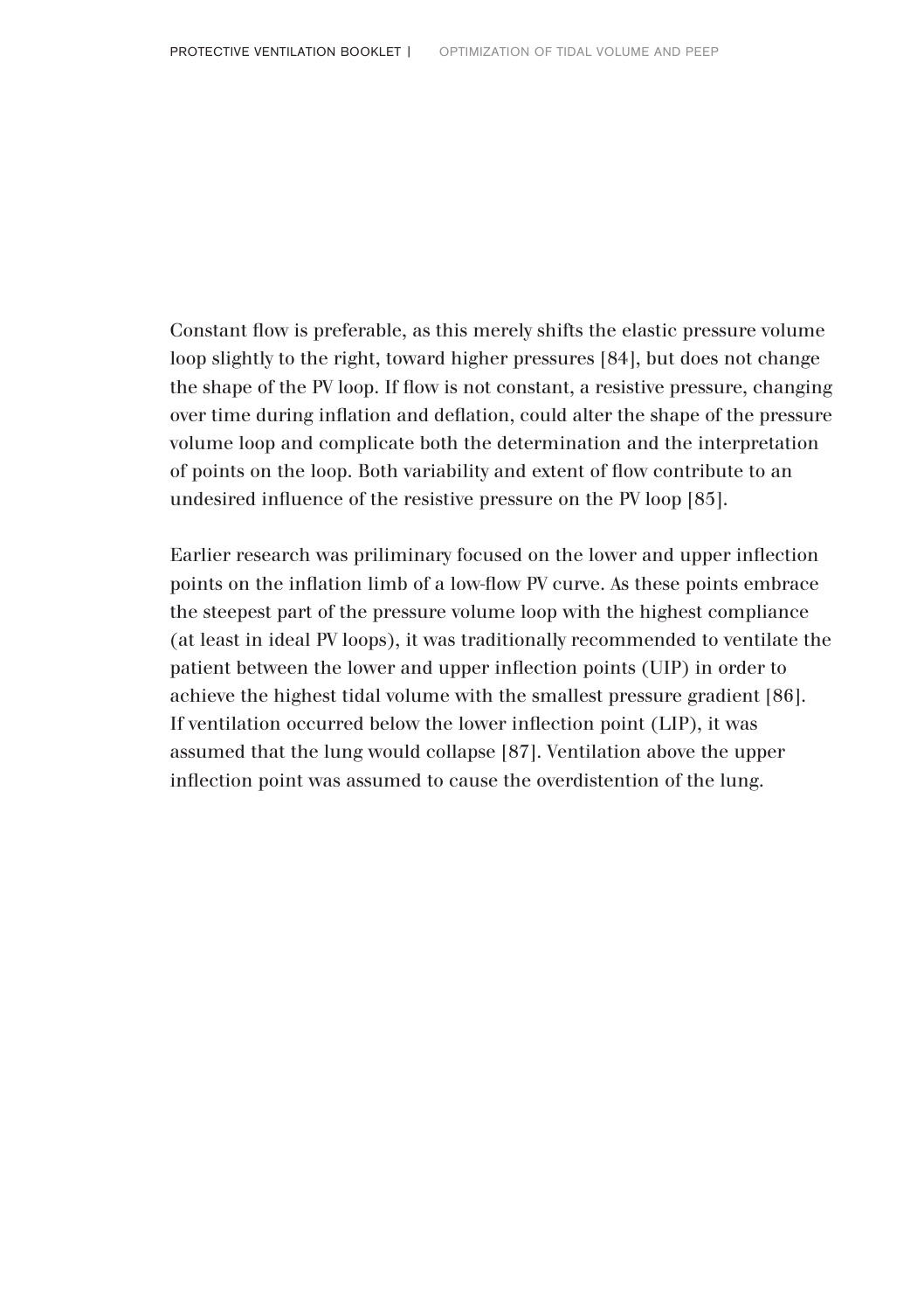Constant flow is preferable, as this merely shifts the elastic pressure volume loop slightly to the right, toward higher pressures [84], but does not change the shape of the PV loop. If flow is not constant, a resistive pressure, changing over time during inflation and deflation, could alter the shape of the pressure volume loop and complicate both the determination and the interpretation of points on the loop. Both variability and extent of flow contribute to an undesired influence of the resistive pressure on the PV loop [85].

Earlier research was priliminary focused on the lower and upper inflection points on the inflation limb of a low-flow PV curve. As these points embrace the steepest part of the pressure volume loop with the highest compliance (at least in ideal PV loops), it was traditionally recommended to ventilate the patient between the lower and upper inflection points (UIP) in order to achieve the highest tidal volume with the smallest pressure gradient [86]. If ventilation occurred below the lower inflection point (LIP), it was assumed that the lung would collapse [87]. Ventilation above the upper inflection point was assumed to cause the overdistention of the lung.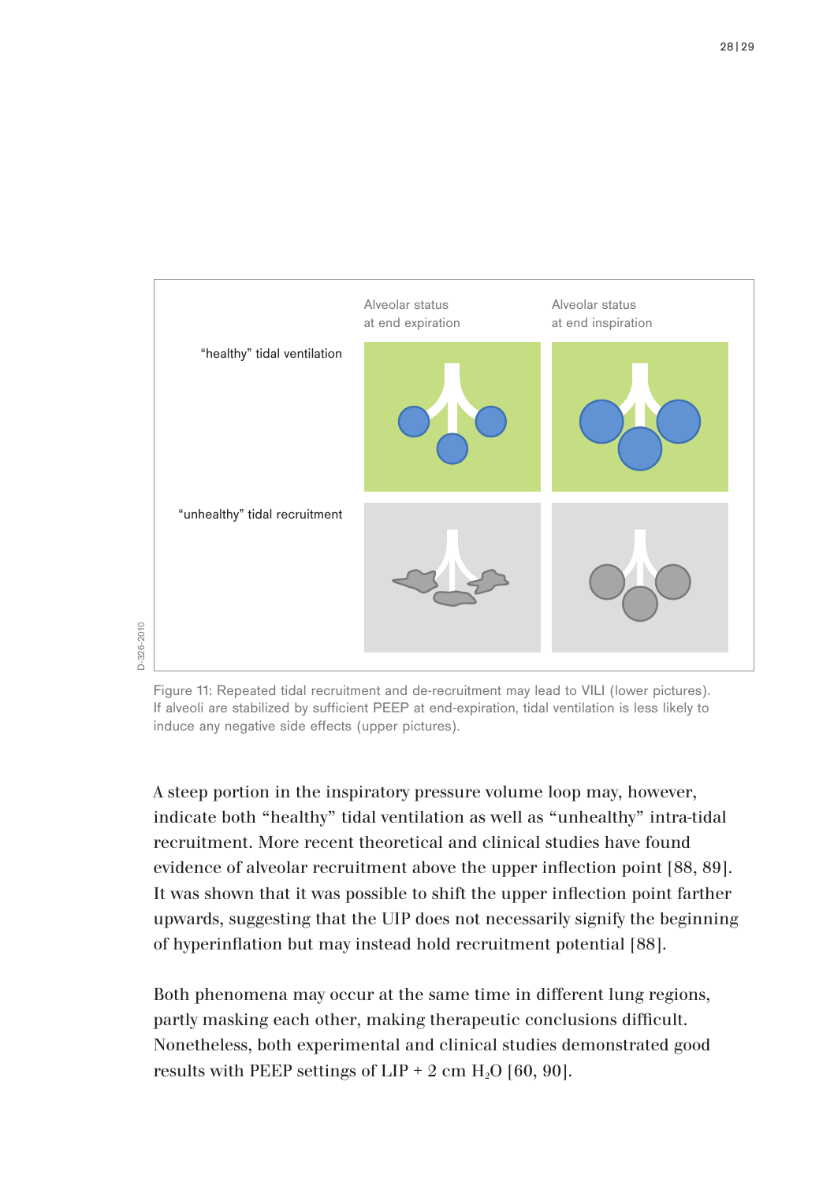Alveolar status at end expiration

Alveolar status at end inspiration

"healthy" tidal ventilation

"unhealthy" tidal recruitment

Figure 11: Repeated tidal recruitment and de-recruitment may lead to VILI (lower pictures). If alveoli are stabilized by sufficient PEEP at end-expiration, tidal ventilation is less likely to induce any negative side effects (upper pictures).

A steep portion in the inspiratory pressure volume loop may, however, indicate both "healthy" tidal ventilation as well as "unhealthy" intra-tidal recruitment. More recent theoretical and clinical studies have found evidence of alveolar recruitment above the upper inflection point [88, 89]. It was shown that it was possible to shift the upper inflection point farther upwards, suggesting that the UIP does not necessarily signify the beginning of hyperinflation but may instead hold recruitment potential [88].

Both phenomena may occur at the same time in different lung regions, partly masking each other, making therapeutic conclusions difficult. Nonetheless, both experimental and clinical studies demonstrated good results with PEEP settings of LIP + 2 cm $H_2O$ [60, 90].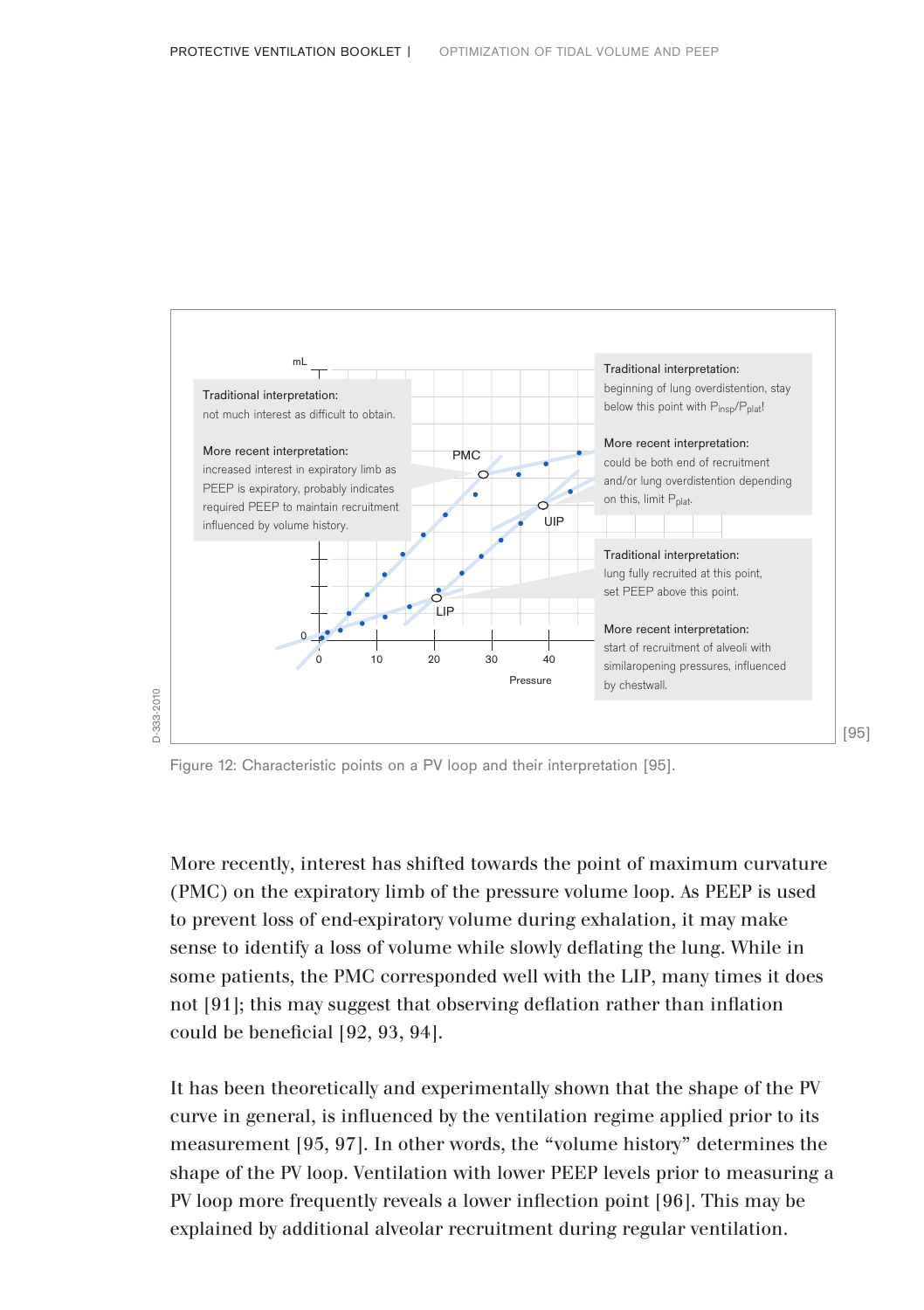Traditional interpretation:
not much interest as difficult to obtain.

More recent interpretation:
increased interest in expiratory limb as PEEP is expiratory, probably indicates required PEEP to maintain recruitment influenced by volume history.

Traditional interpretation:
beginning of lung overdistention, stay below this point with $P_{insp}$/$P_{plat}$!

More recent interpretation:
could be both end of recruitment and/or lung overdistention depending on this, limit $P_{plat}$.

Traditional interpretation:
lung fully recruited at this point, set PEEP above this point.

More recent interpretation:
start of recruitment of alveoli with similaropening pressures, influenced by chestwall.

[95]

Figure 12: Characteristic points on a PV loop and their interpretation [95].

More recently, interest has shifted towards the point of maximum curvature (PMC) on the expiratory limb of the pressure volume loop. As PEEP is used to prevent loss of end-expiratory volume during exhalation, it may make sense to identify a loss of volume while slowly deflating the lung. While in some patients, the PMC corresponded well with the LIP, many times it does not [91]; this may suggest that observing deflation rather than inflation could be beneficial [92, 93, 94].

It has been theoretically and experimentally shown that the shape of the PV curve in general, is influenced by the ventilation regime applied prior to its measurement [95, 97]. In other words, the "volume history" determines the shape of the PV loop. Ventilation with lower PEEP levels prior to measuring a PV loop more frequently reveals a lower inflection point [96]. This may be explained by additional alveolar recruitment during regular ventilation.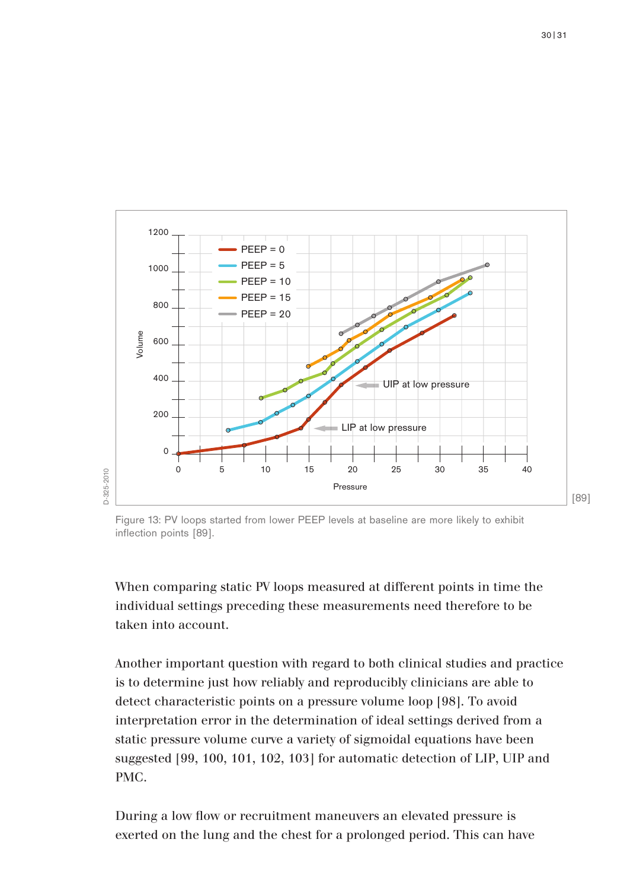Figure 13: PV loops started from lower PEEP levels at baseline are more likely to exhibit inflection points [89].

When comparing static PV loops measured at different points in time the individual settings preceding these measurements need therefore to be taken into account.

Another important question with regard to both clinical studies and practice is to determine just how reliably and reproducibly clinicians are able to detect characteristic points on a pressure volume loop [98]. To avoid interpretation error in the determination of ideal settings derived from a static pressure volume curve a variety of sigmoidal equations have been suggested [99, 100, 101, 102, 103] for automatic detection of LIP, UIP and PMC.

During a low flow or recruitment maneuvers an elevated pressure is exerted on the lung and the chest for a prolonged period. This can have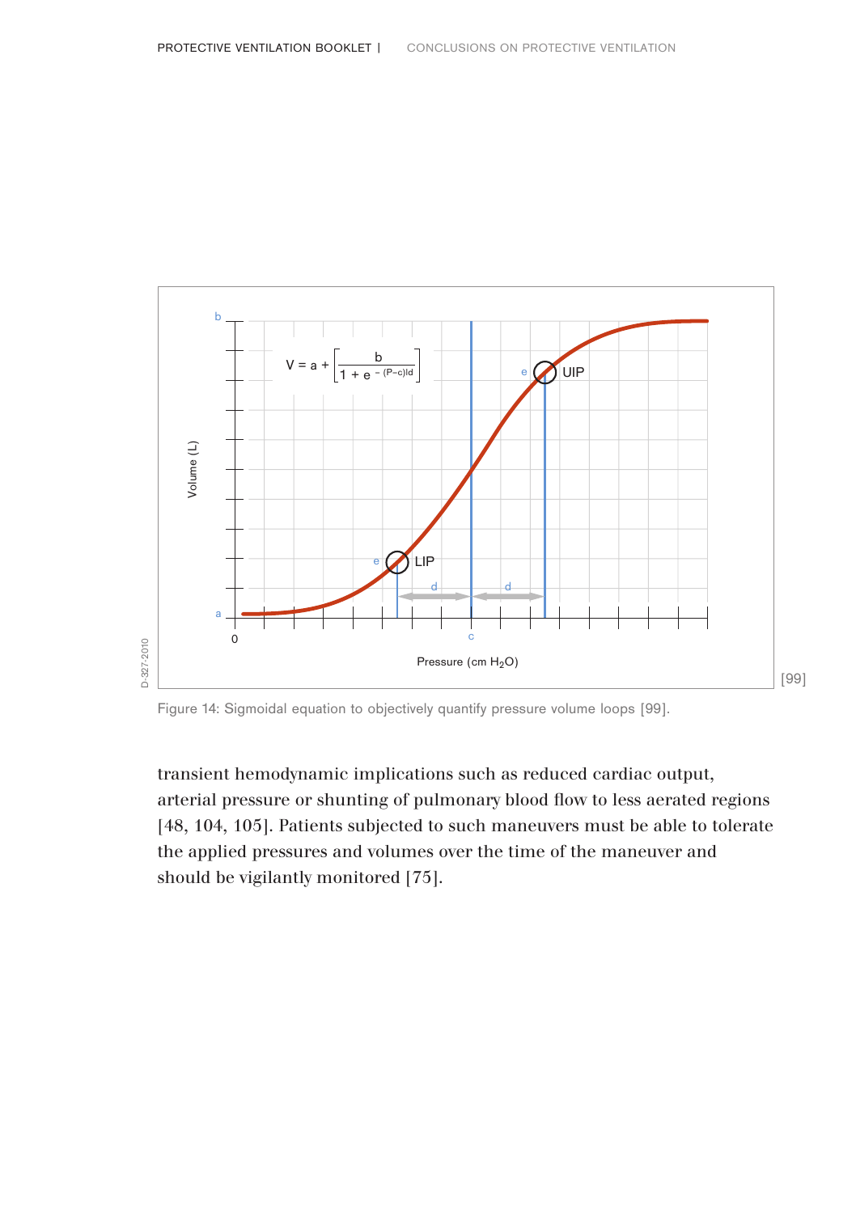$$V = a + \left[\frac{b}{1 + e^{-(P-c)/d}}\right]$$

Figure 14: Sigmoidal equation to objectively quantify pressure volume loops [99].

transient hemodynamic implications such as reduced cardiac output, arterial pressure or shunting of pulmonary blood flow to less aerated regions [48, 104, 105]. Patients subjected to such maneuvers must be able to tolerate the applied pressures and volumes over the time of the maneuver and should be vigilantly monitored [75].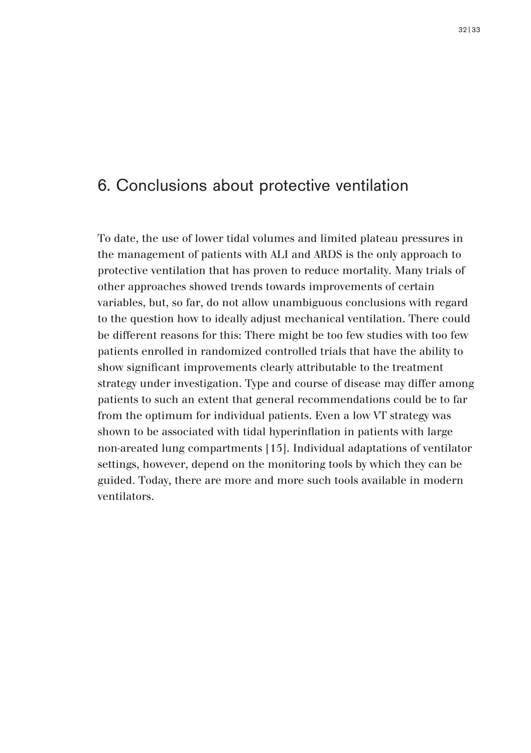## 6. Conclusions about protective ventilation

To date, the use of lower tidal volumes and limited plateau pressures in the management of patients with ALI and ARDS is the only approach to protective ventilation that has proven to reduce mortality. Many trials of other approaches showed trends towards improvements of certain variables, but, so far, do not allow unambiguous conclusions with regard to the question how to ideally adjust mechanical ventilation. There could be different reasons for this: There might be too few studies with too few patients enrolled in randomized controlled trials that have the ability to show significant improvements clearly attributable to the treatment strategy under investigation. Type and course of disease may differ among patients to such an extent that general recommendations could be to far from the optimum for individual patients. Even a low VT strategy was shown to be associated with tidal hyperinflation in patients with large non-areated lung compartments [15]. Individual adaptations of ventilator settings, however, depend on the monitoring tools by which they can be guided. Today, there are more and more such tools available in modern ventilators.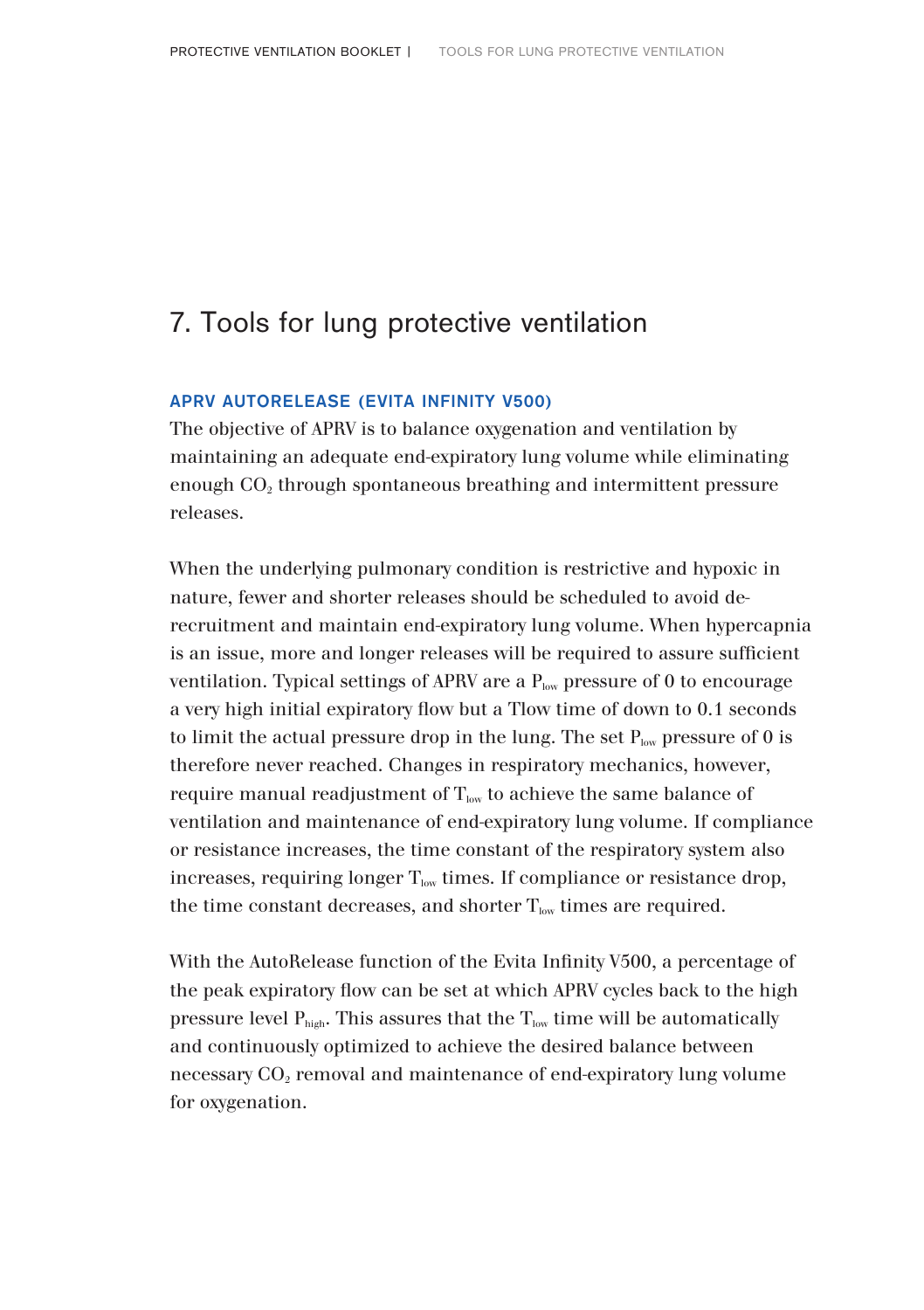# 7. Tools for lung protective ventilation

### APRV AUTORELEASE (EVITA INFINITY V500)

The objective of APRV is to balance oxygenation and ventilation by maintaining an adequate end-expiratory lung volume while eliminating enough $CO_2$ through spontaneous breathing and intermittent pressure releases.

When the underlying pulmonary condition is restrictive and hypoxic in nature, fewer and shorter releases should be scheduled to avoid de-recruitment and maintain end-expiratory lung volume. When hypercapnia is an issue, more and longer releases will be required to assure sufficient ventilation. Typical settings of APRV are a $P_{low}$ pressure of 0 to encourage a very high initial expiratory flow but a Tlow time of down to 0.1 seconds to limit the actual pressure drop in the lung. The set $P_{low}$ pressure of 0 is therefore never reached. Changes in respiratory mechanics, however, require manual readjustment of $T_{low}$ to achieve the same balance of ventilation and maintenance of end-expiratory lung volume. If compliance or resistance increases, the time constant of the respiratory system also increases, requiring longer $T_{low}$ times. If compliance or resistance drop, the time constant decreases, and shorter $T_{low}$ times are required.

With the AutoRelease function of the Evita Infinity V500, a percentage of the peak expiratory flow can be set at which APRV cycles back to the high pressure level $P_{high}$. This assures that the $T_{low}$ time will be automatically and continuously optimized to achieve the desired balance between necessary $CO_2$ removal and maintenance of end-expiratory lung volume for oxygenation.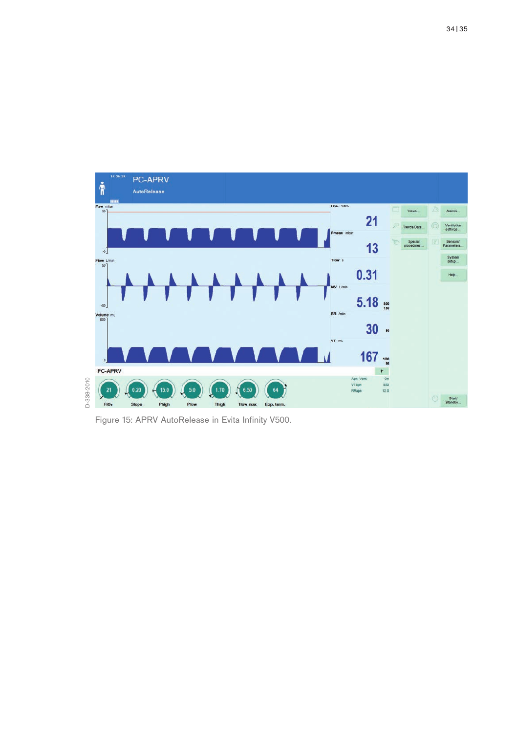Figure 15: APRV AutoRelease in Evita Infinity V500.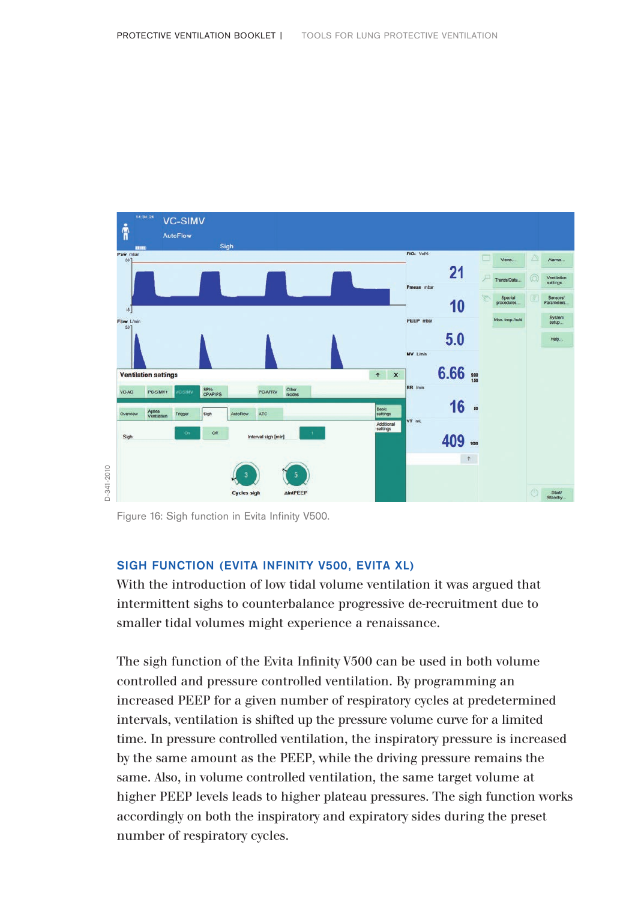Figure 16: Sigh function in Evita Infinity V500.

## SIGH FUNCTION (EVITA INFINITY V500, EVITA XL)

With the introduction of low tidal volume ventilation it was argued that intermittent sighs to counterbalance progressive de-recruitment due to smaller tidal volumes might experience a renaissance.

The sigh function of the Evita Infinity V500 can be used in both volume controlled and pressure controlled ventilation. By programming an increased PEEP for a given number of respiratory cycles at predetermined intervals, ventilation is shifted up the pressure volume curve for a limited time. In pressure controlled ventilation, the inspiratory pressure is increased by the same amount as the PEEP, while the driving pressure remains the same. Also, in volume controlled ventilation, the same target volume at higher PEEP levels leads to higher plateau pressures. The sigh function works accordingly on both the inspiratory and expiratory sides during the preset number of respiratory cycles.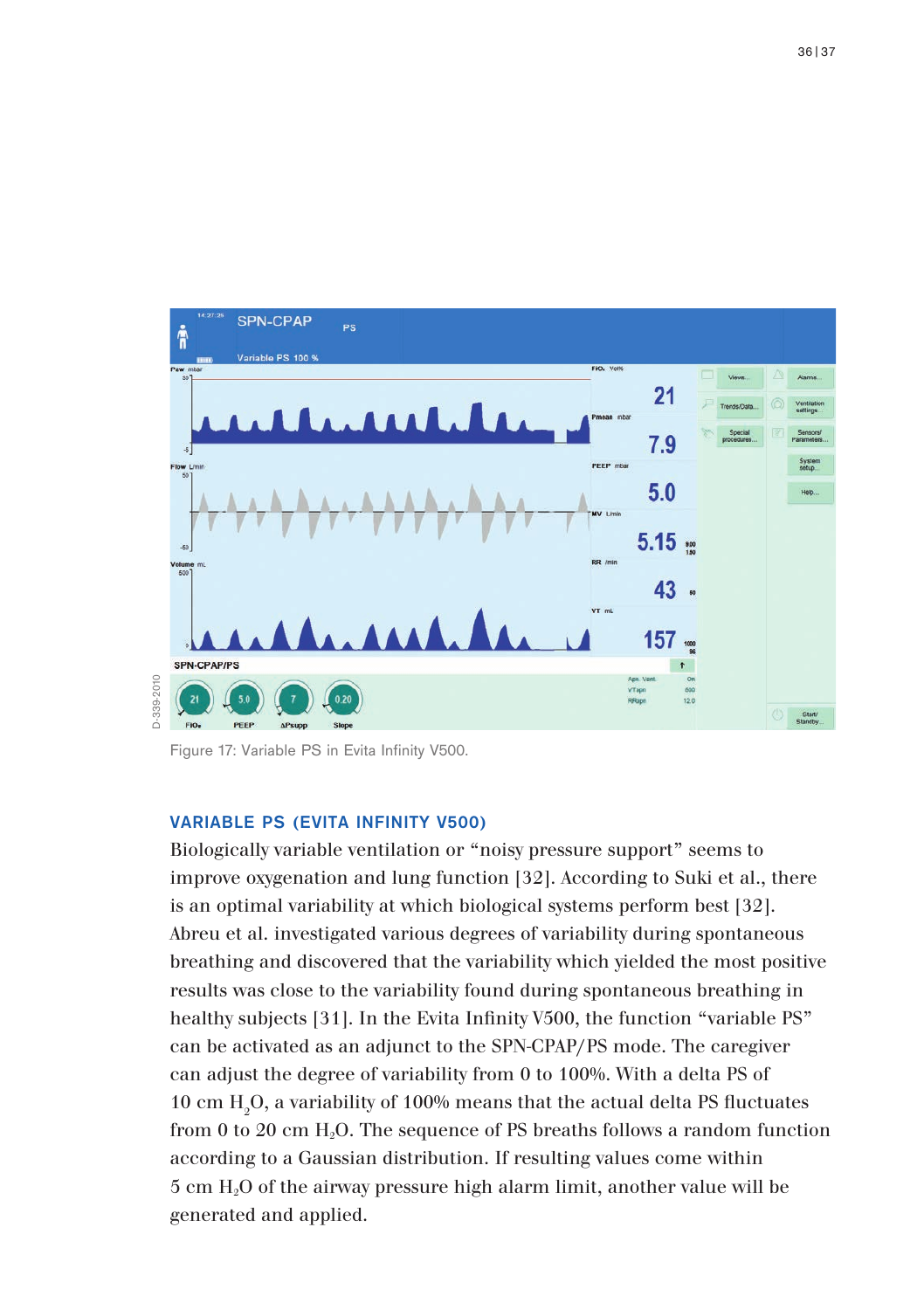Figure 17: Variable PS in Evita Infinity V500.

### VARIABLE PS (EVITA INFINITY V500)

Biologically variable ventilation or “noisy pressure support” seems to improve oxygenation and lung function [32]. According to Suki et al., there is an optimal variability at which biological systems perform best [32]. Abreu et al. investigated various degrees of variability during spontaneous breathing and discovered that the variability which yielded the most positive results was close to the variability found during spontaneous breathing in healthy subjects [31]. In the Evita Infinity V500, the function “variable PS” can be activated as an adjunct to the SPN-CPAP/PS mode. The caregiver can adjust the degree of variability from 0 to 100%. With a delta PS of 10 cm $H_2O$, a variability of 100% means that the actual delta PS fluctuates from 0 to 20 cm $H_2O$. The sequence of PS breaths follows a random function according to a Gaussian distribution. If resulting values come within 5 cm $H_2O$ of the airway pressure high alarm limit, another value will be generated and applied.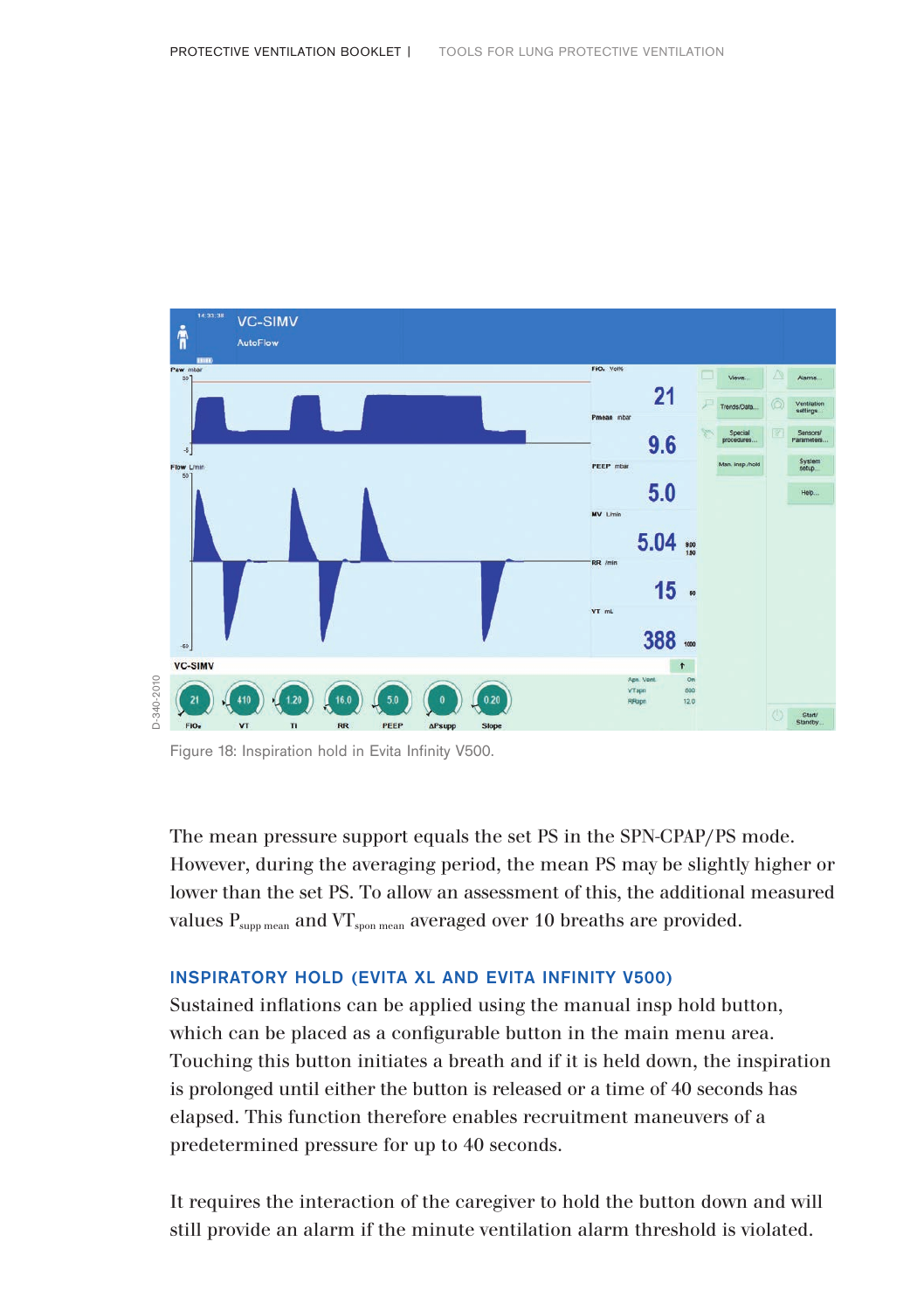Figure 18: Inspiration hold in Evita Infinity V500.

The mean pressure support equals the set PS in the SPN-CPAP/PS mode. However, during the averaging period, the mean PS may be slightly higher or lower than the set PS. To allow an assessment of this, the additional measured values $P_{supp\ mean}$ and $VT_{spon\ mean}$ averaged over 10 breaths are provided.

## INSPIRATORY HOLD (EVITA XL AND EVITA INFINITY V500)

Sustained inflations can be applied using the manual insp hold button, which can be placed as a configurable button in the main menu area. Touching this button initiates a breath and if it is held down, the inspiration is prolonged until either the button is released or a time of 40 seconds has elapsed. This function therefore enables recruitment maneuvers of a predetermined pressure for up to 40 seconds.

It requires the interaction of the caregiver to hold the button down and will still provide an alarm if the minute ventilation alarm threshold is violated.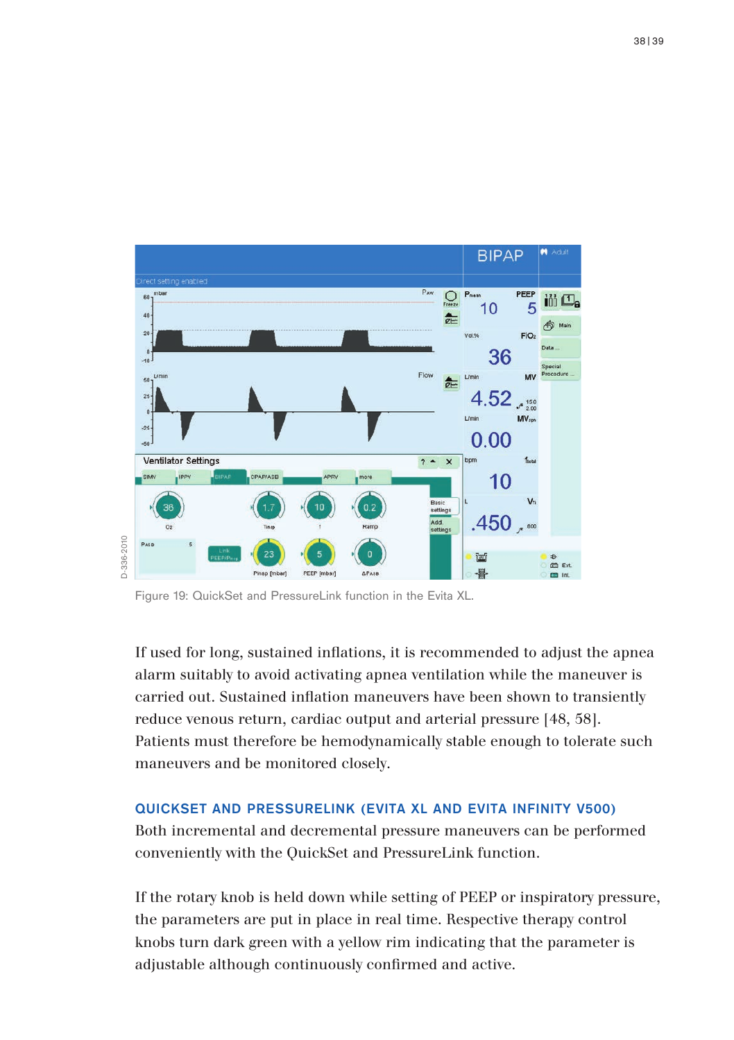Figure 19: QuickSet and PressureLink function in the Evita XL.

If used for long, sustained inflations, it is recommended to adjust the apnea alarm suitably to avoid activating apnea ventilation while the maneuver is carried out. Sustained inflation maneuvers have been shown to transiently reduce venous return, cardiac output and arterial pressure [48, 58]. Patients must therefore be hemodynamically stable enough to tolerate such maneuvers and be monitored closely.

### QUICKSET AND PRESSURELINK (EVITA XL AND EVITA INFINITY V500)

Both incremental and decremental pressure maneuvers can be performed conveniently with the QuickSet and PressureLink function.

If the rotary knob is held down while setting of PEEP or inspiratory pressure, the parameters are put in place in real time. Respective therapy control knobs turn dark green with a yellow rim indicating that the parameter is adjustable although continuously confirmed and active.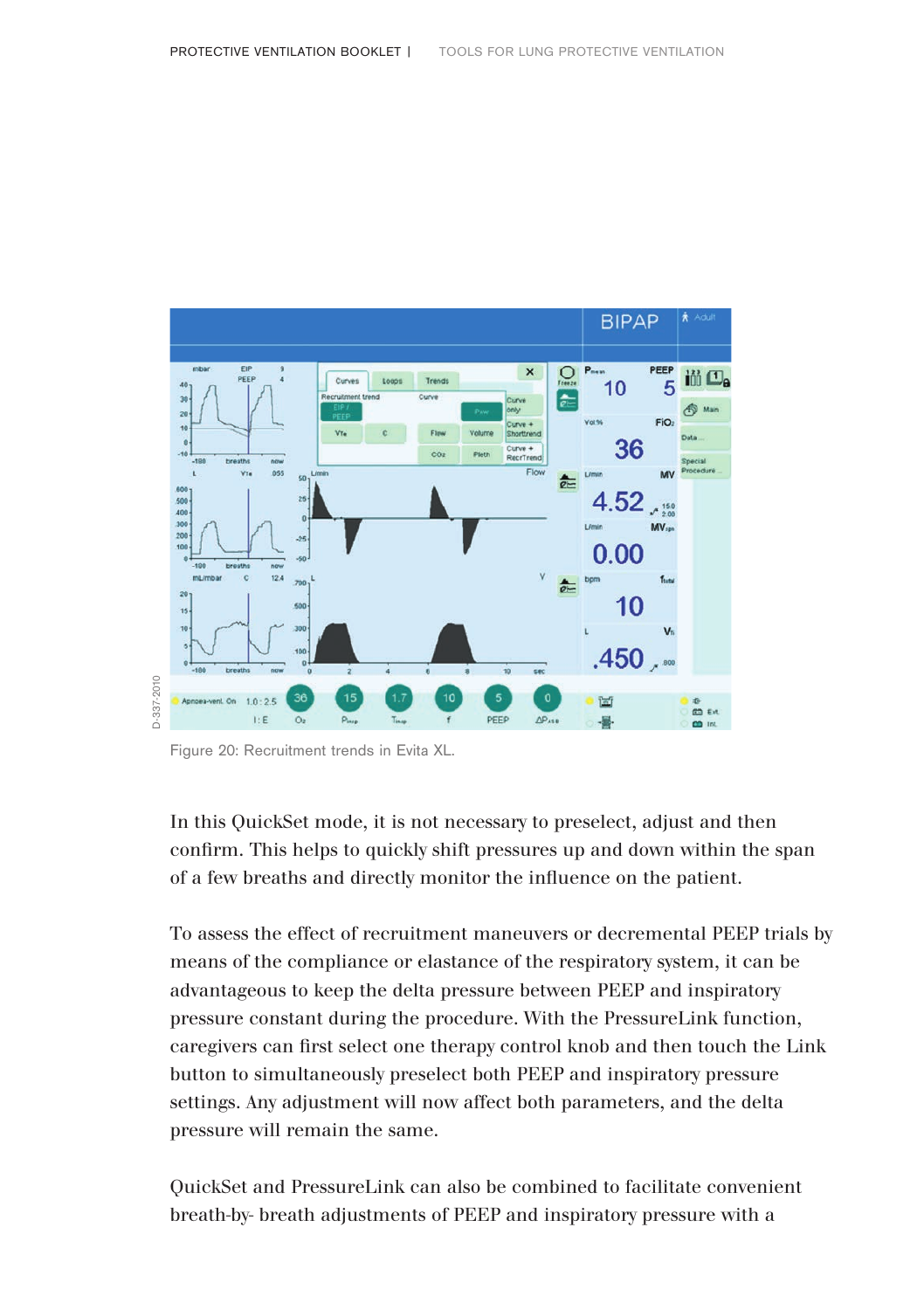Figure 20: Recruitment trends in Evita XL.

In this QuickSet mode, it is not necessary to preselect, adjust and then confirm. This helps to quickly shift pressures up and down within the span of a few breaths and directly monitor the influence on the patient.

To assess the effect of recruitment maneuvers or decremental PEEP trials by means of the compliance or elastance of the respiratory system, it can be advantageous to keep the delta pressure between PEEP and inspiratory pressure constant during the procedure. With the PressureLink function, caregivers can first select one therapy control knob and then touch the Link button to simultaneously preselect both PEEP and inspiratory pressure settings. Any adjustment will now affect both parameters, and the delta pressure will remain the same.

QuickSet and PressureLink can also be combined to facilitate convenient breath-by- breath adjustments of PEEP and inspiratory pressure with a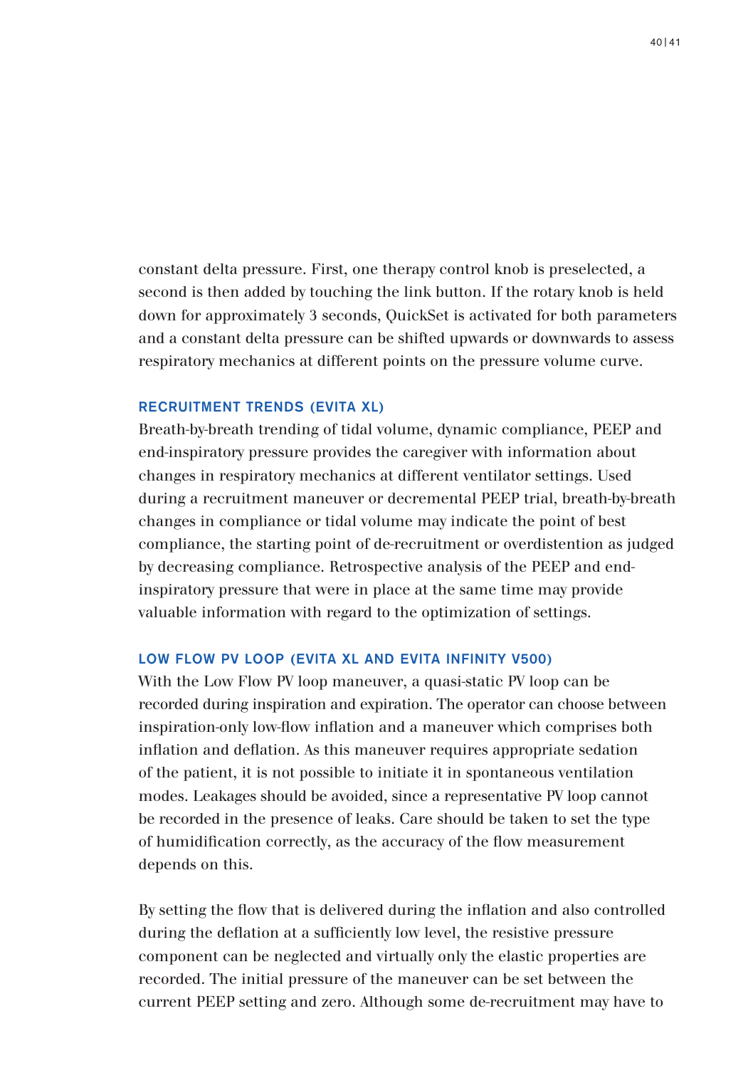constant delta pressure. First, one therapy control knob is preselected, a second is then added by touching the link button. If the rotary knob is held down for approximately 3 seconds, QuickSet is activated for both parameters and a constant delta pressure can be shifted upwards or downwards to assess respiratory mechanics at different points on the pressure volume curve.

### RECRUITMENT TRENDS (EVITA XL)

Breath-by-breath trending of tidal volume, dynamic compliance, PEEP and end-inspiratory pressure provides the caregiver with information about changes in respiratory mechanics at different ventilator settings. Used during a recruitment maneuver or decremental PEEP trial, breath-by-breath changes in compliance or tidal volume may indicate the point of best compliance, the starting point of de-recruitment or overdistention as judged by decreasing compliance. Retrospective analysis of the PEEP and end-inspiratory pressure that were in place at the same time may provide valuable information with regard to the optimization of settings.

### LOW FLOW PV LOOP (EVITA XL AND EVITA INFINITY V500)

With the Low Flow PV loop maneuver, a quasi-static PV loop can be recorded during inspiration and expiration. The operator can choose between inspiration-only low-flow inflation and a maneuver which comprises both inflation and deflation. As this maneuver requires appropriate sedation of the patient, it is not possible to initiate it in spontaneous ventilation modes. Leakages should be avoided, since a representative PV loop cannot be recorded in the presence of leaks. Care should be taken to set the type of humidification correctly, as the accuracy of the flow measurement depends on this.

By setting the flow that is delivered during the inflation and also controlled during the deflation at a sufficiently low level, the resistive pressure component can be neglected and virtually only the elastic properties are recorded. The initial pressure of the maneuver can be set between the current PEEP setting and zero. Although some de-recruitment may have to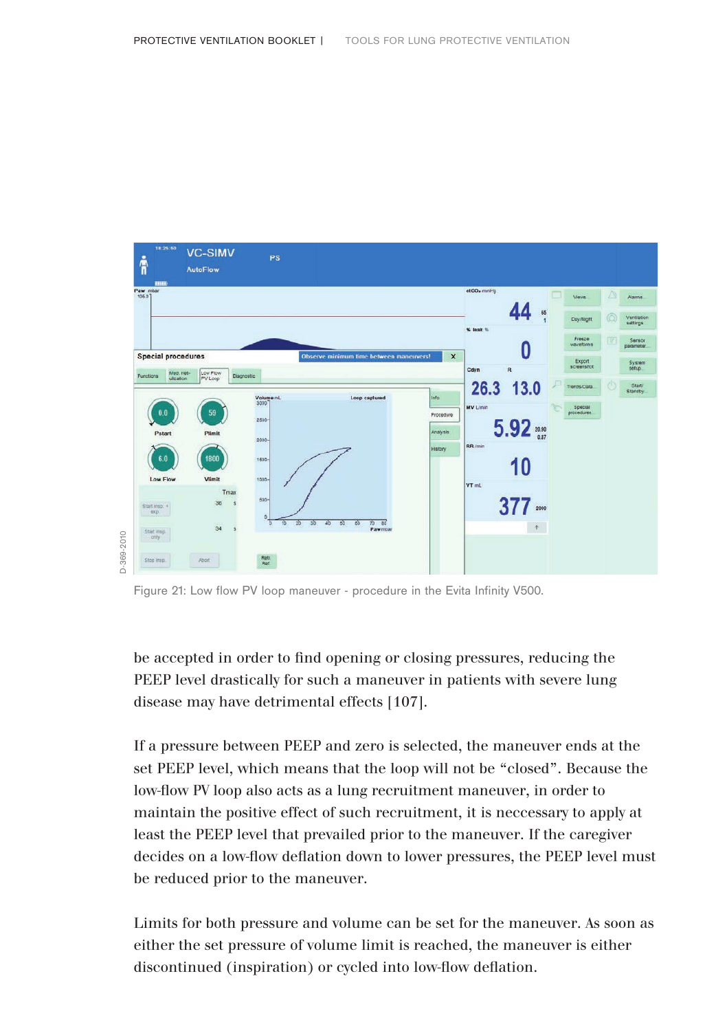Figure 21: Low flow PV loop maneuver - procedure in the Evita Infinity V500.

be accepted in order to find opening or closing pressures, reducing the PEEP level drastically for such a maneuver in patients with severe lung disease may have detrimental effects [107].

If a pressure between PEEP and zero is selected, the maneuver ends at the set PEEP level, which means that the loop will not be "closed". Because the low-flow PV loop also acts as a lung recruitment maneuver, in order to maintain the positive effect of such recruitment, it is neccessary to apply at least the PEEP level that prevailed prior to the maneuver. If the caregiver decides on a low-flow deflation down to lower pressures, the PEEP level must be reduced prior to the maneuver.

Limits for both pressure and volume can be set for the maneuver. As soon as either the set pressure of volume limit is reached, the maneuver is either discontinued (inspiration) or cycled into low-flow deflation.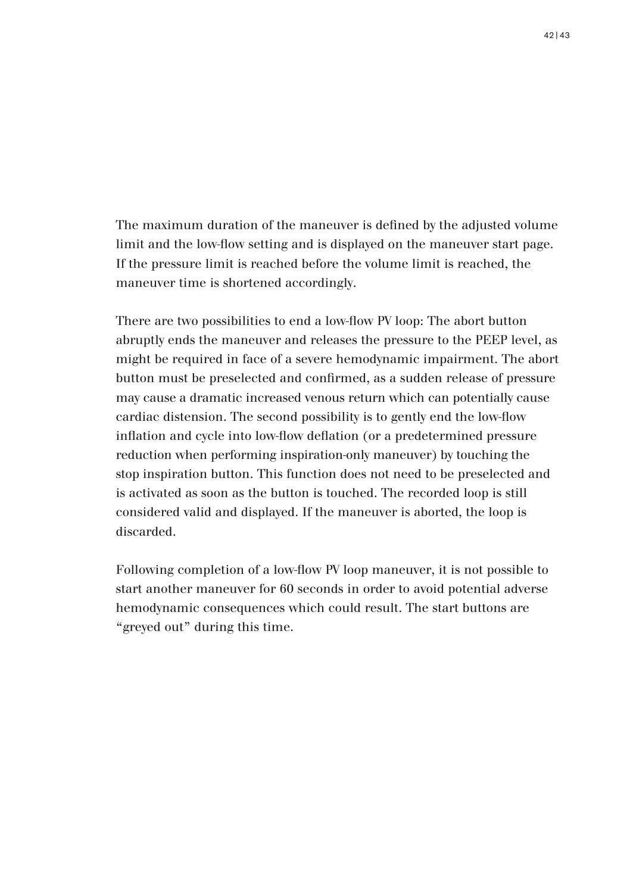The maximum duration of the maneuver is defined by the adjusted volume limit and the low-flow setting and is displayed on the maneuver start page. If the pressure limit is reached before the volume limit is reached, the maneuver time is shortened accordingly.

There are two possibilities to end a low-flow PV loop: The abort button abruptly ends the maneuver and releases the pressure to the PEEP level, as might be required in face of a severe hemodynamic impairment. The abort button must be preselected and confirmed, as a sudden release of pressure may cause a dramatic increased venous return which can potentially cause cardiac distension. The second possibility is to gently end the low-flow inflation and cycle into low-flow deflation (or a predetermined pressure reduction when performing inspiration-only maneuver) by touching the stop inspiration button. This function does not need to be preselected and is activated as soon as the button is touched. The recorded loop is still considered valid and displayed. If the maneuver is aborted, the loop is discarded.

Following completion of a low-flow PV loop maneuver, it is not possible to start another maneuver for 60 seconds in order to avoid potential adverse hemodynamic consequences which could result. The start buttons are "greyed out" during this time.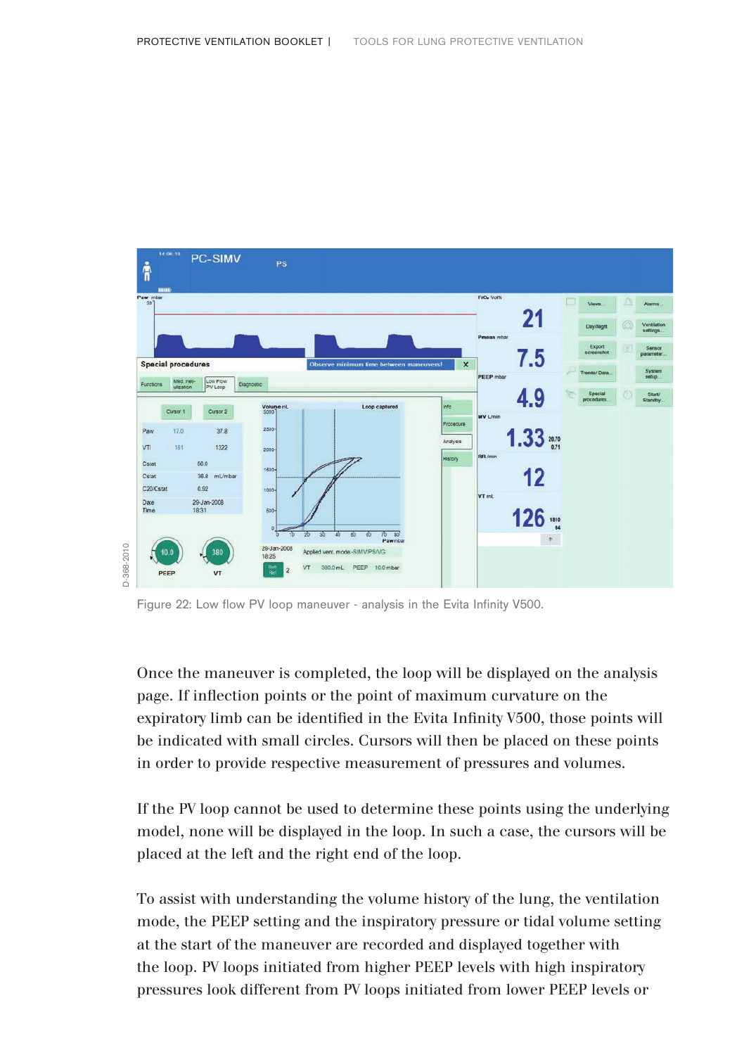Figure 22: Low flow PV loop maneuver - analysis in the Evita Infinity V500.

Once the maneuver is completed, the loop will be displayed on the analysis page. If inflection points or the point of maximum curvature on the expiratory limb can be identified in the Evita Infinity V500, those points will be indicated with small circles. Cursors will then be placed on these points in order to provide respective measurement of pressures and volumes.

If the PV loop cannot be used to determine these points using the underlying model, none will be displayed in the loop. In such a case, the cursors will be placed at the left and the right end of the loop.

To assist with understanding the volume history of the lung, the ventilation mode, the PEEP setting and the inspiratory pressure or tidal volume setting at the start of the maneuver are recorded and displayed together with the loop. PV loops initiated from higher PEEP levels with high inspiratory pressures look different from PV loops initiated from lower PEEP levels or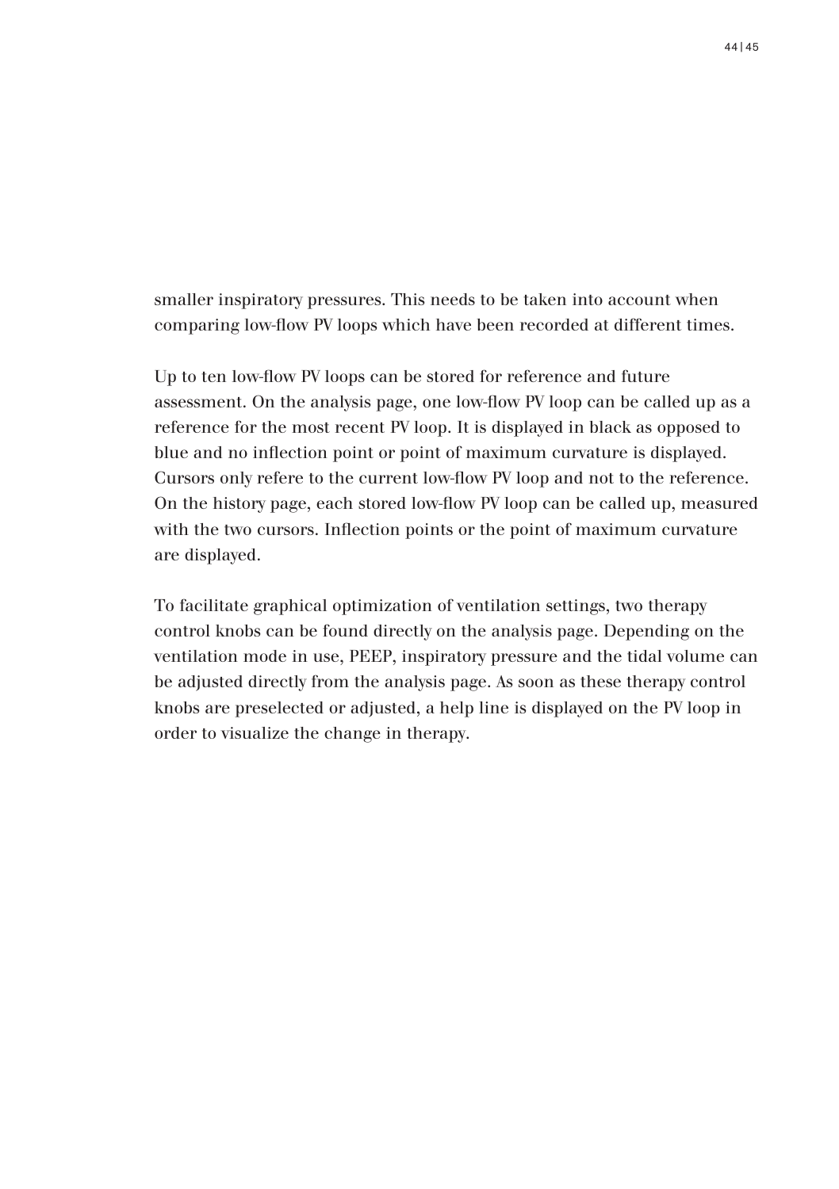smaller inspiratory pressures. This needs to be taken into account when comparing low-flow PV loops which have been recorded at different times.

Up to ten low-flow PV loops can be stored for reference and future assessment. On the analysis page, one low-flow PV loop can be called up as a reference for the most recent PV loop. It is displayed in black as opposed to blue and no inflection point or point of maximum curvature is displayed. Cursors only refere to the current low-flow PV loop and not to the reference. On the history page, each stored low-flow PV loop can be called up, measured with the two cursors. Inflection points or the point of maximum curvature are displayed.

To facilitate graphical optimization of ventilation settings, two therapy control knobs can be found directly on the analysis page. Depending on the ventilation mode in use, PEEP, inspiratory pressure and the tidal volume can be adjusted directly from the analysis page. As soon as these therapy control knobs are preselected or adjusted, a help line is displayed on the PV loop in order to visualize the change in therapy.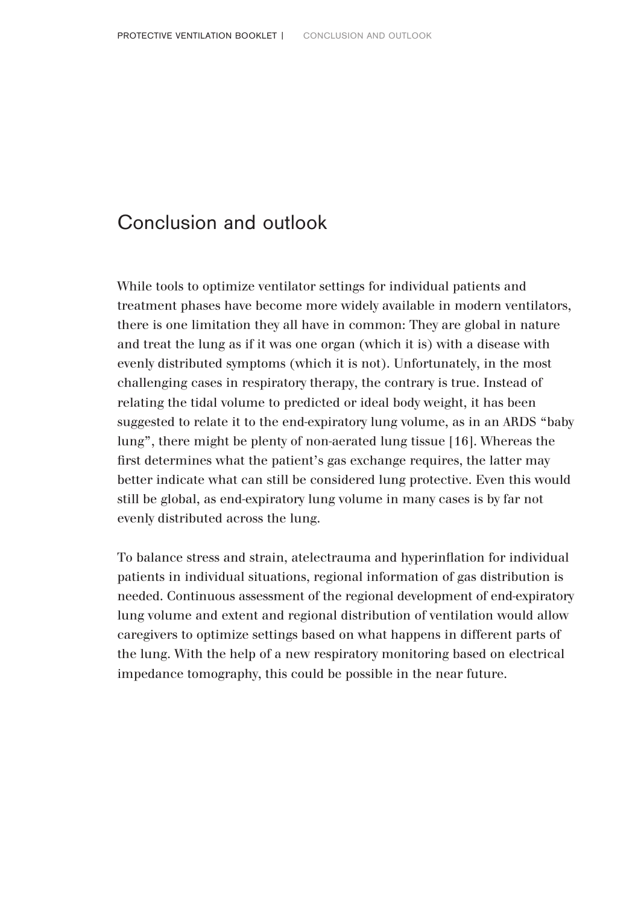# Conclusion and outlook

While tools to optimize ventilator settings for individual patients and treatment phases have become more widely available in modern ventilators, there is one limitation they all have in common: They are global in nature and treat the lung as if it was one organ (which it is) with a disease with evenly distributed symptoms (which it is not). Unfortunately, in the most challenging cases in respiratory therapy, the contrary is true. Instead of relating the tidal volume to predicted or ideal body weight, it has been suggested to relate it to the end-expiratory lung volume, as in an ARDS "baby lung", there might be plenty of non-aerated lung tissue [16]. Whereas the first determines what the patient's gas exchange requires, the latter may better indicate what can still be considered lung protective. Even this would still be global, as end-expiratory lung volume in many cases is by far not evenly distributed across the lung.

To balance stress and strain, atelectrauma and hyperinflation for individual patients in individual situations, regional information of gas distribution is needed. Continuous assessment of the regional development of end-expiratory lung volume and extent and regional distribution of ventilation would allow caregivers to optimize settings based on what happens in different parts of the lung. With the help of a new respiratory monitoring based on electrical impedance tomography, this could be possible in the near future.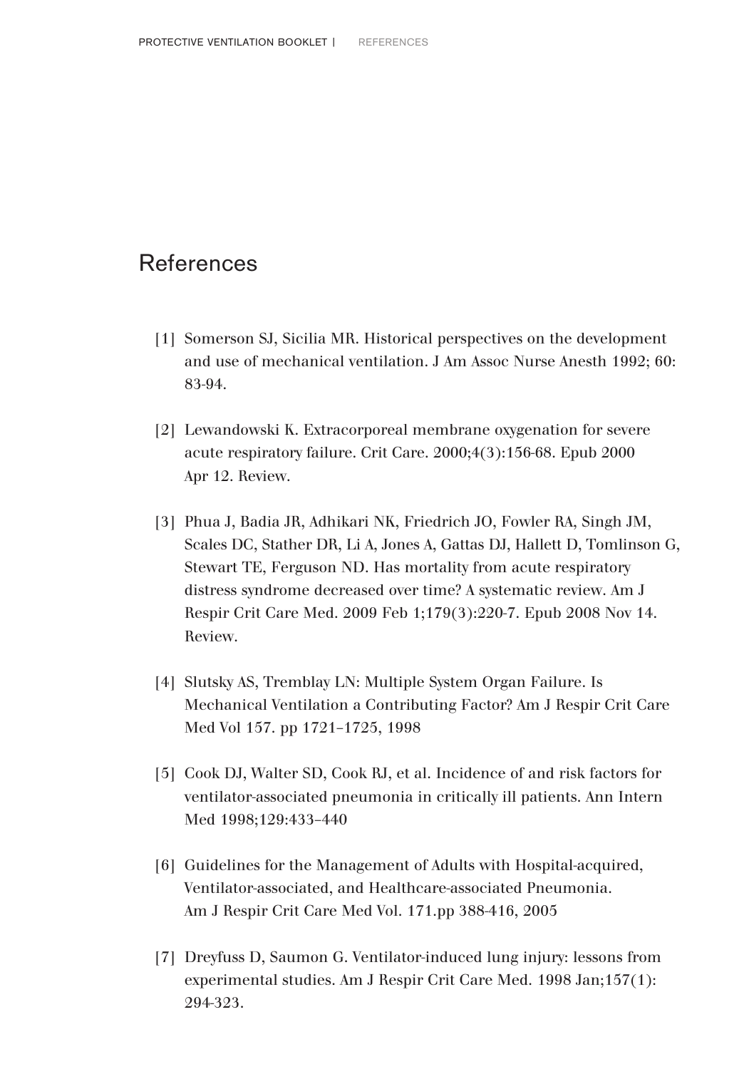# References

[1] Somerson SJ, Sicilia MR. Historical perspectives on the development and use of mechanical ventilation. J Am Assoc Nurse Anesth 1992; 60: 83-94.

[2] Lewandowski K. Extracorporeal membrane oxygenation for severe acute respiratory failure. Crit Care. 2000;4(3):156-68. Epub 2000 Apr 12. Review.

[3] Phua J, Badia JR, Adhikari NK, Friedrich JO, Fowler RA, Singh JM, Scales DC, Stather DR, Li A, Jones A, Gattas DJ, Hallett D, Tomlinson G, Stewart TE, Ferguson ND. Has mortality from acute respiratory distress syndrome decreased over time? A systematic review. Am J Respir Crit Care Med. 2009 Feb 1;179(3):220-7. Epub 2008 Nov 14. Review.

[4] Slutsky AS, Tremblay LN: Multiple System Organ Failure. Is Mechanical Ventilation a Contributing Factor? Am J Respir Crit Care Med Vol 157. pp 1721–1725, 1998

[5] Cook DJ, Walter SD, Cook RJ, et al. Incidence of and risk factors for ventilator-associated pneumonia in critically ill patients. Ann Intern Med 1998;129:433–440

[6] Guidelines for the Management of Adults with Hospital-acquired, Ventilator-associated, and Healthcare-associated Pneumonia. Am J Respir Crit Care Med Vol. 171.pp 388-416, 2005

[7] Dreyfuss D, Saumon G. Ventilator-induced lung injury: lessons from experimental studies. Am J Respir Crit Care Med. 1998 Jan;157(1): 294-323.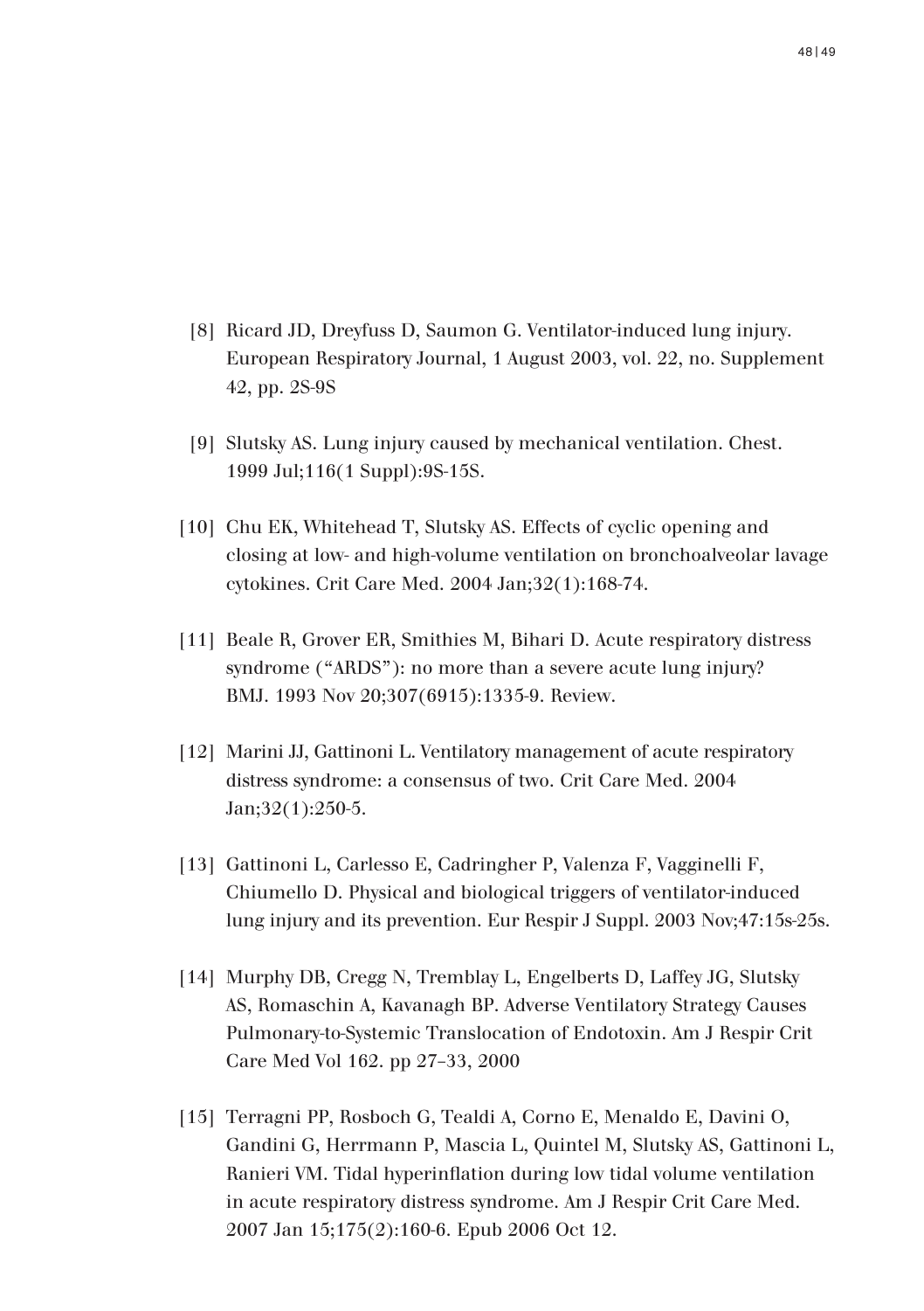[8] Ricard JD, Dreyfuss D, Saumon G. Ventilator-induced lung injury. European Respiratory Journal, 1 August 2003, vol. 22, no. Supplement 42, pp. 2S-9S

[9] Slutsky AS. Lung injury caused by mechanical ventilation. Chest. 1999 Jul;116(1 Suppl):9S-15S.

[10] Chu EK, Whitehead T, Slutsky AS. Effects of cyclic opening and closing at low- and high-volume ventilation on bronchoalveolar lavage cytokines. Crit Care Med. 2004 Jan;32(1):168-74.

[11] Beale R, Grover ER, Smithies M, Bihari D. Acute respiratory distress syndrome ("ARDS"): no more than a severe acute lung injury? BMJ. 1993 Nov 20;307(6915):1335-9. Review.

[12] Marini JJ, Gattinoni L. Ventilatory management of acute respiratory distress syndrome: a consensus of two. Crit Care Med. 2004 Jan;32(1):250-5.

[13] Gattinoni L, Carlesso E, Cadringher P, Valenza F, Vagginelli F, Chiumello D. Physical and biological triggers of ventilator-induced lung injury and its prevention. Eur Respir J Suppl. 2003 Nov;47:15s-25s.

[14] Murphy DB, Cregg N, Tremblay L, Engelberts D, Laffey JG, Slutsky AS, Romaschin A, Kavanagh BP. Adverse Ventilatory Strategy Causes Pulmonary-to-Systemic Translocation of Endotoxin. Am J Respir Crit Care Med Vol 162. pp 27–33, 2000

[15] Terragni PP, Rosboch G, Tealdi A, Corno E, Menaldo E, Davini O, Gandini G, Herrmann P, Mascia L, Quintel M, Slutsky AS, Gattinoni L, Ranieri VM. Tidal hyperinflation during low tidal volume ventilation in acute respiratory distress syndrome. Am J Respir Crit Care Med. 2007 Jan 15;175(2):160-6. Epub 2006 Oct 12.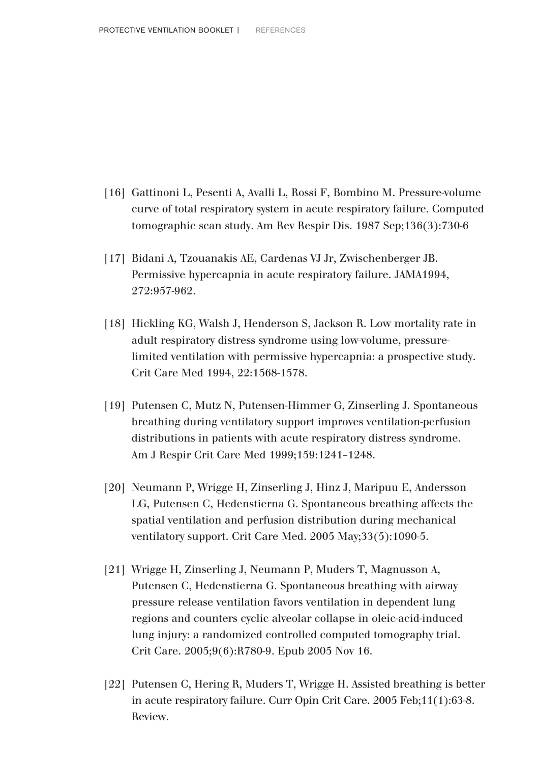[16] Gattinoni L, Pesenti A, Avalli L, Rossi F, Bombino M. Pressure-volume curve of total respiratory system in acute respiratory failure. Computed tomographic scan study. Am Rev Respir Dis. 1987 Sep;136(3):730-6

[17] Bidani A, Tzouanakis AE, Cardenas VJ Jr, Zwischenberger JB. Permissive hypercapnia in acute respiratory failure. JAMA1994, 272:957-962.

[18] Hickling KG, Walsh J, Henderson S, Jackson R. Low mortality rate in adult respiratory distress syndrome using low-volume, pressure-limited ventilation with permissive hypercapnia: a prospective study. Crit Care Med 1994, 22:1568-1578.

[19] Putensen C, Mutz N, Putensen-Himmer G, Zinserling J. Spontaneous breathing during ventilatory support improves ventilation-perfusion distributions in patients with acute respiratory distress syndrome. Am J Respir Crit Care Med 1999;159:1241–1248.

[20] Neumann P, Wrigge H, Zinserling J, Hinz J, Maripuu E, Andersson LG, Putensen C, Hedenstierna G. Spontaneous breathing affects the spatial ventilation and perfusion distribution during mechanical ventilatory support. Crit Care Med. 2005 May;33(5):1090-5.

[21] Wrigge H, Zinserling J, Neumann P, Muders T, Magnusson A, Putensen C, Hedenstierna G. Spontaneous breathing with airway pressure release ventilation favors ventilation in dependent lung regions and counters cyclic alveolar collapse in oleic-acid-induced lung injury: a randomized controlled computed tomography trial. Crit Care. 2005;9(6):R780-9. Epub 2005 Nov 16.

[22] Putensen C, Hering R, Muders T, Wrigge H. Assisted breathing is better in acute respiratory failure. Curr Opin Crit Care. 2005 Feb;11(1):63-8. Review.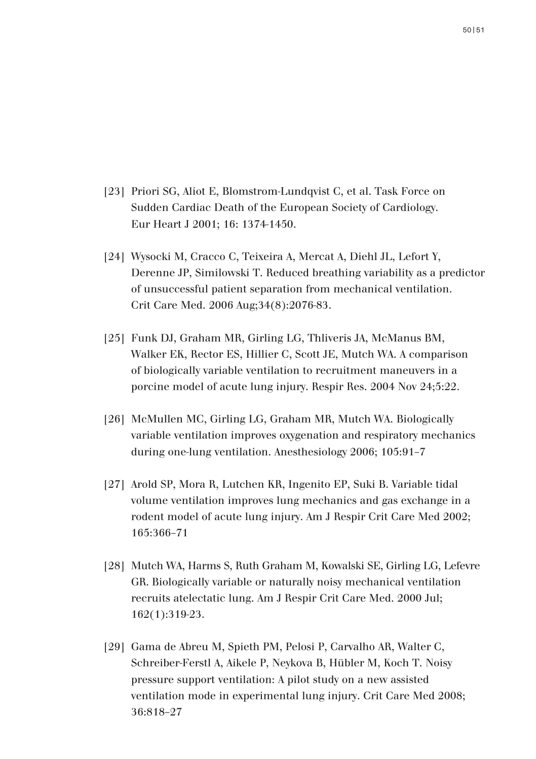[23] Priori SG, Aliot E, Blomstrom-Lundqvist C, et al. Task Force on Sudden Cardiac Death of the European Society of Cardiology. Eur Heart J 2001; 16: 1374-1450.

[24] Wysocki M, Cracco C, Teixeira A, Mercat A, Diehl JL, Lefort Y, Derenne JP, Similowski T. Reduced breathing variability as a predictor of unsuccessful patient separation from mechanical ventilation. Crit Care Med. 2006 Aug;34(8):2076-83.

[25] Funk DJ, Graham MR, Girling LG, Thliveris JA, McManus BM, Walker EK, Rector ES, Hillier C, Scott JE, Mutch WA. A comparison of biologically variable ventilation to recruitment maneuvers in a porcine model of acute lung injury. Respir Res. 2004 Nov 24;5:22.

[26] McMullen MC, Girling LG, Graham MR, Mutch WA. Biologically variable ventilation improves oxygenation and respiratory mechanics during one-lung ventilation. Anesthesiology 2006; 105:91–7

[27] Arold SP, Mora R, Lutchen KR, Ingenito EP, Suki B. Variable tidal volume ventilation improves lung mechanics and gas exchange in a rodent model of acute lung injury. Am J Respir Crit Care Med 2002; 165:366–71

[28] Mutch WA, Harms S, Ruth Graham M, Kowalski SE, Girling LG, Lefevre GR. Biologically variable or naturally noisy mechanical ventilation recruits atelectatic lung. Am J Respir Crit Care Med. 2000 Jul; 162(1):319-23.

[29] Gama de Abreu M, Spieth PM, Pelosi P, Carvalho AR, Walter C, Schreiber-Ferstl A, Aikele P, Neykova B, Hübler M, Koch T. Noisy pressure support ventilation: A pilot study on a new assisted ventilation mode in experimental lung injury. Crit Care Med 2008; 36:818–27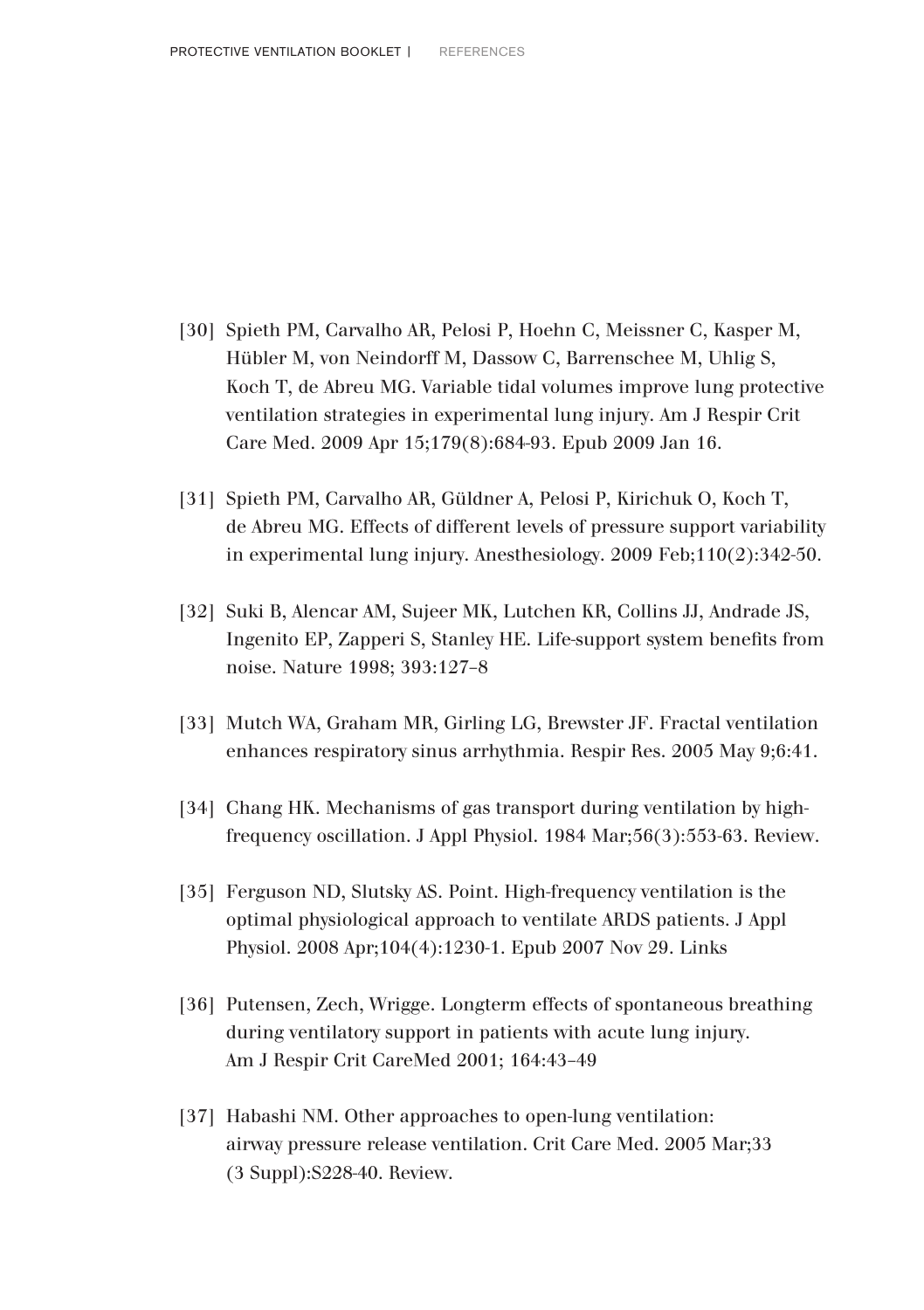[30] Spieth PM, Carvalho AR, Pelosi P, Hoehn C, Meissner C, Kasper M, Hübler M, von Neindorff M, Dassow C, Barrenschee M, Uhlig S, Koch T, de Abreu MG. Variable tidal volumes improve lung protective ventilation strategies in experimental lung injury. Am J Respir Crit Care Med. 2009 Apr 15;179(8):684-93. Epub 2009 Jan 16.

[31] Spieth PM, Carvalho AR, Güldner A, Pelosi P, Kirichuk O, Koch T, de Abreu MG. Effects of different levels of pressure support variability in experimental lung injury. Anesthesiology. 2009 Feb;110(2):342-50.

[32] Suki B, Alencar AM, Sujeer MK, Lutchen KR, Collins JJ, Andrade JS, Ingenito EP, Zapperi S, Stanley HE. Life-support system benefits from noise. Nature 1998; 393:127–8

[33] Mutch WA, Graham MR, Girling LG, Brewster JF. Fractal ventilation enhances respiratory sinus arrhythmia. Respir Res. 2005 May 9;6:41.

[34] Chang HK. Mechanisms of gas transport during ventilation by high-frequency oscillation. J Appl Physiol. 1984 Mar;56(3):553-63. Review.

[35] Ferguson ND, Slutsky AS. Point. High-frequency ventilation is the optimal physiological approach to ventilate ARDS patients. J Appl Physiol. 2008 Apr;104(4):1230-1. Epub 2007 Nov 29. Links

[36] Putensen, Zech, Wrigge. Longterm effects of spontaneous breathing during ventilatory support in patients with acute lung injury. Am J Respir Crit CareMed 2001; 164:43–49

[37] Habashi NM. Other approaches to open-lung ventilation: airway pressure release ventilation. Crit Care Med. 2005 Mar;33 (3 Suppl):S228-40. Review.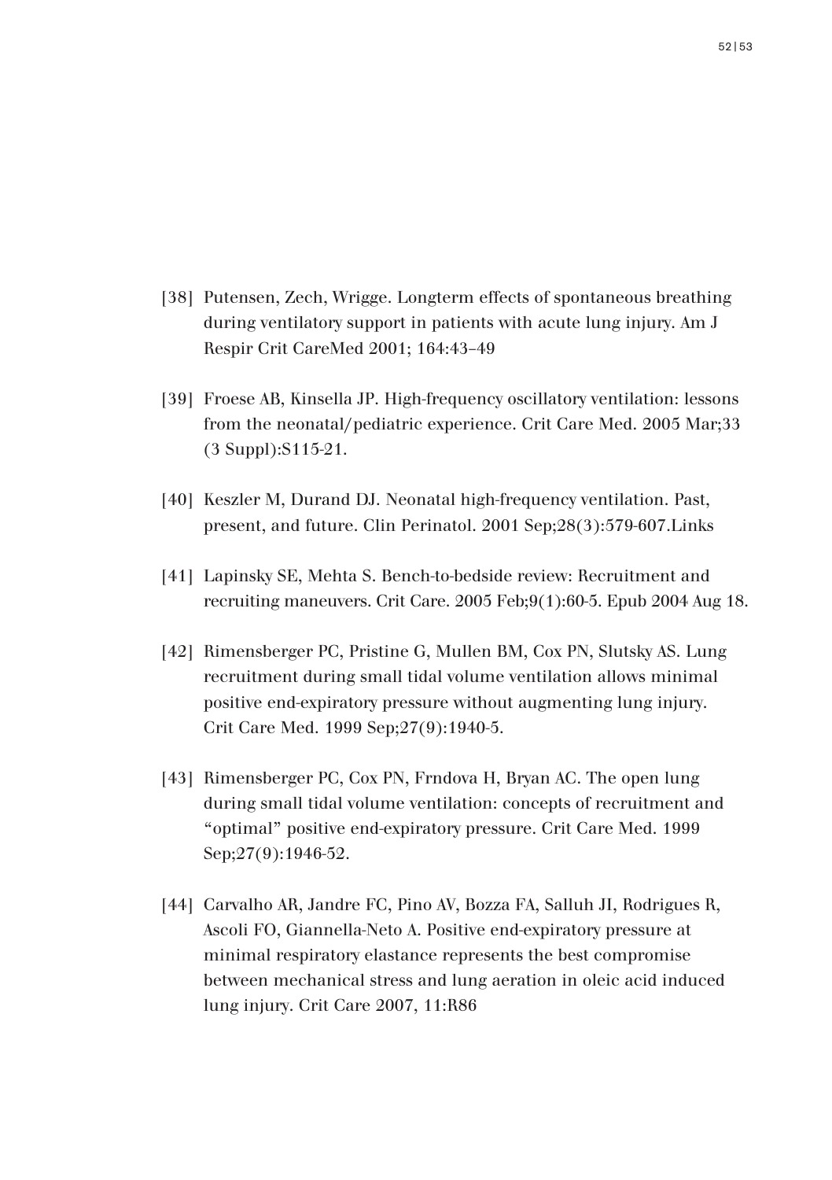[38] Putensen, Zech, Wrigge. Longterm effects of spontaneous breathing during ventilatory support in patients with acute lung injury. Am J Respir Crit CareMed 2001; 164:43–49

[39] Froese AB, Kinsella JP. High-frequency oscillatory ventilation: lessons from the neonatal/pediatric experience. Crit Care Med. 2005 Mar;33 (3 Suppl):S115-21.

[40] Keszler M, Durand DJ. Neonatal high-frequency ventilation. Past, present, and future. Clin Perinatol. 2001 Sep;28(3):579-607.Links

[41] Lapinsky SE, Mehta S. Bench-to-bedside review: Recruitment and recruiting maneuvers. Crit Care. 2005 Feb;9(1):60-5. Epub 2004 Aug 18.

[42] Rimensberger PC, Pristine G, Mullen BM, Cox PN, Slutsky AS. Lung recruitment during small tidal volume ventilation allows minimal positive end-expiratory pressure without augmenting lung injury. Crit Care Med. 1999 Sep;27(9):1940-5.

[43] Rimensberger PC, Cox PN, Frndova H, Bryan AC. The open lung during small tidal volume ventilation: concepts of recruitment and "optimal" positive end-expiratory pressure. Crit Care Med. 1999 Sep;27(9):1946-52.

[44] Carvalho AR, Jandre FC, Pino AV, Bozza FA, Salluh JI, Rodrigues R, Ascoli FO, Giannella-Neto A. Positive end-expiratory pressure at minimal respiratory elastance represents the best compromise between mechanical stress and lung aeration in oleic acid induced lung injury. Crit Care 2007, 11:R86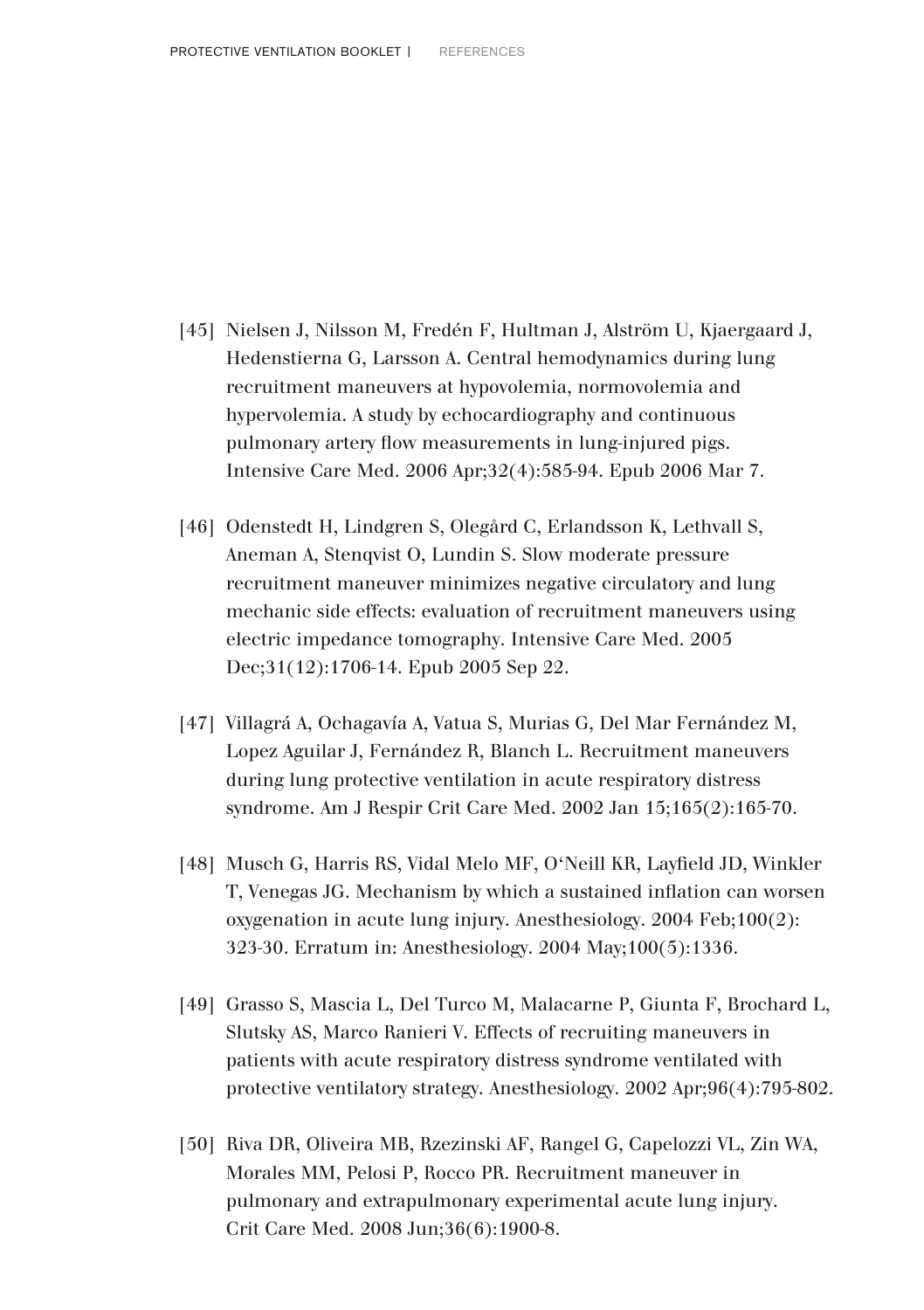[45] Nielsen J, Nilsson M, Fredén F, Hultman J, Alström U, Kjaergaard J, Hedenstierna G, Larsson A. Central hemodynamics during lung recruitment maneuvers at hypovolemia, normovolemia and hypervolemia. A study by echocardiography and continuous pulmonary artery flow measurements in lung-injured pigs. Intensive Care Med. 2006 Apr;32(4):585-94. Epub 2006 Mar 7.

[46] Odenstedt H, Lindgren S, Olegård C, Erlandsson K, Lethvall S, Aneman A, Stenqvist O, Lundin S. Slow moderate pressure recruitment maneuver minimizes negative circulatory and lung mechanic side effects: evaluation of recruitment maneuvers using electric impedance tomography. Intensive Care Med. 2005 Dec;31(12):1706-14. Epub 2005 Sep 22.

[47] Villagrá A, Ochagavía A, Vatua S, Murias G, Del Mar Fernández M, Lopez Aguilar J, Fernández R, Blanch L. Recruitment maneuvers during lung protective ventilation in acute respiratory distress syndrome. Am J Respir Crit Care Med. 2002 Jan 15;165(2):165-70.

[48] Musch G, Harris RS, Vidal Melo MF, O'Neill KR, Layfield JD, Winkler T, Venegas JG. Mechanism by which a sustained inflation can worsen oxygenation in acute lung injury. Anesthesiology. 2004 Feb;100(2): 323-30. Erratum in: Anesthesiology. 2004 May;100(5):1336.

[49] Grasso S, Mascia L, Del Turco M, Malacarne P, Giunta F, Brochard L, Slutsky AS, Marco Ranieri V. Effects of recruiting maneuvers in patients with acute respiratory distress syndrome ventilated with protective ventilatory strategy. Anesthesiology. 2002 Apr;96(4):795-802.

[50] Riva DR, Oliveira MB, Rzezinski AF, Rangel G, Capelozzi VL, Zin WA, Morales MM, Pelosi P, Rocco PR. Recruitment maneuver in pulmonary and extrapulmonary experimental acute lung injury. Crit Care Med. 2008 Jun;36(6):1900-8.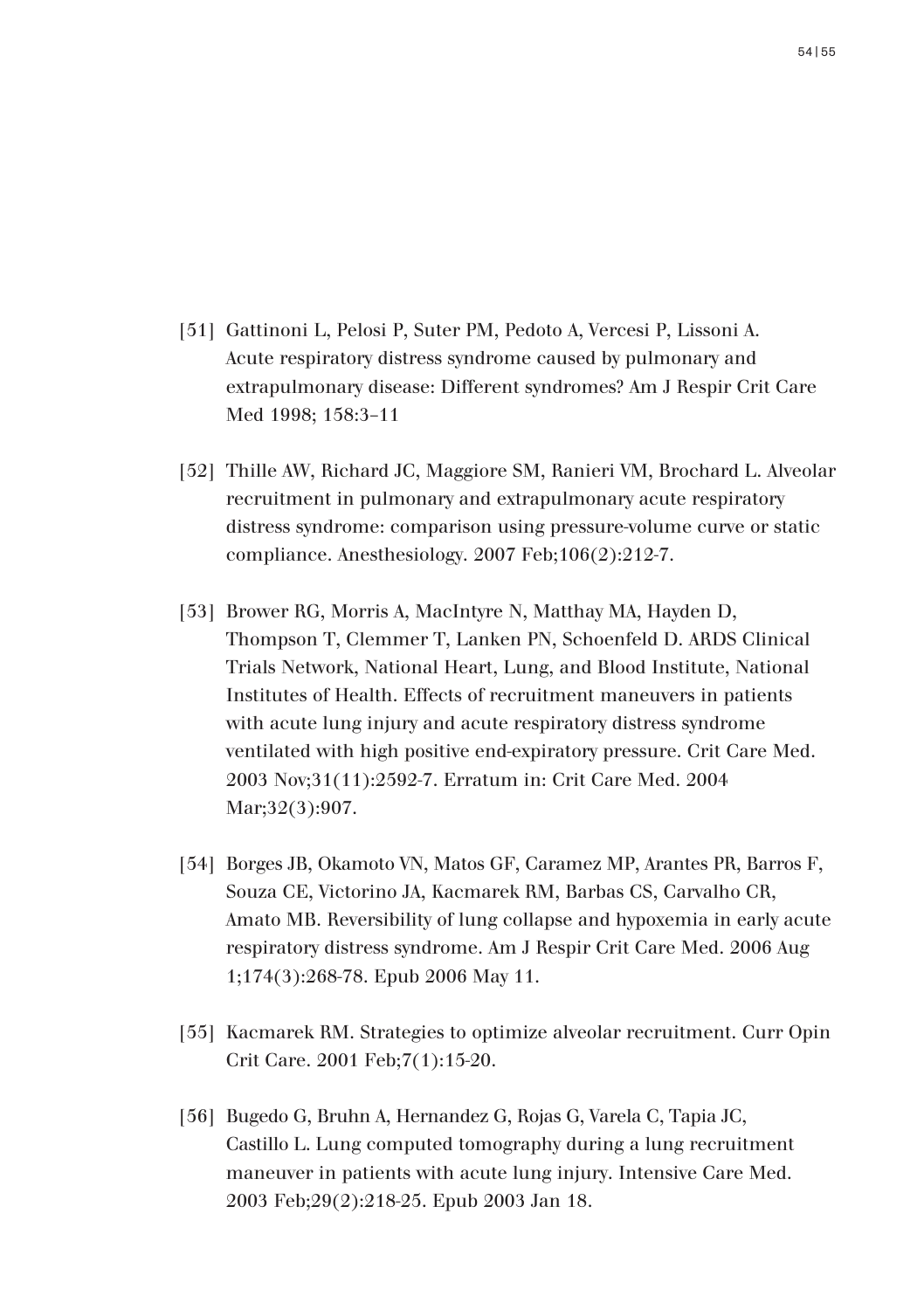[51] Gattinoni L, Pelosi P, Suter PM, Pedoto A, Vercesi P, Lissoni A. Acute respiratory distress syndrome caused by pulmonary and extrapulmonary disease: Different syndromes? Am J Respir Crit Care Med 1998; 158:3–11

[52] Thille AW, Richard JC, Maggiore SM, Ranieri VM, Brochard L. Alveolar recruitment in pulmonary and extrapulmonary acute respiratory distress syndrome: comparison using pressure-volume curve or static compliance. Anesthesiology. 2007 Feb;106(2):212-7.

[53] Brower RG, Morris A, MacIntyre N, Matthay MA, Hayden D, Thompson T, Clemmer T, Lanken PN, Schoenfeld D. ARDS Clinical Trials Network, National Heart, Lung, and Blood Institute, National Institutes of Health. Effects of recruitment maneuvers in patients with acute lung injury and acute respiratory distress syndrome ventilated with high positive end-expiratory pressure. Crit Care Med. 2003 Nov;31(11):2592-7. Erratum in: Crit Care Med. 2004 Mar;32(3):907.

[54] Borges JB, Okamoto VN, Matos GF, Caramez MP, Arantes PR, Barros F, Souza CE, Victorino JA, Kacmarek RM, Barbas CS, Carvalho CR, Amato MB. Reversibility of lung collapse and hypoxemia in early acute respiratory distress syndrome. Am J Respir Crit Care Med. 2006 Aug 1;174(3):268-78. Epub 2006 May 11.

[55] Kacmarek RM. Strategies to optimize alveolar recruitment. Curr Opin Crit Care. 2001 Feb;7(1):15-20.

[56] Bugedo G, Bruhn A, Hernandez G, Rojas G, Varela C, Tapia JC, Castillo L. Lung computed tomography during a lung recruitment maneuver in patients with acute lung injury. Intensive Care Med. 2003 Feb;29(2):218-25. Epub 2003 Jan 18.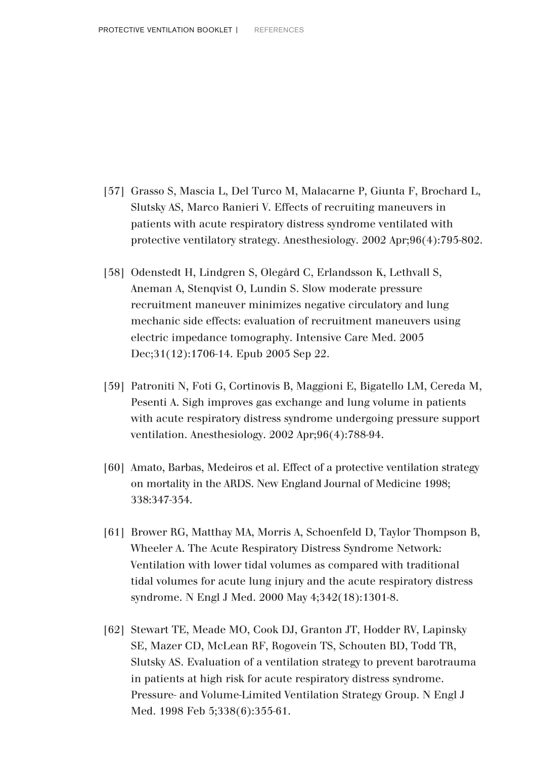[57] Grasso S, Mascia L, Del Turco M, Malacarne P, Giunta F, Brochard L, Slutsky AS, Marco Ranieri V. Effects of recruiting maneuvers in patients with acute respiratory distress syndrome ventilated with protective ventilatory strategy. Anesthesiology. 2002 Apr;96(4):795-802.

[58] Odenstedt H, Lindgren S, Olegård C, Erlandsson K, Lethvall S, Aneman A, Stenqvist O, Lundin S. Slow moderate pressure recruitment maneuver minimizes negative circulatory and lung mechanic side effects: evaluation of recruitment maneuvers using electric impedance tomography. Intensive Care Med. 2005 Dec;31(12):1706-14. Epub 2005 Sep 22.

[59] Patroniti N, Foti G, Cortinovis B, Maggioni E, Bigatello LM, Cereda M, Pesenti A. Sigh improves gas exchange and lung volume in patients with acute respiratory distress syndrome undergoing pressure support ventilation. Anesthesiology. 2002 Apr;96(4):788-94.

[60] Amato, Barbas, Medeiros et al. Effect of a protective ventilation strategy on mortality in the ARDS. New England Journal of Medicine 1998; 338:347-354.

[61] Brower RG, Matthay MA, Morris A, Schoenfeld D, Taylor Thompson B, Wheeler A. The Acute Respiratory Distress Syndrome Network: Ventilation with lower tidal volumes as compared with traditional tidal volumes for acute lung injury and the acute respiratory distress syndrome. N Engl J Med. 2000 May 4;342(18):1301-8.

[62] Stewart TE, Meade MO, Cook DJ, Granton JT, Hodder RV, Lapinsky SE, Mazer CD, McLean RF, Rogovein TS, Schouten BD, Todd TR, Slutsky AS. Evaluation of a ventilation strategy to prevent barotrauma in patients at high risk for acute respiratory distress syndrome. Pressure- and Volume-Limited Ventilation Strategy Group. N Engl J Med. 1998 Feb 5;338(6):355-61.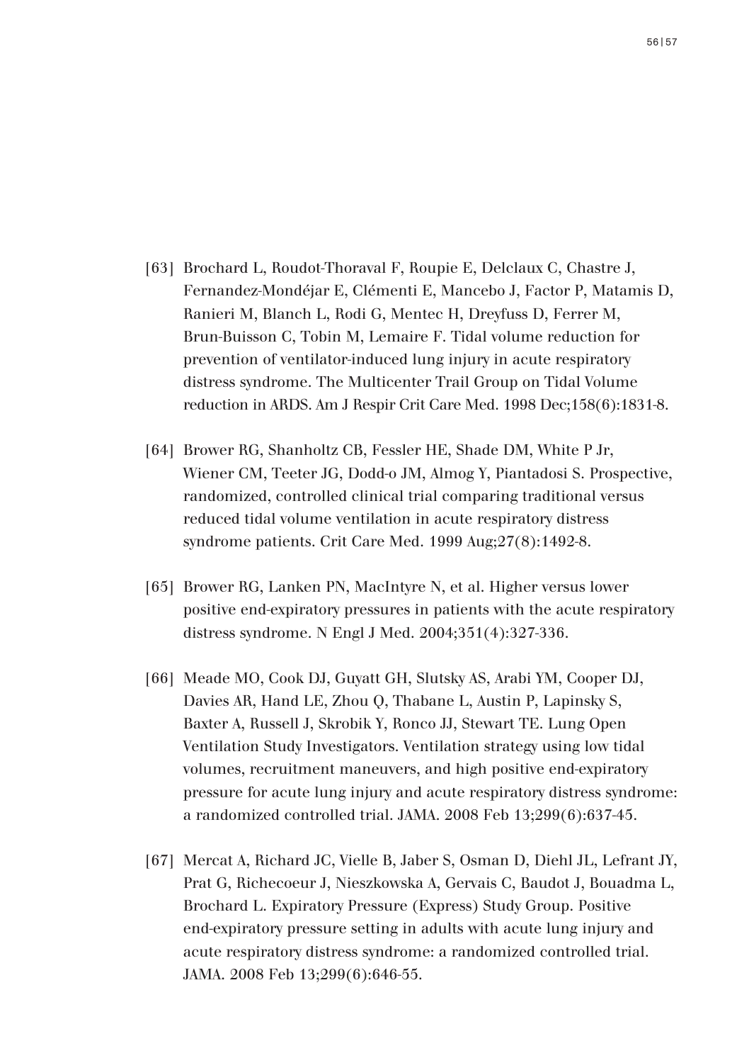[63] Brochard L, Roudot-Thoraval F, Roupie E, Delclaux C, Chastre J, Fernandez-Mondéjar E, Clémenti E, Mancebo J, Factor P, Matamis D, Ranieri M, Blanch L, Rodi G, Mentec H, Dreyfuss D, Ferrer M, Brun-Buisson C, Tobin M, Lemaire F. Tidal volume reduction for prevention of ventilator-induced lung injury in acute respiratory distress syndrome. The Multicenter Trail Group on Tidal Volume reduction in ARDS. Am J Respir Crit Care Med. 1998 Dec;158(6):1831-8.

[64] Brower RG, Shanholtz CB, Fessler HE, Shade DM, White P Jr, Wiener CM, Teeter JG, Dodd-o JM, Almog Y, Piantadosi S. Prospective, randomized, controlled clinical trial comparing traditional versus reduced tidal volume ventilation in acute respiratory distress syndrome patients. Crit Care Med. 1999 Aug;27(8):1492-8.

[65] Brower RG, Lanken PN, MacIntyre N, et al. Higher versus lower positive end-expiratory pressures in patients with the acute respiratory distress syndrome. N Engl J Med. 2004;351(4):327-336.

[66] Meade MO, Cook DJ, Guyatt GH, Slutsky AS, Arabi YM, Cooper DJ, Davies AR, Hand LE, Zhou Q, Thabane L, Austin P, Lapinsky S, Baxter A, Russell J, Skrobik Y, Ronco JJ, Stewart TE. Lung Open Ventilation Study Investigators. Ventilation strategy using low tidal volumes, recruitment maneuvers, and high positive end-expiratory pressure for acute lung injury and acute respiratory distress syndrome: a randomized controlled trial. JAMA. 2008 Feb 13;299(6):637-45.

[67] Mercat A, Richard JC, Vielle B, Jaber S, Osman D, Diehl JL, Lefrant JY, Prat G, Richecoeur J, Nieszkowska A, Gervais C, Baudot J, Bouadma L, Brochard L. Expiratory Pressure (Express) Study Group. Positive end-expiratory pressure setting in adults with acute lung injury and acute respiratory distress syndrome: a randomized controlled trial. JAMA. 2008 Feb 13;299(6):646-55.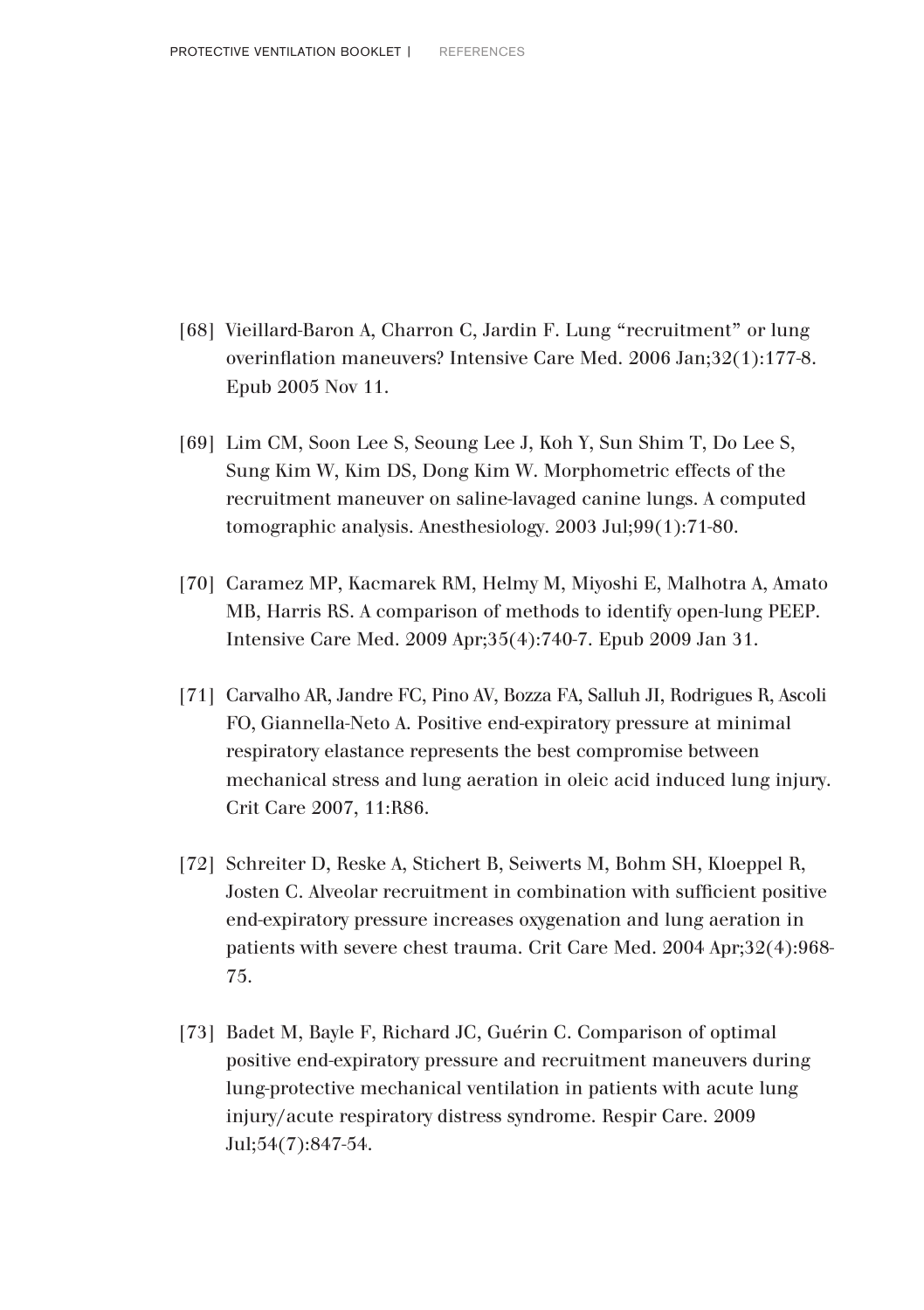[68] Vieillard-Baron A, Charron C, Jardin F. Lung “recruitment” or lung overinflation maneuvers? Intensive Care Med. 2006 Jan;32(1):177-8. Epub 2005 Nov 11.

[69] Lim CM, Soon Lee S, Seoung Lee J, Koh Y, Sun Shim T, Do Lee S, Sung Kim W, Kim DS, Dong Kim W. Morphometric effects of the recruitment maneuver on saline-lavaged canine lungs. A computed tomographic analysis. Anesthesiology. 2003 Jul;99(1):71-80.

[70] Caramez MP, Kacmarek RM, Helmy M, Miyoshi E, Malhotra A, Amato MB, Harris RS. A comparison of methods to identify open-lung PEEP. Intensive Care Med. 2009 Apr;35(4):740-7. Epub 2009 Jan 31.

[71] Carvalho AR, Jandre FC, Pino AV, Bozza FA, Salluh JI, Rodrigues R, Ascoli FO, Giannella-Neto A. Positive end-expiratory pressure at minimal respiratory elastance represents the best compromise between mechanical stress and lung aeration in oleic acid induced lung injury. Crit Care 2007, 11:R86.

[72] Schreiter D, Reske A, Stichert B, Seiwerts M, Bohm SH, Kloeppel R, Josten C. Alveolar recruitment in combination with sufficient positive end-expiratory pressure increases oxygenation and lung aeration in patients with severe chest trauma. Crit Care Med. 2004 Apr;32(4):968-75.

[73] Badet M, Bayle F, Richard JC, Guérin C. Comparison of optimal positive end-expiratory pressure and recruitment maneuvers during lung-protective mechanical ventilation in patients with acute lung injury/acute respiratory distress syndrome. Respir Care. 2009 Jul;54(7):847-54.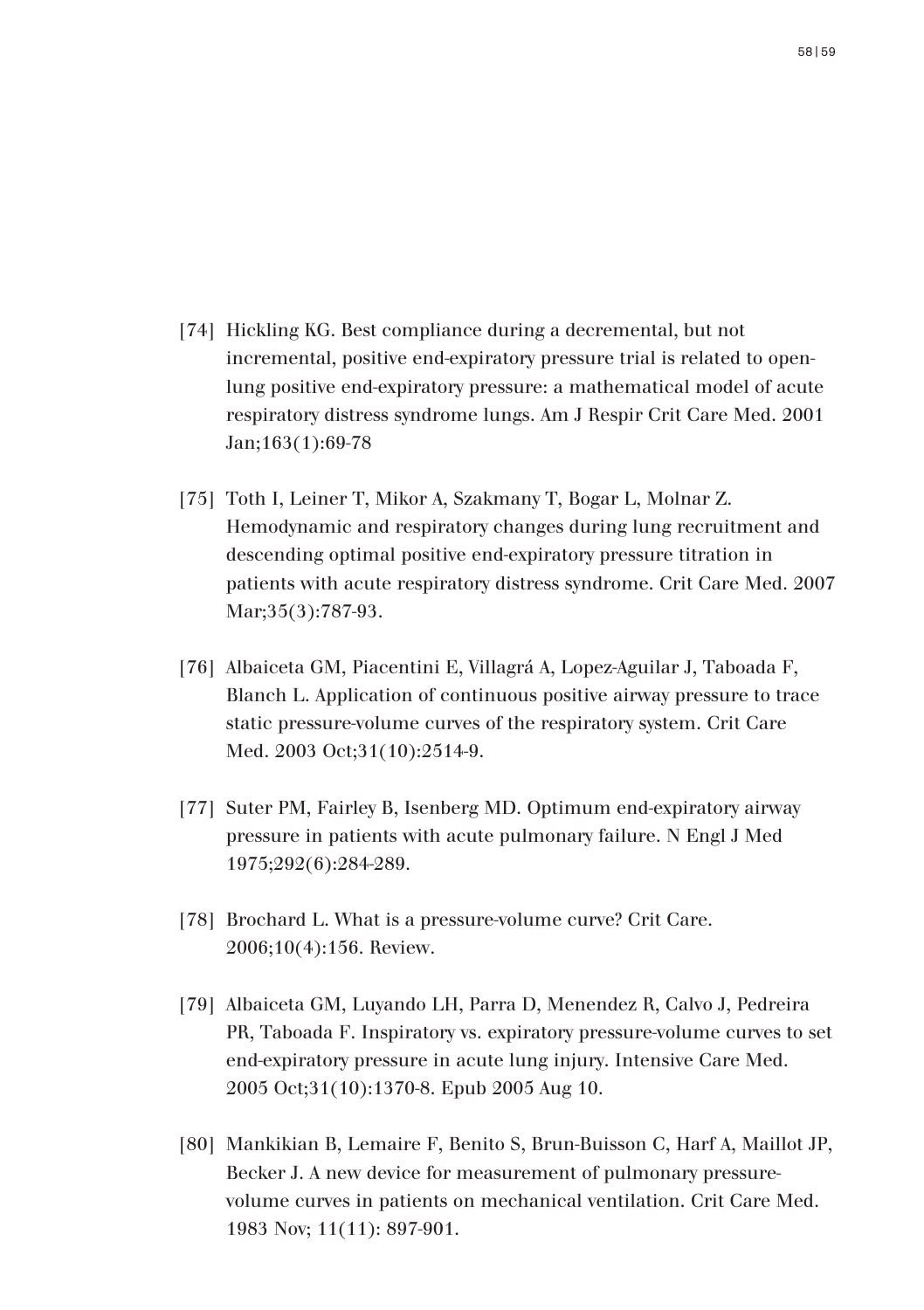[74] Hickling KG. Best compliance during a decremental, but not incremental, positive end-expiratory pressure trial is related to open-lung positive end-expiratory pressure: a mathematical model of acute respiratory distress syndrome lungs. Am J Respir Crit Care Med. 2001 Jan;163(1):69-78

[75] Toth I, Leiner T, Mikor A, Szakmany T, Bogar L, Molnar Z. Hemodynamic and respiratory changes during lung recruitment and descending optimal positive end-expiratory pressure titration in patients with acute respiratory distress syndrome. Crit Care Med. 2007 Mar;35(3):787-93.

[76] Albaiceta GM, Piacentini E, Villagrá A, Lopez-Aguilar J, Taboada F, Blanch L. Application of continuous positive airway pressure to trace static pressure-volume curves of the respiratory system. Crit Care Med. 2003 Oct;31(10):2514-9.

[77] Suter PM, Fairley B, Isenberg MD. Optimum end-expiratory airway pressure in patients with acute pulmonary failure. N Engl J Med 1975;292(6):284-289.

[78] Brochard L. What is a pressure-volume curve? Crit Care. 2006;10(4):156. Review.

[79] Albaiceta GM, Luyando LH, Parra D, Menendez R, Calvo J, Pedreira PR, Taboada F. Inspiratory vs. expiratory pressure-volume curves to set end-expiratory pressure in acute lung injury. Intensive Care Med. 2005 Oct;31(10):1370-8. Epub 2005 Aug 10.

[80] Mankikian B, Lemaire F, Benito S, Brun-Buisson C, Harf A, Maillot JP, Becker J. A new device for measurement of pulmonary pressure-volume curves in patients on mechanical ventilation. Crit Care Med. 1983 Nov; 11(11): 897-901.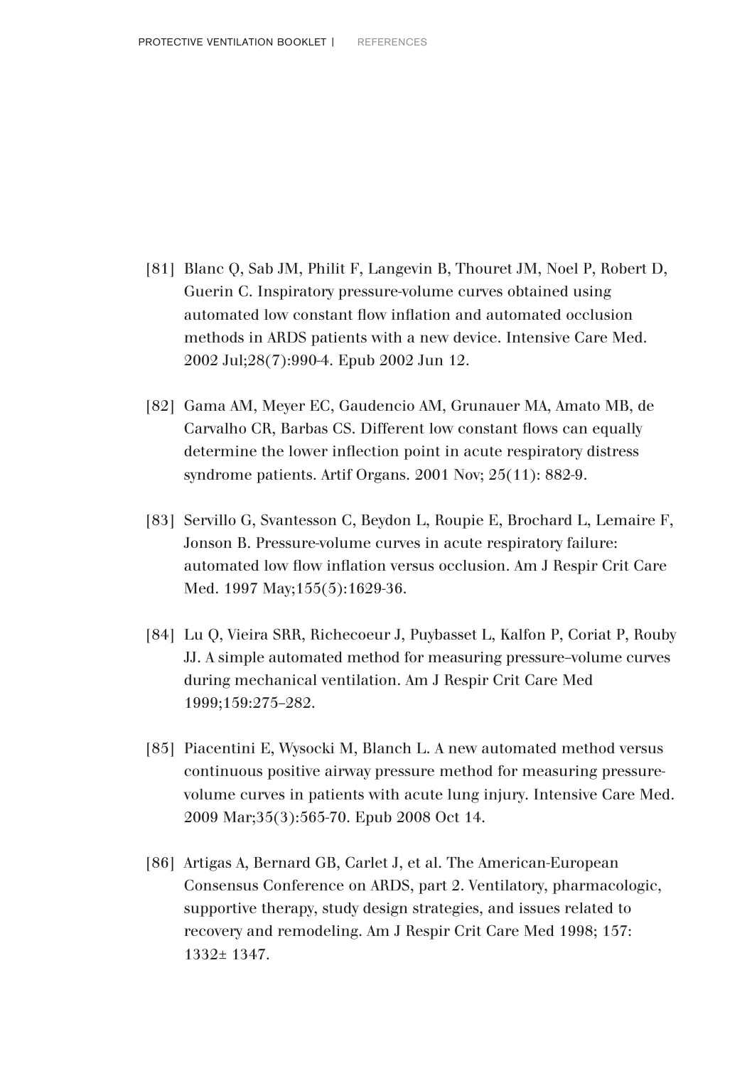[81] Blanc Q, Sab JM, Philit F, Langevin B, Thouret JM, Noel P, Robert D, Guerin C. Inspiratory pressure-volume curves obtained using automated low constant flow inflation and automated occlusion methods in ARDS patients with a new device. Intensive Care Med. 2002 Jul;28(7):990-4. Epub 2002 Jun 12.

[82] Gama AM, Meyer EC, Gaudencio AM, Grunauer MA, Amato MB, de Carvalho CR, Barbas CS. Different low constant flows can equally determine the lower inflection point in acute respiratory distress syndrome patients. Artif Organs. 2001 Nov; 25(11): 882-9.

[83] Servillo G, Svantesson C, Beydon L, Roupie E, Brochard L, Lemaire F, Jonson B. Pressure-volume curves in acute respiratory failure: automated low flow inflation versus occlusion. Am J Respir Crit Care Med. 1997 May;155(5):1629-36.

[84] Lu Q, Vieira SRR, Richecoeur J, Puybasset L, Kalfon P, Coriat P, Rouby JJ. A simple automated method for measuring pressure–volume curves during mechanical ventilation. Am J Respir Crit Care Med 1999;159:275–282.

[85] Piacentini E, Wysocki M, Blanch L. A new automated method versus continuous positive airway pressure method for measuring pressure-volume curves in patients with acute lung injury. Intensive Care Med. 2009 Mar;35(3):565-70. Epub 2008 Oct 14.

[86] Artigas A, Bernard GB, Carlet J, et al. The American-European Consensus Conference on ARDS, part 2. Ventilatory, pharmacologic, supportive therapy, study design strategies, and issues related to recovery and remodeling. Am J Respir Crit Care Med 1998; 157: 1332± 1347.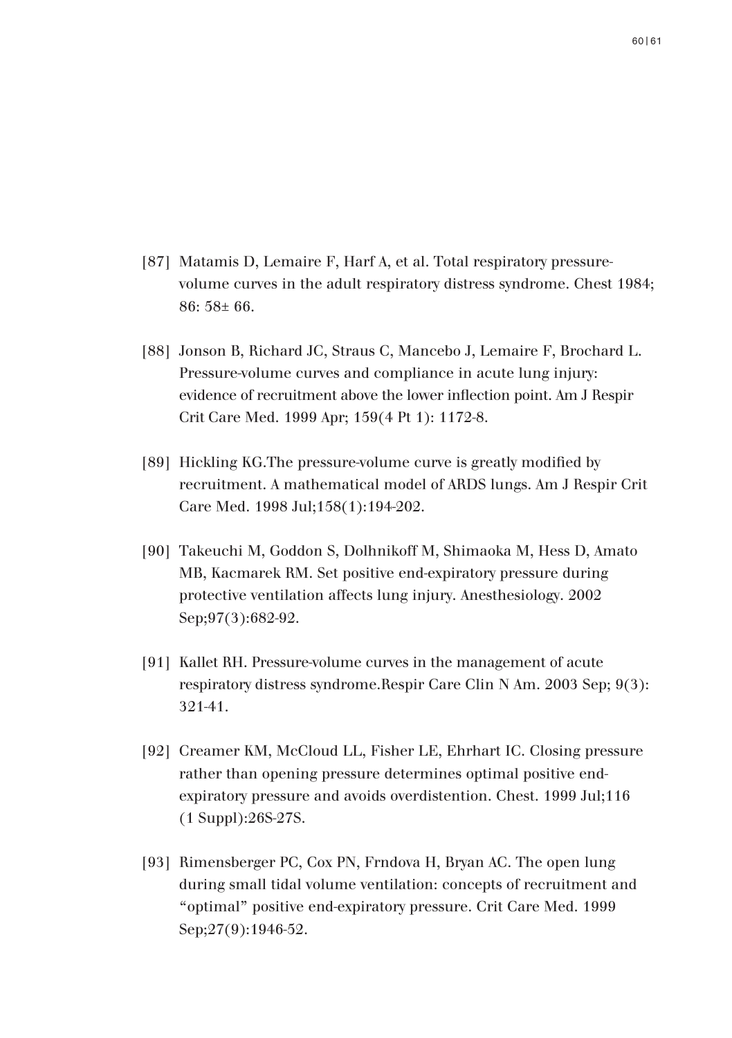[87] Matamis D, Lemaire F, Harf A, et al. Total respiratory pressure-volume curves in the adult respiratory distress syndrome. Chest 1984; 86: 58± 66.

[88] Jonson B, Richard JC, Straus C, Mancebo J, Lemaire F, Brochard L. Pressure-volume curves and compliance in acute lung injury: evidence of recruitment above the lower inflection point. Am J Respir Crit Care Med. 1999 Apr; 159(4 Pt 1): 1172-8.

[89] Hickling KG.The pressure-volume curve is greatly modified by recruitment. A mathematical model of ARDS lungs. Am J Respir Crit Care Med. 1998 Jul;158(1):194-202.

[90] Takeuchi M, Goddon S, Dolhnikoff M, Shimaoka M, Hess D, Amato MB, Kacmarek RM. Set positive end-expiratory pressure during protective ventilation affects lung injury. Anesthesiology. 2002 Sep;97(3):682-92.

[91] Kallet RH. Pressure-volume curves in the management of acute respiratory distress syndrome.Respir Care Clin N Am. 2003 Sep; 9(3): 321-41.

[92] Creamer KM, McCloud LL, Fisher LE, Ehrhart IC. Closing pressure rather than opening pressure determines optimal positive end-expiratory pressure and avoids overdistention. Chest. 1999 Jul;116 (1 Suppl):26S-27S.

[93] Rimensberger PC, Cox PN, Frndova H, Bryan AC. The open lung during small tidal volume ventilation: concepts of recruitment and "optimal" positive end-expiratory pressure. Crit Care Med. 1999 Sep;27(9):1946-52.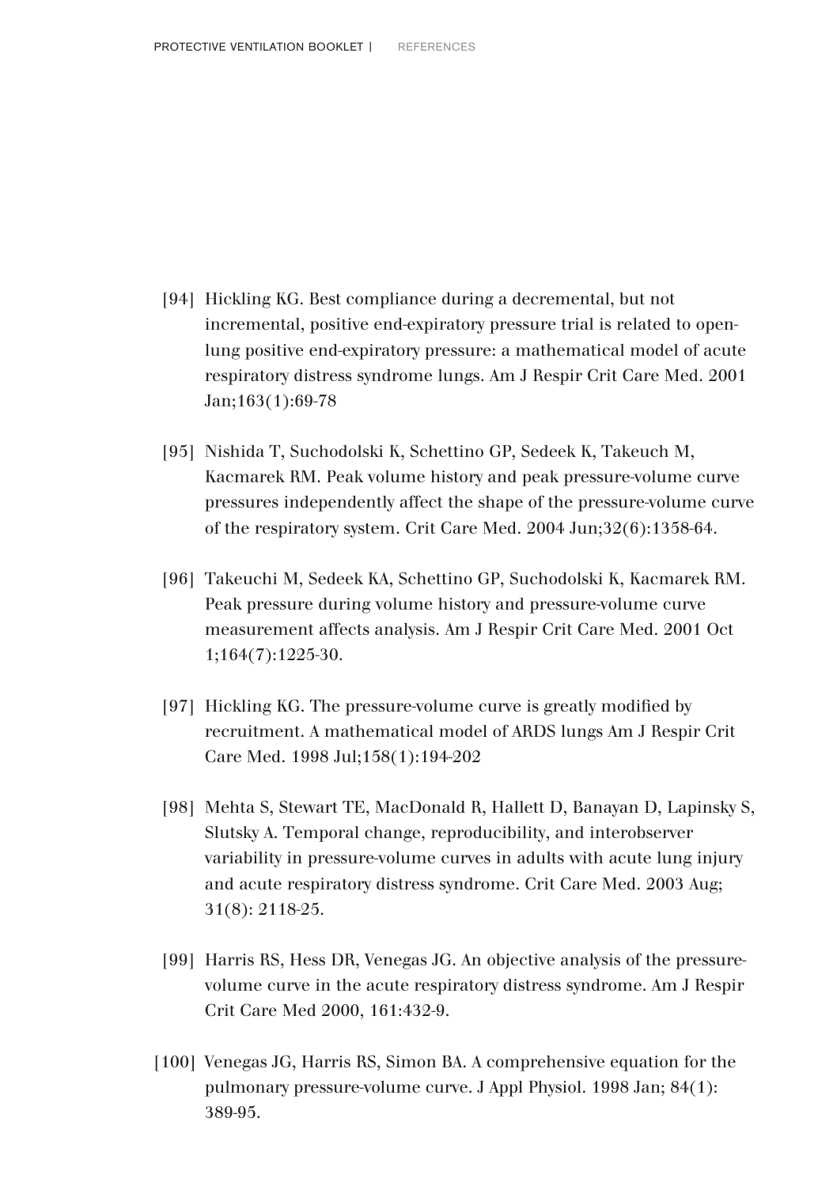[94] Hickling KG. Best compliance during a decremental, but not incremental, positive end-expiratory pressure trial is related to open-lung positive end-expiratory pressure: a mathematical model of acute respiratory distress syndrome lungs. Am J Respir Crit Care Med. 2001 Jan;163(1):69-78

[95] Nishida T, Suchodolski K, Schettino GP, Sedeek K, Takeuch M, Kacmarek RM. Peak volume history and peak pressure-volume curve pressures independently affect the shape of the pressure-volume curve of the respiratory system. Crit Care Med. 2004 Jun;32(6):1358-64.

[96] Takeuchi M, Sedeek KA, Schettino GP, Suchodolski K, Kacmarek RM. Peak pressure during volume history and pressure-volume curve measurement affects analysis. Am J Respir Crit Care Med. 2001 Oct 1;164(7):1225-30.

[97] Hickling KG. The pressure-volume curve is greatly modified by recruitment. A mathematical model of ARDS lungs Am J Respir Crit Care Med. 1998 Jul;158(1):194-202

[98] Mehta S, Stewart TE, MacDonald R, Hallett D, Banayan D, Lapinsky S, Slutsky A. Temporal change, reproducibility, and interobserver variability in pressure-volume curves in adults with acute lung injury and acute respiratory distress syndrome. Crit Care Med. 2003 Aug; 31(8): 2118-25.

[99] Harris RS, Hess DR, Venegas JG. An objective analysis of the pressure-volume curve in the acute respiratory distress syndrome. Am J Respir Crit Care Med 2000, 161:432-9.

[100] Venegas JG, Harris RS, Simon BA. A comprehensive equation for the pulmonary pressure-volume curve. J Appl Physiol. 1998 Jan; 84(1): 389-95.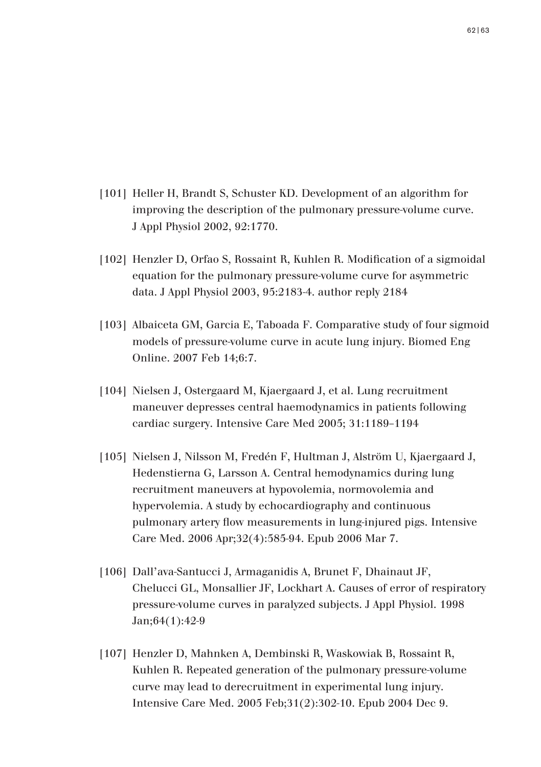[101] Heller H, Brandt S, Schuster KD. Development of an algorithm for improving the description of the pulmonary pressure-volume curve. J Appl Physiol 2002, 92:1770.

[102] Henzler D, Orfao S, Rossaint R, Kuhlen R. Modification of a sigmoidal equation for the pulmonary pressure-volume curve for asymmetric data. J Appl Physiol 2003, 95:2183-4. author reply 2184

[103] Albaiceta GM, Garcia E, Taboada F. Comparative study of four sigmoid models of pressure-volume curve in acute lung injury. Biomed Eng Online. 2007 Feb 14;6:7.

[104] Nielsen J, Ostergaard M, Kjaergaard J, et al. Lung recruitment maneuver depresses central haemodynamics in patients following cardiac surgery. Intensive Care Med 2005; 31:1189–1194

[105] Nielsen J, Nilsson M, Fredén F, Hultman J, Alström U, Kjaergaard J, Hedenstierna G, Larsson A. Central hemodynamics during lung recruitment maneuvers at hypovolemia, normovolemia and hypervolemia. A study by echocardiography and continuous pulmonary artery flow measurements in lung-injured pigs. Intensive Care Med. 2006 Apr;32(4):585-94. Epub 2006 Mar 7.

[106] Dall'ava-Santucci J, Armaganidis A, Brunet F, Dhainaut JF, Chelucci GL, Monsallier JF, Lockhart A. Causes of error of respiratory pressure-volume curves in paralyzed subjects. J Appl Physiol. 1998 Jan;64(1):42-9

[107] Henzler D, Mahnken A, Dembinski R, Waskowiak B, Rossaint R, Kuhlen R. Repeated generation of the pulmonary pressure-volume curve may lead to derecruitment in experimental lung injury. Intensive Care Med. 2005 Feb;31(2):302-10. Epub 2004 Dec 9.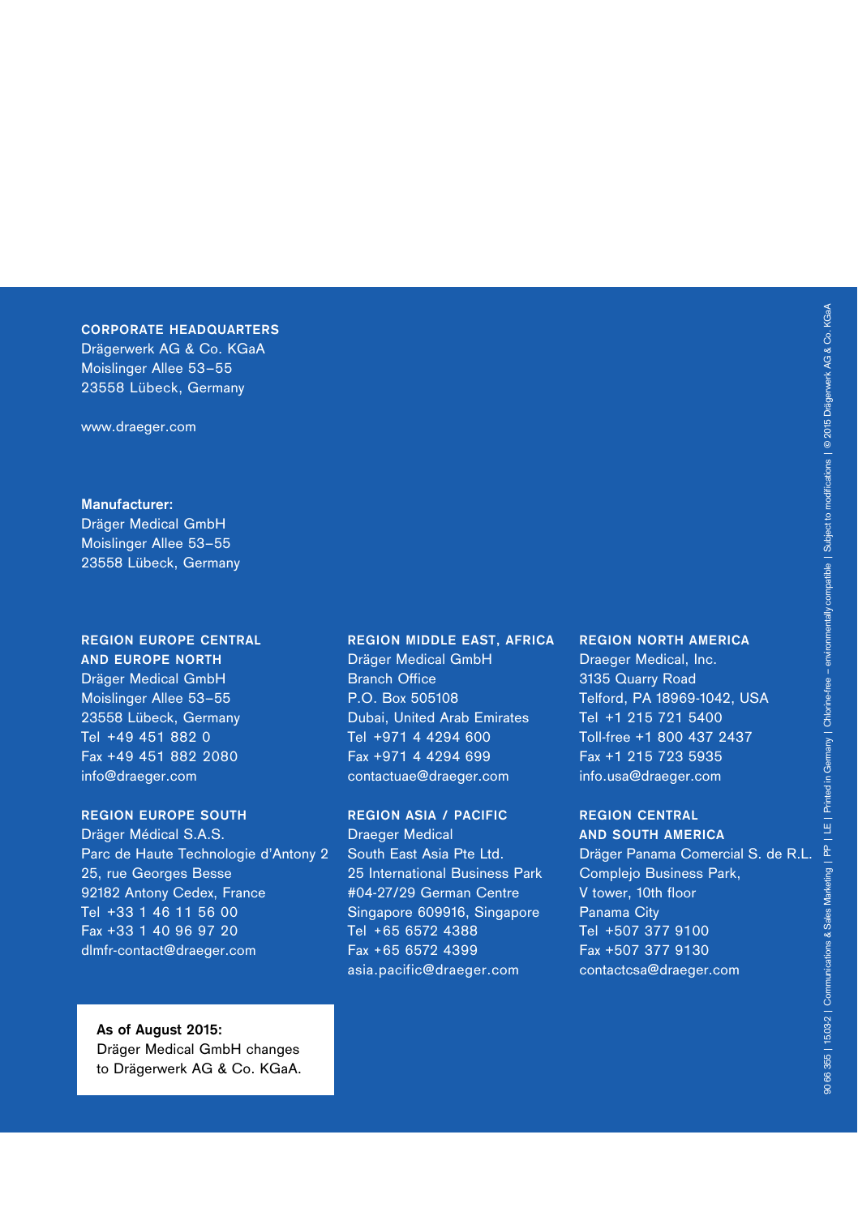**CORPORATE HEADQUARTERS**
Drägerwerk AG & Co. KGaA
Moislinger Allee 53–55
23558 Lübeck, Germany

www.draeger.com

**Manufacturer:**
Dräger Medical GmbH
Moislinger Allee 53–55
23558 Lübeck, Germany

**REGION EUROPE CENTRAL AND EUROPE NORTH**
Dräger Medical GmbH
Moislinger Allee 53–55
23558 Lübeck, Germany
Tel +49 451 882 0
Fax +49 451 882 2080
info@draeger.com

**REGION EUROPE SOUTH**
Dräger Médical S.A.S.
Parc de Haute Technologie d'Antony 2
25, rue Georges Besse
92182 Antony Cedex, France
Tel +33 1 46 11 56 00
Fax +33 1 40 96 97 20
dlmfr-contact@draeger.com

**REGION MIDDLE EAST, AFRICA**
Dräger Medical GmbH
Branch Office
P.O. Box 505108
Dubai, United Arab Emirates
Tel +971 4 4294 600
Fax +971 4 4294 699
contactuae@draeger.com

**REGION ASIA / PACIFIC**
Draeger Medical
South East Asia Pte Ltd.
25 International Business Park
#04-27/29 German Centre
Singapore 609916, Singapore
Tel +65 6572 4388
Fax +65 6572 4399
asia.pacific@draeger.com

**REGION NORTH AMERICA**
Draeger Medical, Inc.
3135 Quarry Road
Telford, PA 18969-1042, USA
Tel +1 215 721 5400
Toll-free +1 800 437 2437
Fax +1 215 723 5935
info.usa@draeger.com

**REGION CENTRAL AND SOUTH AMERICA**
Dräger Panama Comercial S. de R.L.
Complejo Business Park,
V tower, 10th floor
Panama City
Tel +507 377 9100
Fax +507 377 9130
contactcsa@draeger.com

**As of August 2015:**
Dräger Medical GmbH changes to Drägerwerk AG & Co. KGaA.

90 66 355 | 15.03-2 | Communications & Sales Marketing | PP | LE | Printed in Germany | Chlorine-free – environmentally compatible | Subject to modifications | © 2015 Drägerwerk AG & Co. KGaA